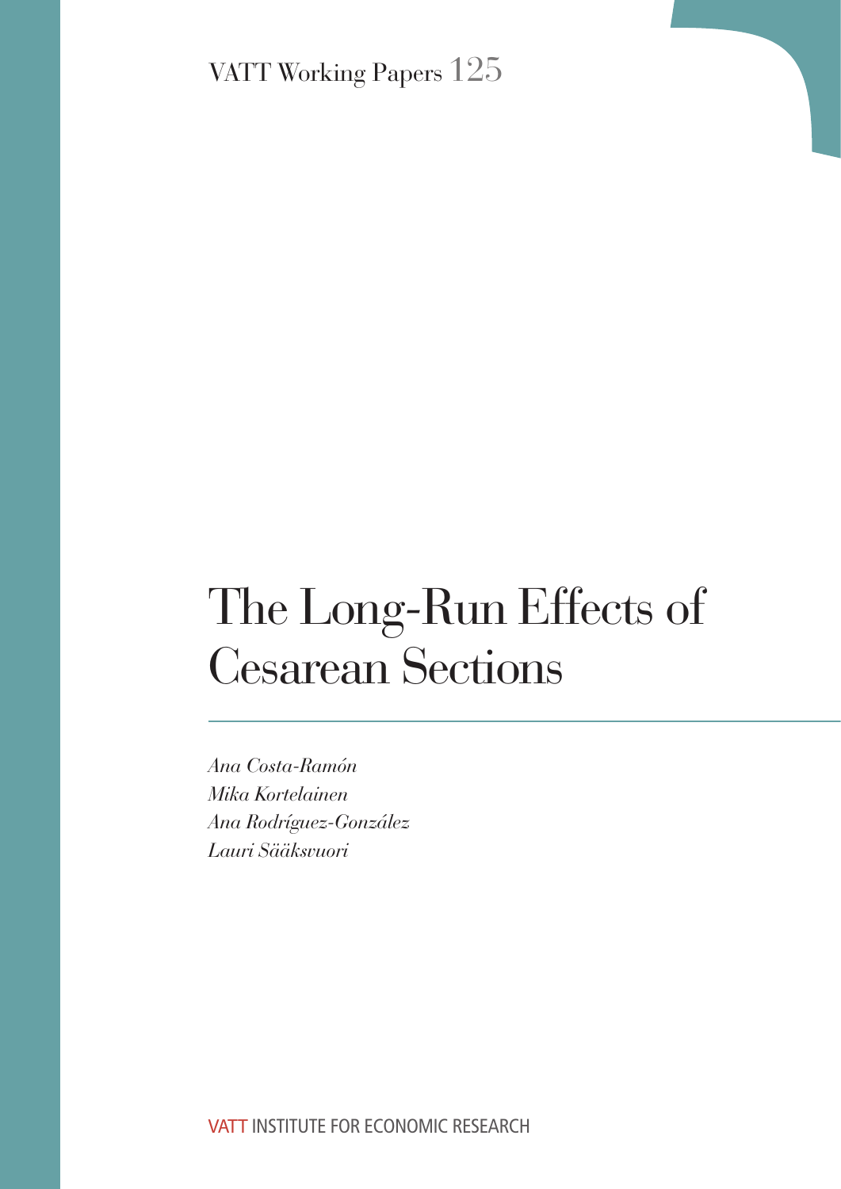VATT Working Papers 125

# The Long-Run Effects of Cesarean Sections

*Ana Costa-Ramón*
*Mika Kortelainen*
*Ana Rodríguez-González*
*Lauri Sääksvuori*

VATT INSTITUTE FOR ECONOMIC RESEARCH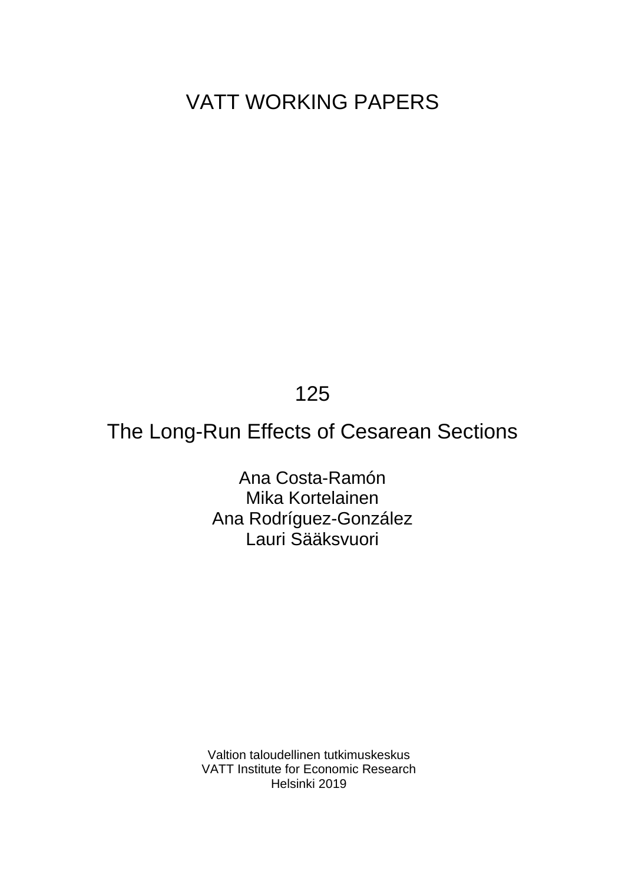# VATT WORKING PAPERS

125

## The Long-Run Effects of Cesarean Sections

Ana Costa-Ramón
Mika Kortelainen
Ana Rodríguez-González
Lauri Sääksvuori

Valtion taloudellinen tutkimuskeskus
VATT Institute for Economic Research
Helsinki 2019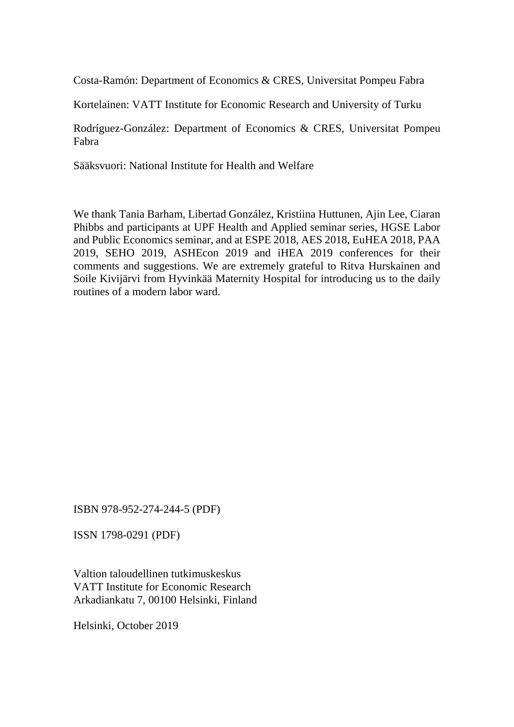Costa-Ramón: Department of Economics & CRES, Universitat Pompeu Fabra

Kortelainen: VATT Institute for Economic Research and University of Turku

Rodríguez-González: Department of Economics & CRES, Universitat Pompeu Fabra

Sääksvuori: National Institute for Health and Welfare

We thank Tania Barham, Libertad González, Kristiina Huttunen, Ajin Lee, Ciaran Phibbs and participants at UPF Health and Applied seminar series, HGSE Labor and Public Economics seminar, and at ESPE 2018, AES 2018, EuHEA 2018, PAA 2019, SEHO 2019, ASHEcon 2019 and iHEA 2019 conferences for their comments and suggestions. We are extremely grateful to Ritva Hurskainen and Soile Kivijärvi from Hyvinkää Maternity Hospital for introducing us to the daily routines of a modern labor ward.

ISBN 978-952-274-244-5 (PDF)

ISSN 1798-0291 (PDF)

Valtion taloudellinen tutkimuskeskus
VATT Institute for Economic Research
Arkadiankatu 7, 00100 Helsinki, Finland

Helsinki, October 2019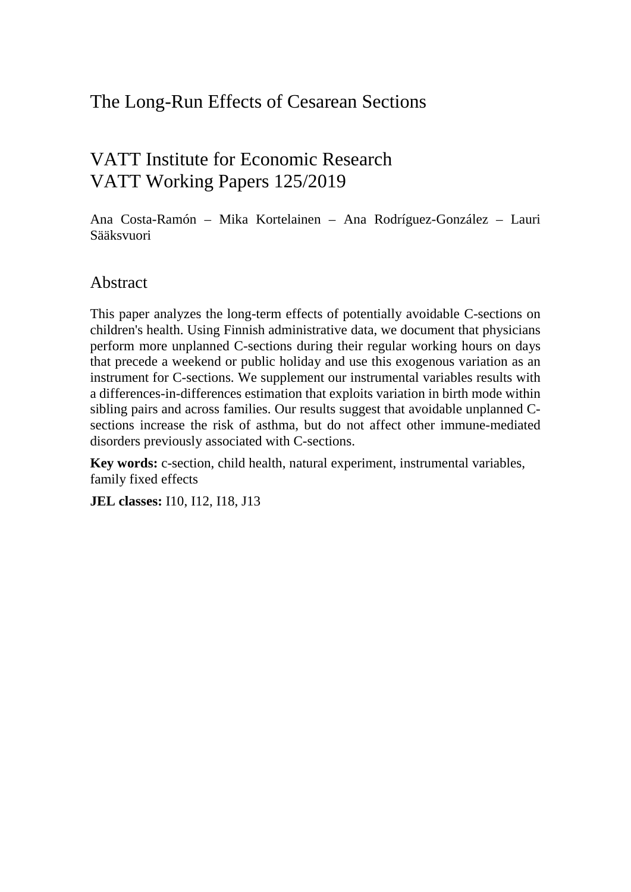# The Long-Run Effects of Cesarean Sections

## VATT Institute for Economic Research
## VATT Working Papers 125/2019

Ana Costa-Ramón – Mika Kortelainen – Ana Rodríguez-González – Lauri Sääksvuori

## Abstract

This paper analyzes the long-term effects of potentially avoidable C-sections on children's health. Using Finnish administrative data, we document that physicians perform more unplanned C-sections during their regular working hours on days that precede a weekend or public holiday and use this exogenous variation as an instrument for C-sections. We supplement our instrumental variables results with a differences-in-differences estimation that exploits variation in birth mode within sibling pairs and across families. Our results suggest that avoidable unplanned C-sections increase the risk of asthma, but do not affect other immune-mediated disorders previously associated with C-sections.

**Key words:** c-section, child health, natural experiment, instrumental variables, family fixed effects

**JEL classes:** I10, I12, I18, J13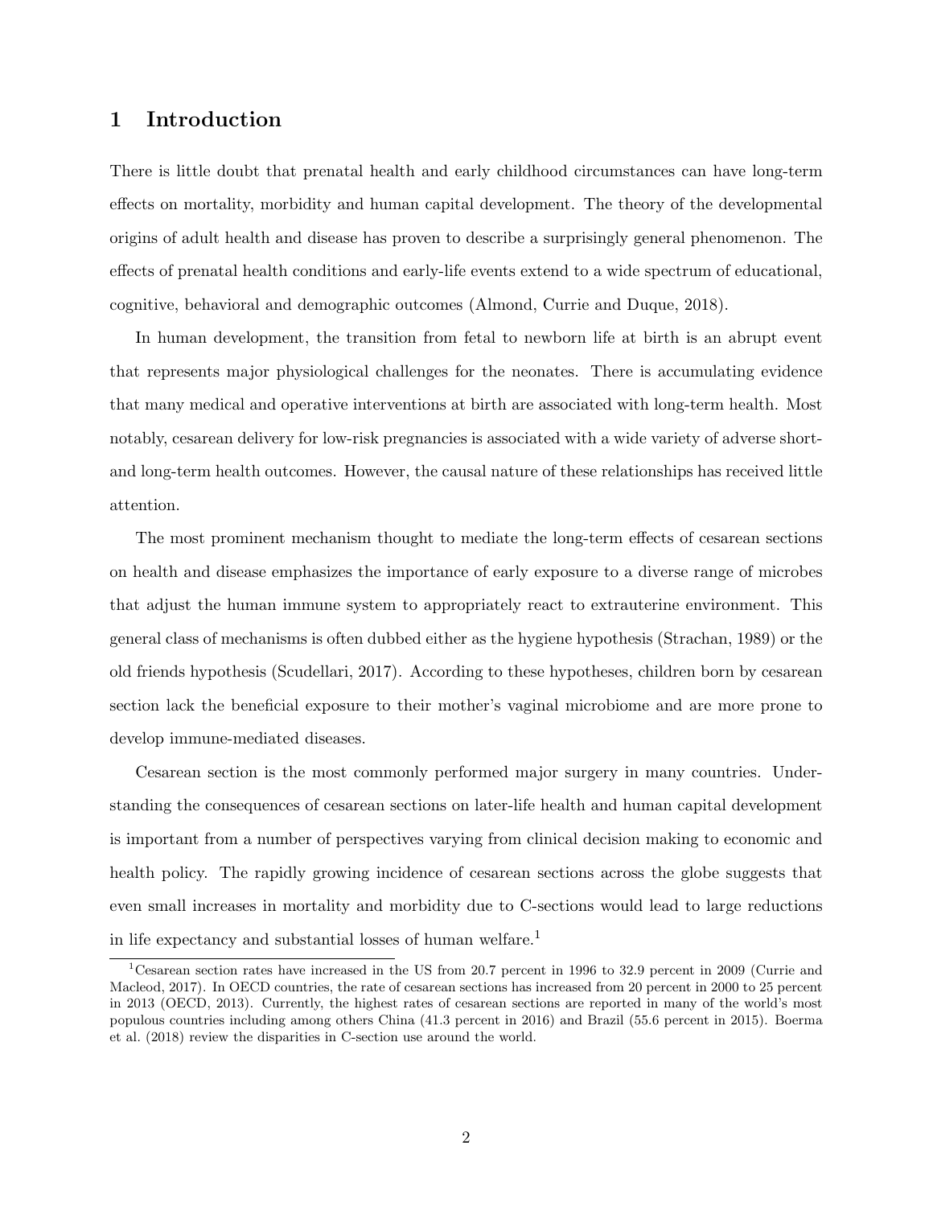## 1 Introduction

There is little doubt that prenatal health and early childhood circumstances can have long-term effects on mortality, morbidity and human capital development. The theory of the developmental origins of adult health and disease has proven to describe a surprisingly general phenomenon. The effects of prenatal health conditions and early-life events extend to a wide spectrum of educational, cognitive, behavioral and demographic outcomes (Almond, Currie and Duque, 2018).

In human development, the transition from fetal to newborn life at birth is an abrupt event that represents major physiological challenges for the neonates. There is accumulating evidence that many medical and operative interventions at birth are associated with long-term health. Most notably, cesarean delivery for low-risk pregnancies is associated with a wide variety of adverse short- and long-term health outcomes. However, the causal nature of these relationships has received little attention.

The most prominent mechanism thought to mediate the long-term effects of cesarean sections on health and disease emphasizes the importance of early exposure to a diverse range of microbes that adjust the human immune system to appropriately react to extrauterine environment. This general class of mechanisms is often dubbed either as the hygiene hypothesis (Strachan, 1989) or the old friends hypothesis (Scudellari, 2017). According to these hypotheses, children born by cesarean section lack the beneficial exposure to their mother's vaginal microbiome and are more prone to develop immune-mediated diseases.

Cesarean section is the most commonly performed major surgery in many countries. Understanding the consequences of cesarean sections on later-life health and human capital development is important from a number of perspectives varying from clinical decision making to economic and health policy. The rapidly growing incidence of cesarean sections across the globe suggests that even small increases in mortality and morbidity due to C-sections would lead to large reductions in life expectancy and substantial losses of human welfare.[1]

[1] Cesarean section rates have increased in the US from 20.7 percent in 1996 to 32.9 percent in 2009 (Currie and Macleod, 2017). In OECD countries, the rate of cesarean sections has increased from 20 percent in 2000 to 25 percent in 2013 (OECD, 2013). Currently, the highest rates of cesarean sections are reported in many of the world's most populous countries including among others China (41.3 percent in 2016) and Brazil (55.6 percent in 2015). Boerma et al. (2018) review the disparities in C-section use around the world.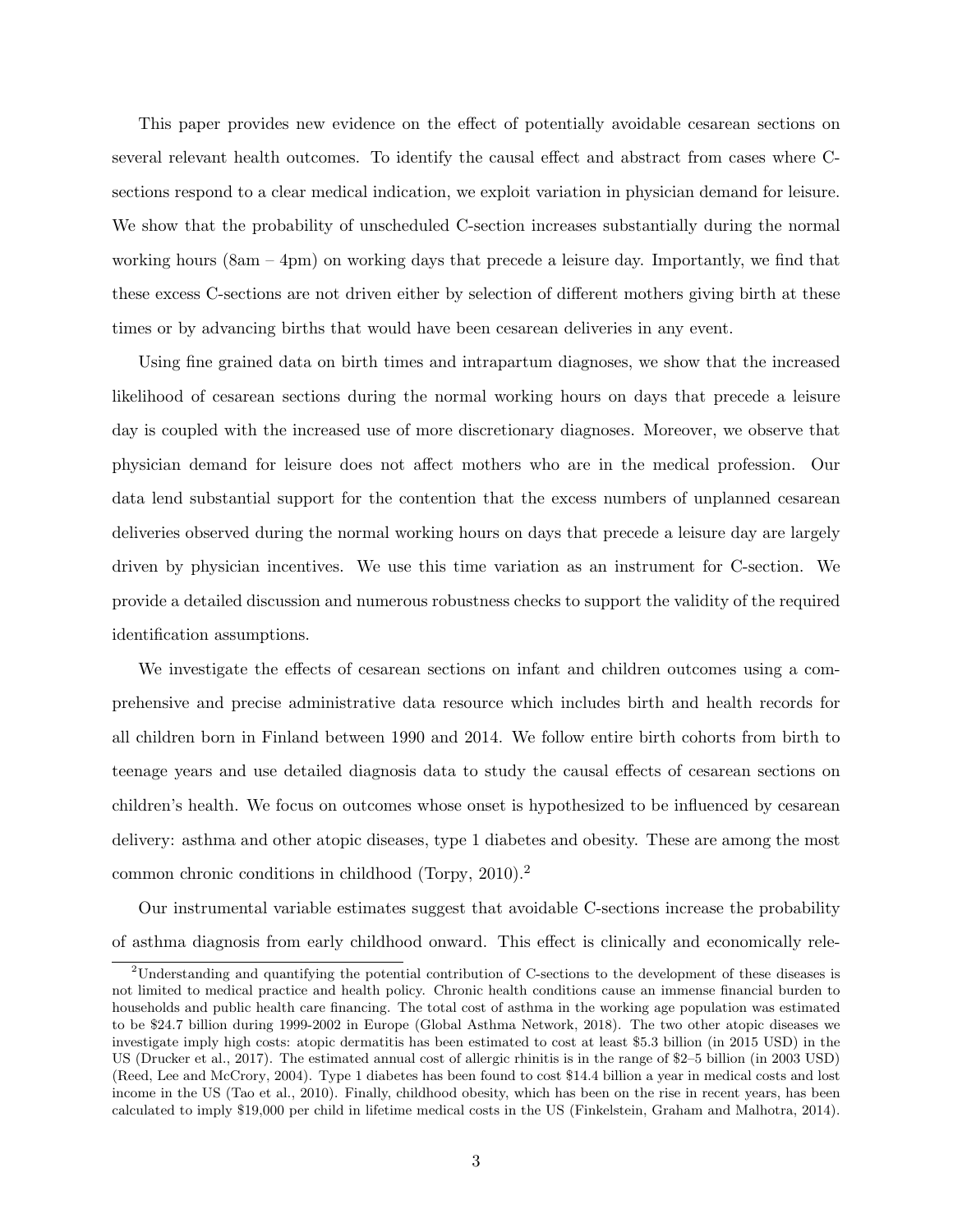This paper provides new evidence on the effect of potentially avoidable cesarean sections on several relevant health outcomes. To identify the causal effect and abstract from cases where C-sections respond to a clear medical indication, we exploit variation in physician demand for leisure. We show that the probability of unscheduled C-section increases substantially during the normal working hours (8am – 4pm) on working days that precede a leisure day. Importantly, we find that these excess C-sections are not driven either by selection of different mothers giving birth at these times or by advancing births that would have been cesarean deliveries in any event.

Using fine grained data on birth times and intrapartum diagnoses, we show that the increased likelihood of cesarean sections during the normal working hours on days that precede a leisure day is coupled with the increased use of more discretionary diagnoses. Moreover, we observe that physician demand for leisure does not affect mothers who are in the medical profession. Our data lend substantial support for the contention that the excess numbers of unplanned cesarean deliveries observed during the normal working hours on days that precede a leisure day are largely driven by physician incentives. We use this time variation as an instrument for C-section. We provide a detailed discussion and numerous robustness checks to support the validity of the required identification assumptions.

We investigate the effects of cesarean sections on infant and children outcomes using a comprehensive and precise administrative data resource which includes birth and health records for all children born in Finland between 1990 and 2014. We follow entire birth cohorts from birth to teenage years and use detailed diagnosis data to study the causal effects of cesarean sections on children's health. We focus on outcomes whose onset is hypothesized to be influenced by cesarean delivery: asthma and other atopic diseases, type 1 diabetes and obesity. These are among the most common chronic conditions in childhood (Torpy, 2010).[2]

Our instrumental variable estimates suggest that avoidable C-sections increase the probability of asthma diagnosis from early childhood onward. This effect is clinically and economically rele-

[2]Understanding and quantifying the potential contribution of C-sections to the development of these diseases is not limited to medical practice and health policy. Chronic health conditions cause an immense financial burden to households and public health care financing. The total cost of asthma in the working age population was estimated to be $24.7 billion during 1999-2002 in Europe (Global Asthma Network, 2018). The two other atopic diseases we investigate imply high costs: atopic dermatitis has been estimated to cost at least $5.3 billion (in 2015 USD) in the US (Drucker et al., 2017). The estimated annual cost of allergic rhinitis is in the range of $2–5 billion (in 2003 USD) (Reed, Lee and McCrory, 2004). Type 1 diabetes has been found to cost $14.4 billion a year in medical costs and lost income in the US (Tao et al., 2010). Finally, childhood obesity, which has been on the rise in recent years, has been calculated to imply $19,000 per child in lifetime medical costs in the US (Finkelstein, Graham and Malhotra, 2014).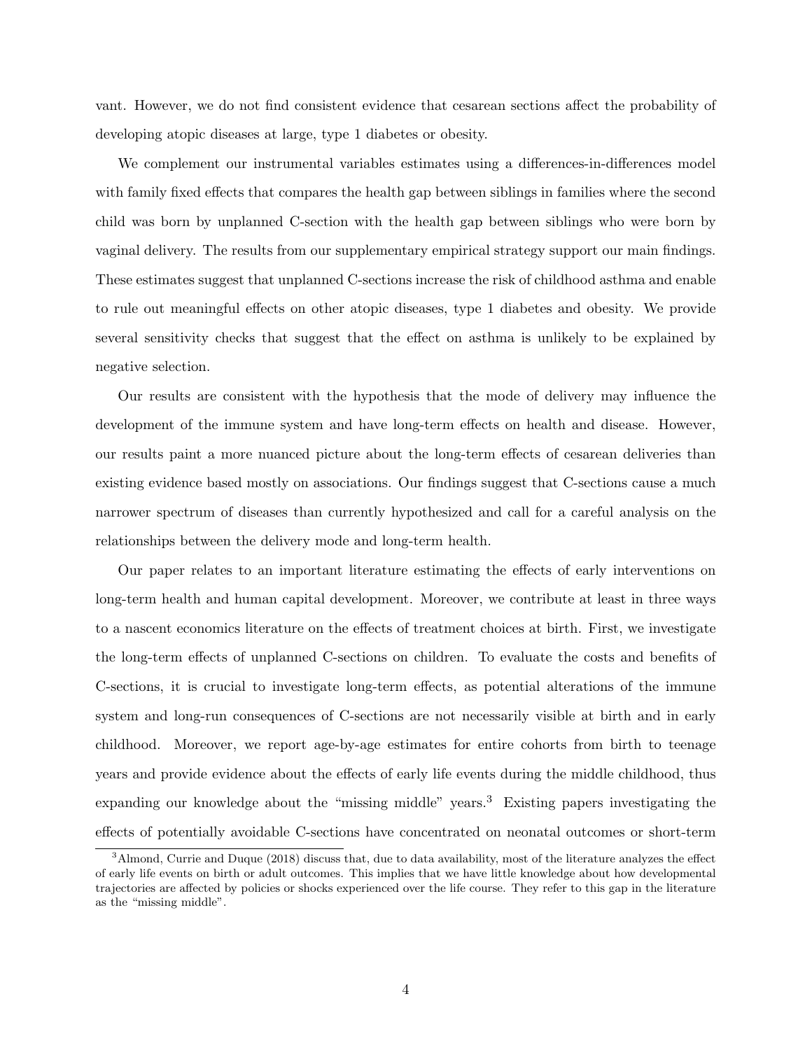vant. However, we do not find consistent evidence that cesarean sections affect the probability of developing atopic diseases at large, type 1 diabetes or obesity.

We complement our instrumental variables estimates using a differences-in-differences model with family fixed effects that compares the health gap between siblings in families where the second child was born by unplanned C-section with the health gap between siblings who were born by vaginal delivery. The results from our supplementary empirical strategy support our main findings. These estimates suggest that unplanned C-sections increase the risk of childhood asthma and enable to rule out meaningful effects on other atopic diseases, type 1 diabetes and obesity. We provide several sensitivity checks that suggest that the effect on asthma is unlikely to be explained by negative selection.

Our results are consistent with the hypothesis that the mode of delivery may influence the development of the immune system and have long-term effects on health and disease. However, our results paint a more nuanced picture about the long-term effects of cesarean deliveries than existing evidence based mostly on associations. Our findings suggest that C-sections cause a much narrower spectrum of diseases than currently hypothesized and call for a careful analysis on the relationships between the delivery mode and long-term health.

Our paper relates to an important literature estimating the effects of early interventions on long-term health and human capital development. Moreover, we contribute at least in three ways to a nascent economics literature on the effects of treatment choices at birth. First, we investigate the long-term effects of unplanned C-sections on children. To evaluate the costs and benefits of C-sections, it is crucial to investigate long-term effects, as potential alterations of the immune system and long-run consequences of C-sections are not necessarily visible at birth and in early childhood. Moreover, we report age-by-age estimates for entire cohorts from birth to teenage years and provide evidence about the effects of early life events during the middle childhood, thus expanding our knowledge about the "missing middle" years.[3] Existing papers investigating the effects of potentially avoidable C-sections have concentrated on neonatal outcomes or short-term

[3]Almond, Currie and Duque (2018) discuss that, due to data availability, most of the literature analyzes the effect of early life events on birth or adult outcomes. This implies that we have little knowledge about how developmental trajectories are affected by policies or shocks experienced over the life course. They refer to this gap in the literature as the "missing middle".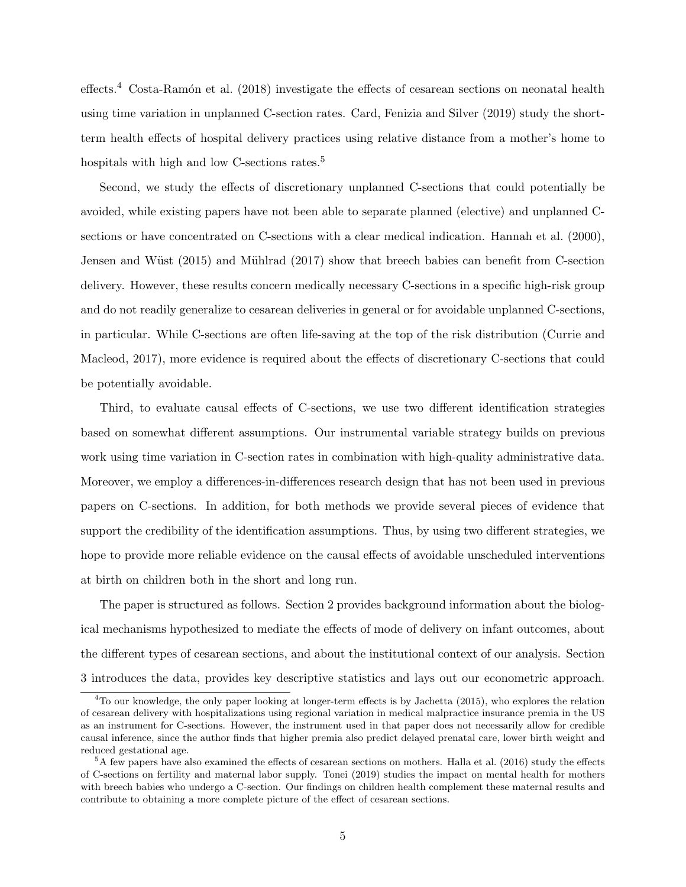effects.[4] Costa-Ramón et al. (2018) investigate the effects of cesarean sections on neonatal health using time variation in unplanned C-section rates. Card, Fenizia and Silver (2019) study the short-term health effects of hospital delivery practices using relative distance from a mother's home to hospitals with high and low C-sections rates.[5]

Second, we study the effects of discretionary unplanned C-sections that could potentially be avoided, while existing papers have not been able to separate planned (elective) and unplanned C-sections or have concentrated on C-sections with a clear medical indication. Hannah et al. (2000), Jensen and Wüst (2015) and Mühlrad (2017) show that breech babies can benefit from C-section delivery. However, these results concern medically necessary C-sections in a specific high-risk group and do not readily generalize to cesarean deliveries in general or for avoidable unplanned C-sections, in particular. While C-sections are often life-saving at the top of the risk distribution (Currie and Macleod, 2017), more evidence is required about the effects of discretionary C-sections that could be potentially avoidable.

Third, to evaluate causal effects of C-sections, we use two different identification strategies based on somewhat different assumptions. Our instrumental variable strategy builds on previous work using time variation in C-section rates in combination with high-quality administrative data. Moreover, we employ a differences-in-differences research design that has not been used in previous papers on C-sections. In addition, for both methods we provide several pieces of evidence that support the credibility of the identification assumptions. Thus, by using two different strategies, we hope to provide more reliable evidence on the causal effects of avoidable unscheduled interventions at birth on children both in the short and long run.

The paper is structured as follows. Section 2 provides background information about the biological mechanisms hypothesized to mediate the effects of mode of delivery on infant outcomes, about the different types of cesarean sections, and about the institutional context of our analysis. Section 3 introduces the data, provides key descriptive statistics and lays out our econometric approach.

[4] To our knowledge, the only paper looking at longer-term effects is by Jachetta (2015), who explores the relation of cesarean delivery with hospitalizations using regional variation in medical malpractice insurance premia in the US as an instrument for C-sections. However, the instrument used in that paper does not necessarily allow for credible causal inference, since the author finds that higher premia also predict delayed prenatal care, lower birth weight and reduced gestational age.

[5] A few papers have also examined the effects of cesarean sections on mothers. Halla et al. (2016) study the effects of C-sections on fertility and maternal labor supply. Tonei (2019) studies the impact on mental health for mothers with breech babies who undergo a C-section. Our findings on children health complement these maternal results and contribute to obtaining a more complete picture of the effect of cesarean sections.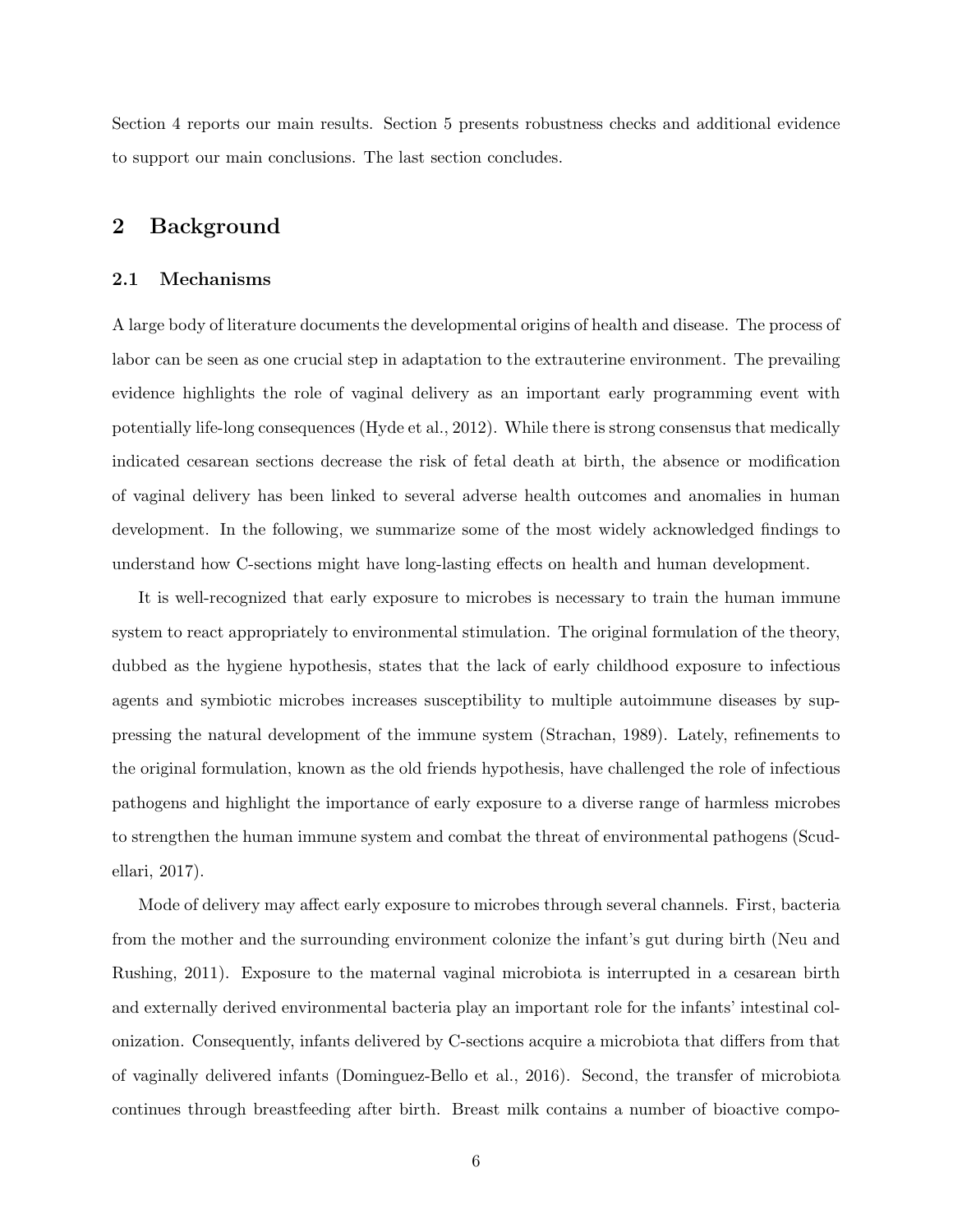Section 4 reports our main results. Section 5 presents robustness checks and additional evidence to support our main conclusions. The last section concludes.

## 2 Background

### 2.1 Mechanisms

A large body of literature documents the developmental origins of health and disease. The process of labor can be seen as one crucial step in adaptation to the extrauterine environment. The prevailing evidence highlights the role of vaginal delivery as an important early programming event with potentially life-long consequences (Hyde et al., 2012). While there is strong consensus that medically indicated cesarean sections decrease the risk of fetal death at birth, the absence or modification of vaginal delivery has been linked to several adverse health outcomes and anomalies in human development. In the following, we summarize some of the most widely acknowledged findings to understand how C-sections might have long-lasting effects on health and human development.

It is well-recognized that early exposure to microbes is necessary to train the human immune system to react appropriately to environmental stimulation. The original formulation of the theory, dubbed as the hygiene hypothesis, states that the lack of early childhood exposure to infectious agents and symbiotic microbes increases susceptibility to multiple autoimmune diseases by suppressing the natural development of the immune system (Strachan, 1989). Lately, refinements to the original formulation, known as the old friends hypothesis, have challenged the role of infectious pathogens and highlight the importance of early exposure to a diverse range of harmless microbes to strengthen the human immune system and combat the threat of environmental pathogens (Scudellari, 2017).

Mode of delivery may affect early exposure to microbes through several channels. First, bacteria from the mother and the surrounding environment colonize the infant's gut during birth (Neu and Rushing, 2011). Exposure to the maternal vaginal microbiota is interrupted in a cesarean birth and externally derived environmental bacteria play an important role for the infants' intestinal colonization. Consequently, infants delivered by C-sections acquire a microbiota that differs from that of vaginally delivered infants (Dominguez-Bello et al., 2016). Second, the transfer of microbiota continues through breastfeeding after birth. Breast milk contains a number of bioactive compo-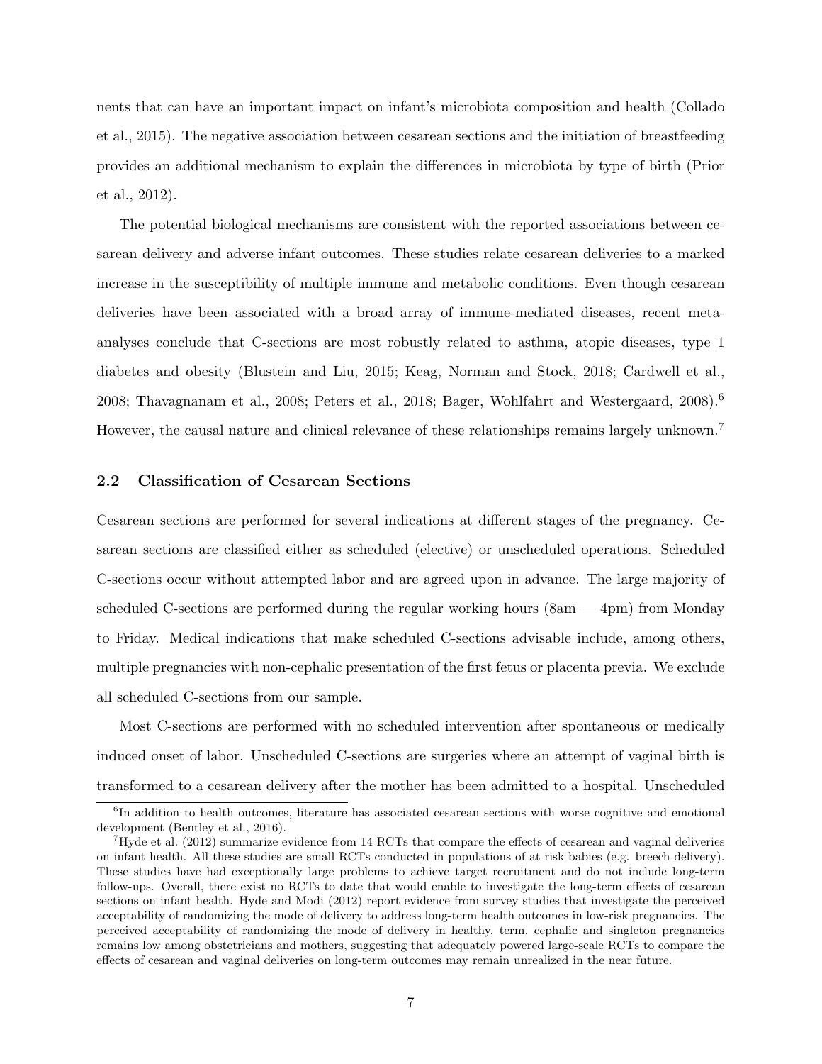nents that can have an important impact on infant's microbiota composition and health (Collado et al., 2015). The negative association between cesarean sections and the initiation of breastfeeding provides an additional mechanism to explain the differences in microbiota by type of birth (Prior et al., 2012).

The potential biological mechanisms are consistent with the reported associations between cesarean delivery and adverse infant outcomes. These studies relate cesarean deliveries to a marked increase in the susceptibility of multiple immune and metabolic conditions. Even though cesarean deliveries have been associated with a broad array of immune-mediated diseases, recent meta-analyses conclude that C-sections are most robustly related to asthma, atopic diseases, type 1 diabetes and obesity (Blustein and Liu, 2015; Keag, Norman and Stock, 2018; Cardwell et al., 2008; Thavagnanam et al., 2008; Peters et al., 2018; Bager, Wohlfahrt and Westergaard, 2008).[6] However, the causal nature and clinical relevance of these relationships remains largely unknown.[7]

### 2.2 Classification of Cesarean Sections

Cesarean sections are performed for several indications at different stages of the pregnancy. Cesarean sections are classified either as scheduled (elective) or unscheduled operations. Scheduled C-sections occur without attempted labor and are agreed upon in advance. The large majority of scheduled C-sections are performed during the regular working hours (8am — 4pm) from Monday to Friday. Medical indications that make scheduled C-sections advisable include, among others, multiple pregnancies with non-cephalic presentation of the first fetus or placenta previa. We exclude all scheduled C-sections from our sample.

Most C-sections are performed with no scheduled intervention after spontaneous or medically induced onset of labor. Unscheduled C-sections are surgeries where an attempt of vaginal birth is transformed to a cesarean delivery after the mother has been admitted to a hospital. Unscheduled

[6] In addition to health outcomes, literature has associated cesarean sections with worse cognitive and emotional development (Bentley et al., 2016).

[7] Hyde et al. (2012) summarize evidence from 14 RCTs that compare the effects of cesarean and vaginal deliveries on infant health. All these studies are small RCTs conducted in populations of at risk babies (e.g. breech delivery). These studies have had exceptionally large problems to achieve target recruitment and do not include long-term follow-ups. Overall, there exist no RCTs to date that would enable to investigate the long-term effects of cesarean sections on infant health. Hyde and Modi (2012) report evidence from survey studies that investigate the perceived acceptability of randomizing the mode of delivery to address long-term health outcomes in low-risk pregnancies. The perceived acceptability of randomizing the mode of delivery in healthy, term, cephalic and singleton pregnancies remains low among obstetricians and mothers, suggesting that adequately powered large-scale RCTs to compare the effects of cesarean and vaginal deliveries on long-term outcomes may remain unrealized in the near future.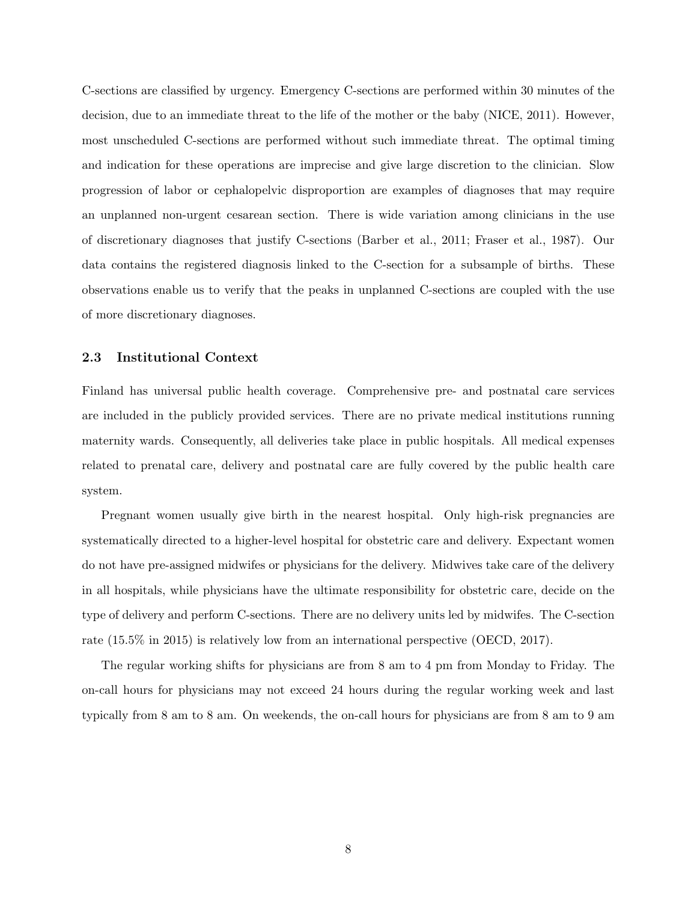C-sections are classified by urgency. Emergency C-sections are performed within 30 minutes of the decision, due to an immediate threat to the life of the mother or the baby (NICE, 2011). However, most unscheduled C-sections are performed without such immediate threat. The optimal timing and indication for these operations are imprecise and give large discretion to the clinician. Slow progression of labor or cephalopelvic disproportion are examples of diagnoses that may require an unplanned non-urgent cesarean section. There is wide variation among clinicians in the use of discretionary diagnoses that justify C-sections (Barber et al., 2011; Fraser et al., 1987). Our data contains the registered diagnosis linked to the C-section for a subsample of births. These observations enable us to verify that the peaks in unplanned C-sections are coupled with the use of more discretionary diagnoses.

### 2.3 Institutional Context

Finland has universal public health coverage. Comprehensive pre- and postnatal care services are included in the publicly provided services. There are no private medical institutions running maternity wards. Consequently, all deliveries take place in public hospitals. All medical expenses related to prenatal care, delivery and postnatal care are fully covered by the public health care system.

Pregnant women usually give birth in the nearest hospital. Only high-risk pregnancies are systematically directed to a higher-level hospital for obstetric care and delivery. Expectant women do not have pre-assigned midwifes or physicians for the delivery. Midwives take care of the delivery in all hospitals, while physicians have the ultimate responsibility for obstetric care, decide on the type of delivery and perform C-sections. There are no delivery units led by midwifes. The C-section rate (15.5% in 2015) is relatively low from an international perspective (OECD, 2017).

The regular working shifts for physicians are from 8 am to 4 pm from Monday to Friday. The on-call hours for physicians may not exceed 24 hours during the regular working week and last typically from 8 am to 8 am. On weekends, the on-call hours for physicians are from 8 am to 9 am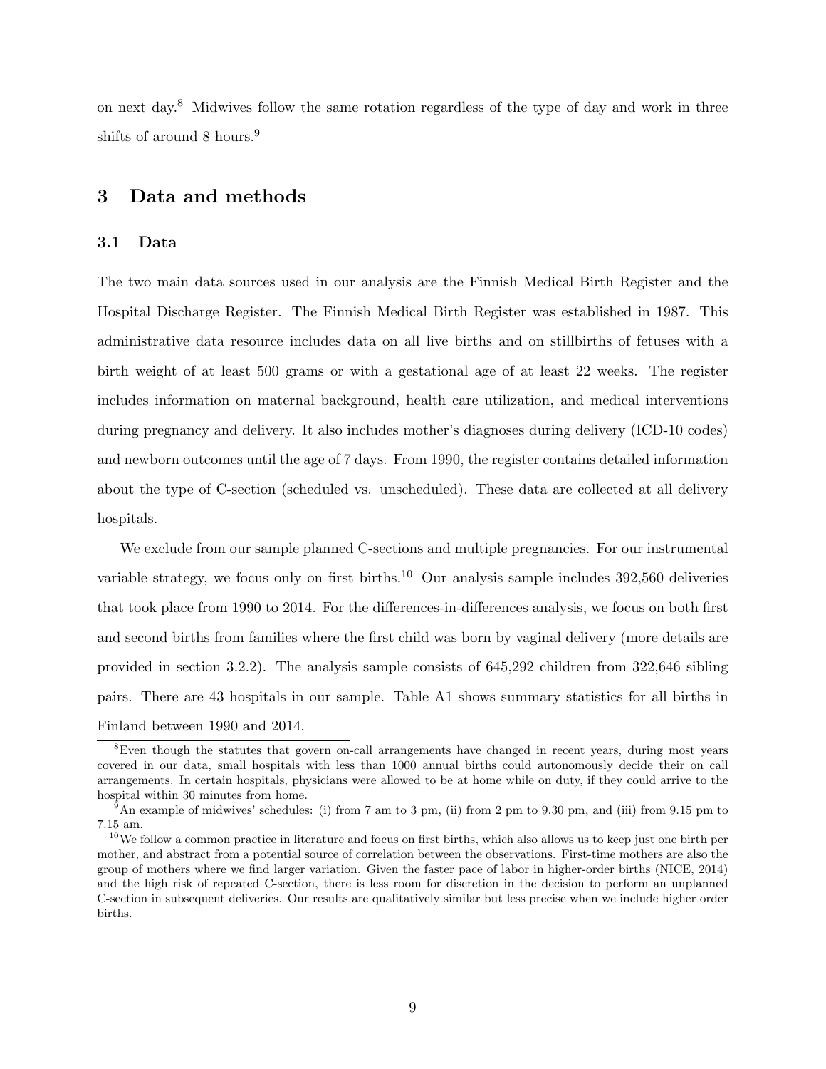on next day.[8] Midwives follow the same rotation regardless of the type of day and work in three shifts of around 8 hours.[9]

# 3 Data and methods

## 3.1 Data

The two main data sources used in our analysis are the Finnish Medical Birth Register and the Hospital Discharge Register. The Finnish Medical Birth Register was established in 1987. This administrative data resource includes data on all live births and on stillbirths of fetuses with a birth weight of at least 500 grams or with a gestational age of at least 22 weeks. The register includes information on maternal background, health care utilization, and medical interventions during pregnancy and delivery. It also includes mother's diagnoses during delivery (ICD-10 codes) and newborn outcomes until the age of 7 days. From 1990, the register contains detailed information about the type of C-section (scheduled vs. unscheduled). These data are collected at all delivery hospitals.

We exclude from our sample planned C-sections and multiple pregnancies. For our instrumental variable strategy, we focus only on first births.[10] Our analysis sample includes 392,560 deliveries that took place from 1990 to 2014. For the differences-in-differences analysis, we focus on both first and second births from families where the first child was born by vaginal delivery (more details are provided in section 3.2.2). The analysis sample consists of 645,292 children from 322,646 sibling pairs. There are 43 hospitals in our sample. Table A1 shows summary statistics for all births in Finland between 1990 and 2014.

[8] Even though the statutes that govern on-call arrangements have changed in recent years, during most years covered in our data, small hospitals with less than 1000 annual births could autonomously decide their on call arrangements. In certain hospitals, physicians were allowed to be at home while on duty, if they could arrive to the hospital within 30 minutes from home.

[9] An example of midwives' schedules: (i) from 7 am to 3 pm, (ii) from 2 pm to 9.30 pm, and (iii) from 9.15 pm to 7.15 am.

[10] We follow a common practice in literature and focus on first births, which also allows us to keep just one birth per mother, and abstract from a potential source of correlation between the observations. First-time mothers are also the group of mothers where we find larger variation. Given the faster pace of labor in higher-order births (NICE, 2014) and the high risk of repeated C-section, there is less room for discretion in the decision to perform an unplanned C-section in subsequent deliveries. Our results are qualitatively similar but less precise when we include higher order births.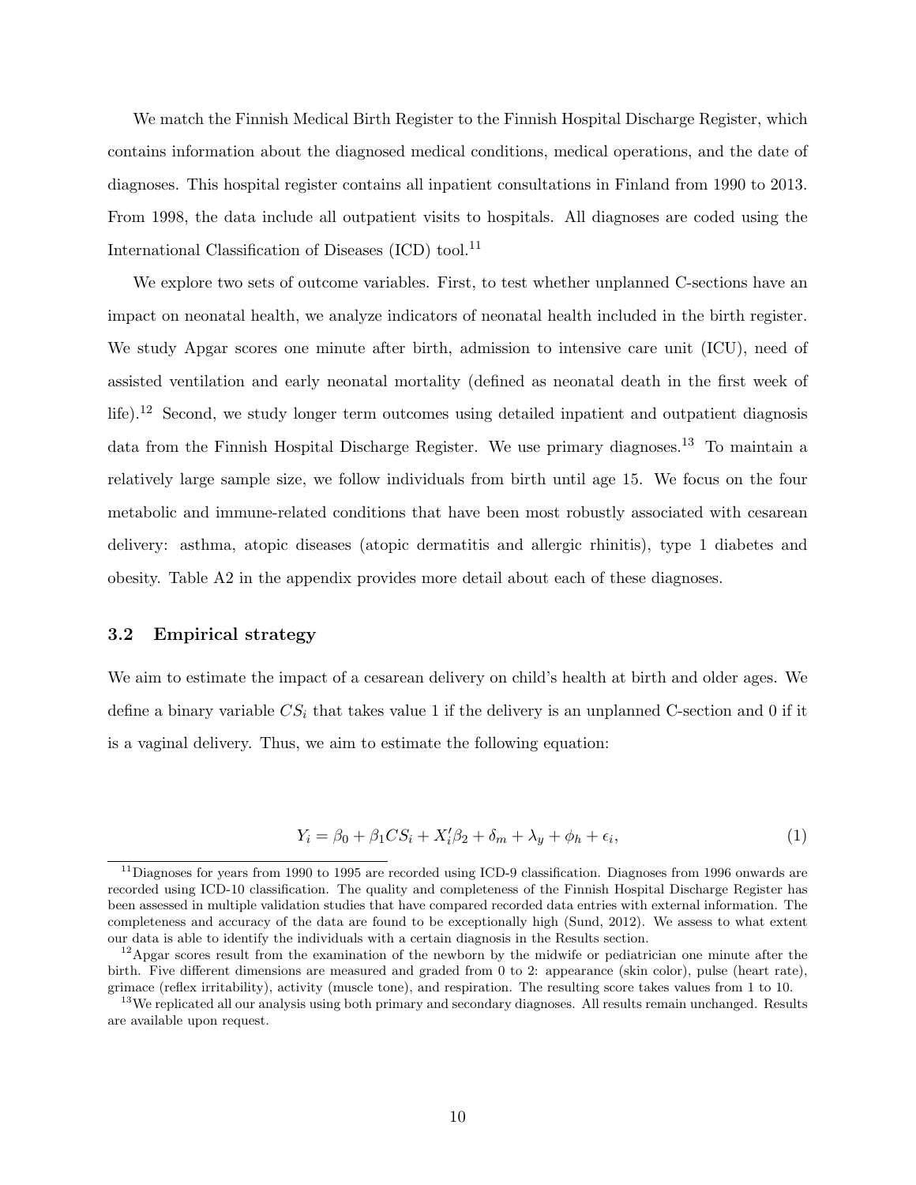We match the Finnish Medical Birth Register to the Finnish Hospital Discharge Register, which contains information about the diagnosed medical conditions, medical operations, and the date of diagnoses. This hospital register contains all inpatient consultations in Finland from 1990 to 2013. From 1998, the data include all outpatient visits to hospitals. All diagnoses are coded using the International Classification of Diseases (ICD) tool.[11]

We explore two sets of outcome variables. First, to test whether unplanned C-sections have an impact on neonatal health, we analyze indicators of neonatal health included in the birth register. We study Apgar scores one minute after birth, admission to intensive care unit (ICU), need of assisted ventilation and early neonatal mortality (defined as neonatal death in the first week of life).[12] Second, we study longer term outcomes using detailed inpatient and outpatient diagnosis data from the Finnish Hospital Discharge Register. We use primary diagnoses.[13] To maintain a relatively large sample size, we follow individuals from birth until age 15. We focus on the four metabolic and immune-related conditions that have been most robustly associated with cesarean delivery: asthma, atopic diseases (atopic dermatitis and allergic rhinitis), type 1 diabetes and obesity. Table A2 in the appendix provides more detail about each of these diagnoses.

### 3.2 Empirical strategy

We aim to estimate the impact of a cesarean delivery on child's health at birth and older ages. We define a binary variable $CS_i$ that takes value 1 if the delivery is an unplanned C-section and 0 if it is a vaginal delivery. Thus, we aim to estimate the following equation:

$$Y_i = \beta_0 + \beta_1 CS_i + X_i' \beta_2 + \delta_m + \lambda_y + \phi_h + \epsilon_i, \tag{1}$$

[11] Diagnoses for years from 1990 to 1995 are recorded using ICD-9 classification. Diagnoses from 1996 onwards are recorded using ICD-10 classification. The quality and completeness of the Finnish Hospital Discharge Register has been assessed in multiple validation studies that have compared recorded data entries with external information. The completeness and accuracy of the data are found to be exceptionally high (Sund, 2012). We assess to what extent our data is able to identify the individuals with a certain diagnosis in the Results section.

[12] Apgar scores result from the examination of the newborn by the midwife or pediatrician one minute after the birth. Five different dimensions are measured and graded from 0 to 2: appearance (skin color), pulse (heart rate), grimace (reflex irritability), activity (muscle tone), and respiration. The resulting score takes values from 1 to 10.

[13] We replicated all our analysis using both primary and secondary diagnoses. All results remain unchanged. Results are available upon request.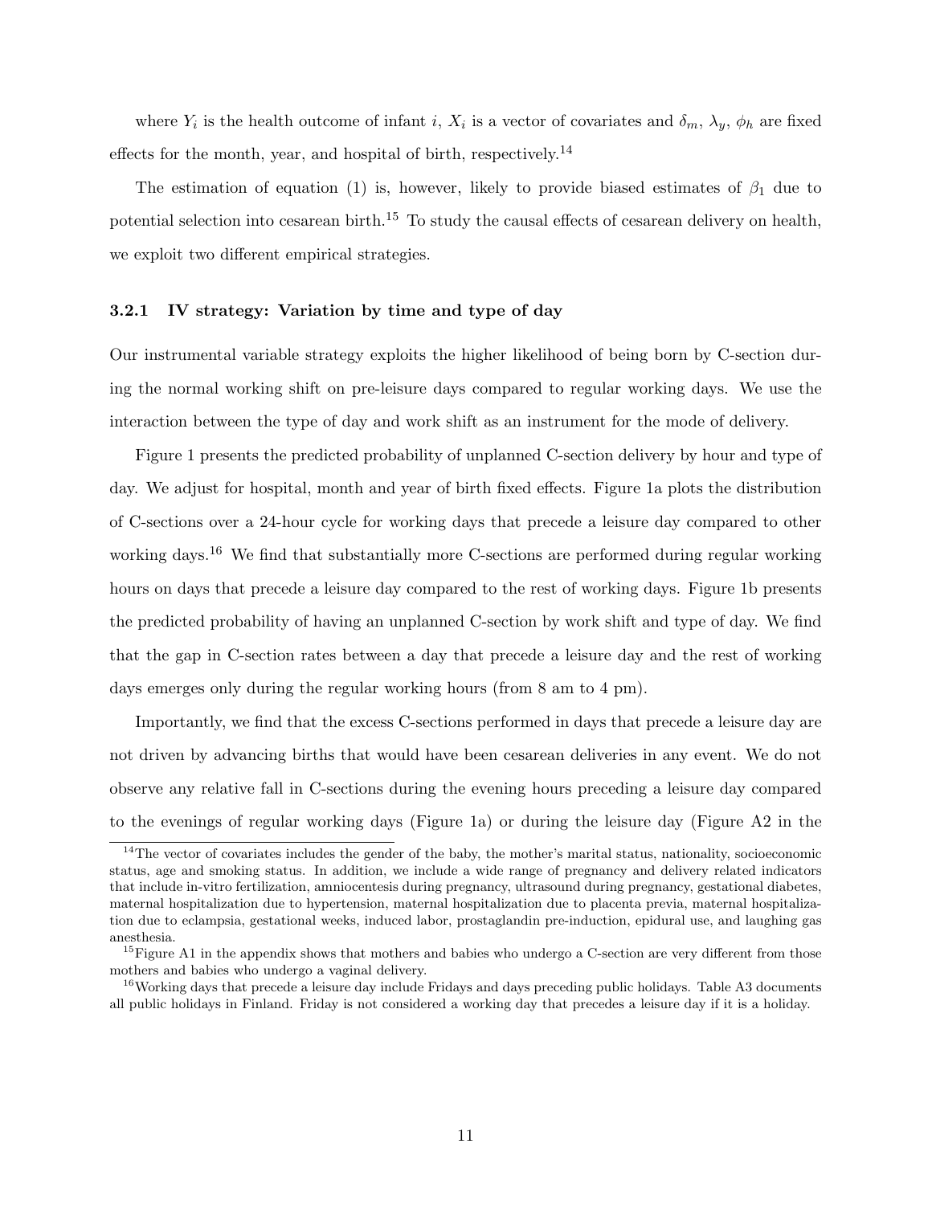where $Y_i$ is the health outcome of infant $i$, $X_i$ is a vector of covariates and $\delta_m$, $\lambda_y$, $\phi_h$ are fixed effects for the month, year, and hospital of birth, respectively.[14]

The estimation of equation (1) is, however, likely to provide biased estimates of $\beta_1$ due to potential selection into cesarean birth.[15] To study the causal effects of cesarean delivery on health, we exploit two different empirical strategies.

#### 3.2.1 IV strategy: Variation by time and type of day

Our instrumental variable strategy exploits the higher likelihood of being born by C-section during the normal working shift on pre-leisure days compared to regular working days. We use the interaction between the type of day and work shift as an instrument for the mode of delivery.

Figure 1 presents the predicted probability of unplanned C-section delivery by hour and type of day. We adjust for hospital, month and year of birth fixed effects. Figure 1a plots the distribution of C-sections over a 24-hour cycle for working days that precede a leisure day compared to other working days.[16] We find that substantially more C-sections are performed during regular working hours on days that precede a leisure day compared to the rest of working days. Figure 1b presents the predicted probability of having an unplanned C-section by work shift and type of day. We find that the gap in C-section rates between a day that precede a leisure day and the rest of working days emerges only during the regular working hours (from 8 am to 4 pm).

Importantly, we find that the excess C-sections performed in days that precede a leisure day are not driven by advancing births that would have been cesarean deliveries in any event. We do not observe any relative fall in C-sections during the evening hours preceding a leisure day compared to the evenings of regular working days (Figure 1a) or during the leisure day (Figure A2 in the

---

[14] The vector of covariates includes the gender of the baby, the mother's marital status, nationality, socioeconomic status, age and smoking status. In addition, we include a wide range of pregnancy and delivery related indicators that include in-vitro fertilization, amniocentesis during pregnancy, ultrasound during pregnancy, gestational diabetes, maternal hospitalization due to hypertension, maternal hospitalization due to placenta previa, maternal hospitalization due to eclampsia, gestational weeks, induced labor, prostaglandin pre-induction, epidural use, and laughing gas anesthesia.

[15] Figure A1 in the appendix shows that mothers and babies who undergo a C-section are very different from those mothers and babies who undergo a vaginal delivery.

[16] Working days that precede a leisure day include Fridays and days preceding public holidays. Table A3 documents all public holidays in Finland. Friday is not considered a working day that precedes a leisure day if it is a holiday.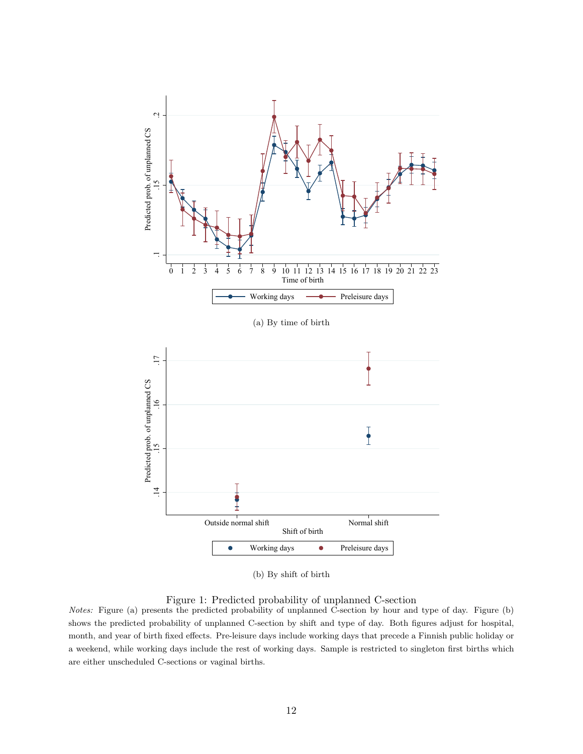(a) By time of birth

(b) By shift of birth

Figure 1: Predicted probability of unplanned C-section

*Notes:* Figure (a) presents the predicted probability of unplanned C-section by hour and type of day. Figure (b) shows the predicted probability of unplanned C-section by shift and type of day. Both figures adjust for hospital, month, and year of birth fixed effects. Pre-leisure days include working days that precede a Finnish public holiday or a weekend, while working days include the rest of working days. Sample is restricted to singleton first births which are either unscheduled C-sections or vaginal births.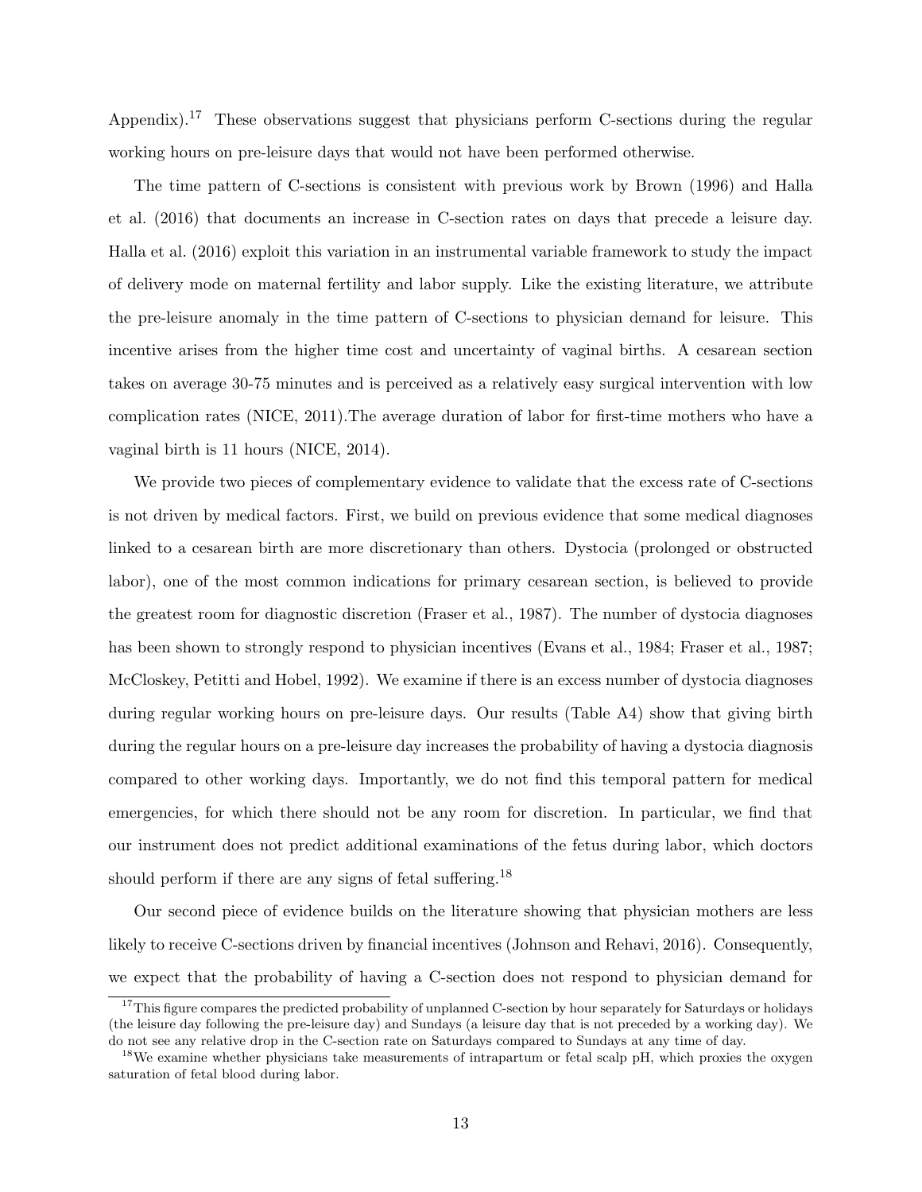Appendix).[17] These observations suggest that physicians perform C-sections during the regular working hours on pre-leisure days that would not have been performed otherwise.

The time pattern of C-sections is consistent with previous work by Brown (1996) and Halla et al. (2016) that documents an increase in C-section rates on days that precede a leisure day. Halla et al. (2016) exploit this variation in an instrumental variable framework to study the impact of delivery mode on maternal fertility and labor supply. Like the existing literature, we attribute the pre-leisure anomaly in the time pattern of C-sections to physician demand for leisure. This incentive arises from the higher time cost and uncertainty of vaginal births. A cesarean section takes on average 30-75 minutes and is perceived as a relatively easy surgical intervention with low complication rates (NICE, 2011).The average duration of labor for first-time mothers who have a vaginal birth is 11 hours (NICE, 2014).

We provide two pieces of complementary evidence to validate that the excess rate of C-sections is not driven by medical factors. First, we build on previous evidence that some medical diagnoses linked to a cesarean birth are more discretionary than others. Dystocia (prolonged or obstructed labor), one of the most common indications for primary cesarean section, is believed to provide the greatest room for diagnostic discretion (Fraser et al., 1987). The number of dystocia diagnoses has been shown to strongly respond to physician incentives (Evans et al., 1984; Fraser et al., 1987; McCloskey, Petitti and Hobel, 1992). We examine if there is an excess number of dystocia diagnoses during regular working hours on pre-leisure days. Our results (Table A4) show that giving birth during the regular hours on a pre-leisure day increases the probability of having a dystocia diagnosis compared to other working days. Importantly, we do not find this temporal pattern for medical emergencies, for which there should not be any room for discretion. In particular, we find that our instrument does not predict additional examinations of the fetus during labor, which doctors should perform if there are any signs of fetal suffering.[18]

Our second piece of evidence builds on the literature showing that physician mothers are less likely to receive C-sections driven by financial incentives (Johnson and Rehavi, 2016). Consequently, we expect that the probability of having a C-section does not respond to physician demand for

[17] This figure compares the predicted probability of unplanned C-section by hour separately for Saturdays or holidays (the leisure day following the pre-leisure day) and Sundays (a leisure day that is not preceded by a working day). We do not see any relative drop in the C-section rate on Saturdays compared to Sundays at any time of day.

[18] We examine whether physicians take measurements of intrapartum or fetal scalp pH, which proxies the oxygen saturation of fetal blood during labor.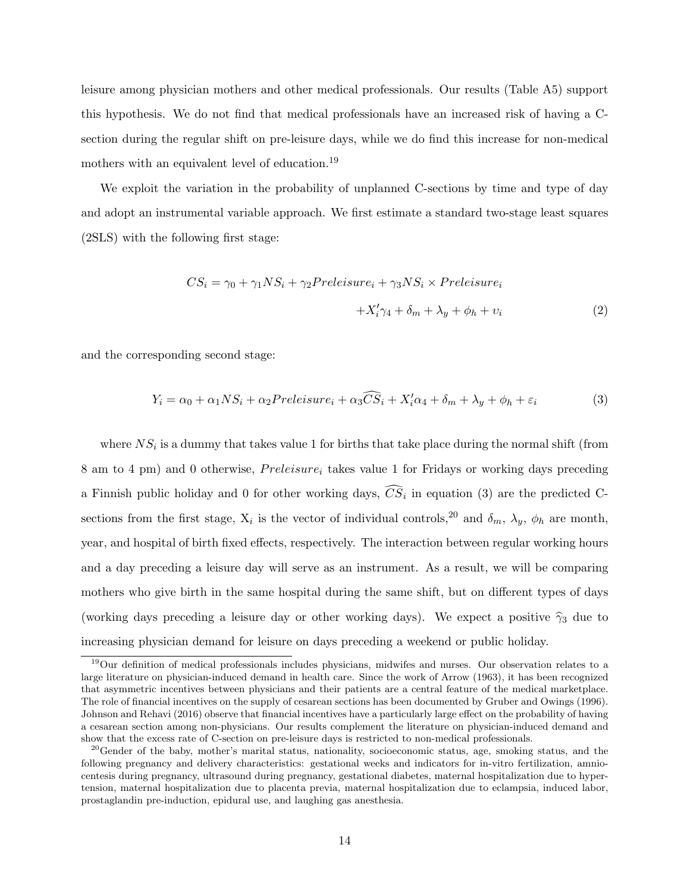leisure among physician mothers and other medical professionals. Our results (Table A5) support this hypothesis. We do not find that medical professionals have an increased risk of having a C-section during the regular shift on pre-leisure days, while we do find this increase for non-medical mothers with an equivalent level of education.[19]

We exploit the variation in the probability of unplanned C-sections by time and type of day and adopt an instrumental variable approach. We first estimate a standard two-stage least squares (2SLS) with the following first stage:

$$\begin{aligned} CS_i = \gamma_0 + \gamma_1 NS_i + \gamma_2 Preleisure_i + \gamma_3 NS_i \times Preleisure_i \\ + X_i'\gamma_4 + \delta_m + \lambda_y + \phi_h + \upsilon_i \end{aligned} \tag{2}$$

and the corresponding second stage:

$$Y_i = \alpha_0 + \alpha_1 NS_i + \alpha_2 Preleisure_i + \alpha_3 \widehat{CS}_i + X_i'\alpha_4 + \delta_m + \lambda_y + \phi_h + \varepsilon_i \tag{3}$$

where $NS_i$ is a dummy that takes value 1 for births that take place during the normal shift (from 8 am to 4 pm) and 0 otherwise, $Preleisure_i$ takes value 1 for Fridays or working days preceding a Finnish public holiday and 0 for other working days, $\widehat{CS}_i$ in equation (3) are the predicted C-sections from the first stage, $X_i$ is the vector of individual controls,[20] and $\delta_m$, $\lambda_y$, $\phi_h$ are month, year, and hospital of birth fixed effects, respectively. The interaction between regular working hours and a day preceding a leisure day will serve as an instrument. As a result, we will be comparing mothers who give birth in the same hospital during the same shift, but on different types of days (working days preceding a leisure day or other working days). We expect a positive $\widehat{\gamma}_3$ due to increasing physician demand for leisure on days preceding a weekend or public holiday.

[19] Our definition of medical professionals includes physicians, midwifes and nurses. Our observation relates to a large literature on physician-induced demand in health care. Since the work of Arrow (1963), it has been recognized that asymmetric incentives between physicians and their patients are a central feature of the medical marketplace. The role of financial incentives on the supply of cesarean sections has been documented by Gruber and Owings (1996). Johnson and Rehavi (2016) observe that financial incentives have a particularly large effect on the probability of having a cesarean section among non-physicians. Our results complement the literature on physician-induced demand and show that the excess rate of C-section on pre-leisure days is restricted to non-medical professionals.

[20] Gender of the baby, mother's marital status, nationality, socioeconomic status, age, smoking status, and the following pregnancy and delivery characteristics: gestational weeks and indicators for in-vitro fertilization, amniocentesis during pregnancy, ultrasound during pregnancy, gestational diabetes, maternal hospitalization due to hypertension, maternal hospitalization due to placenta previa, maternal hospitalization due to eclampsia, induced labor, prostaglandin pre-induction, epidural use, and laughing gas anesthesia.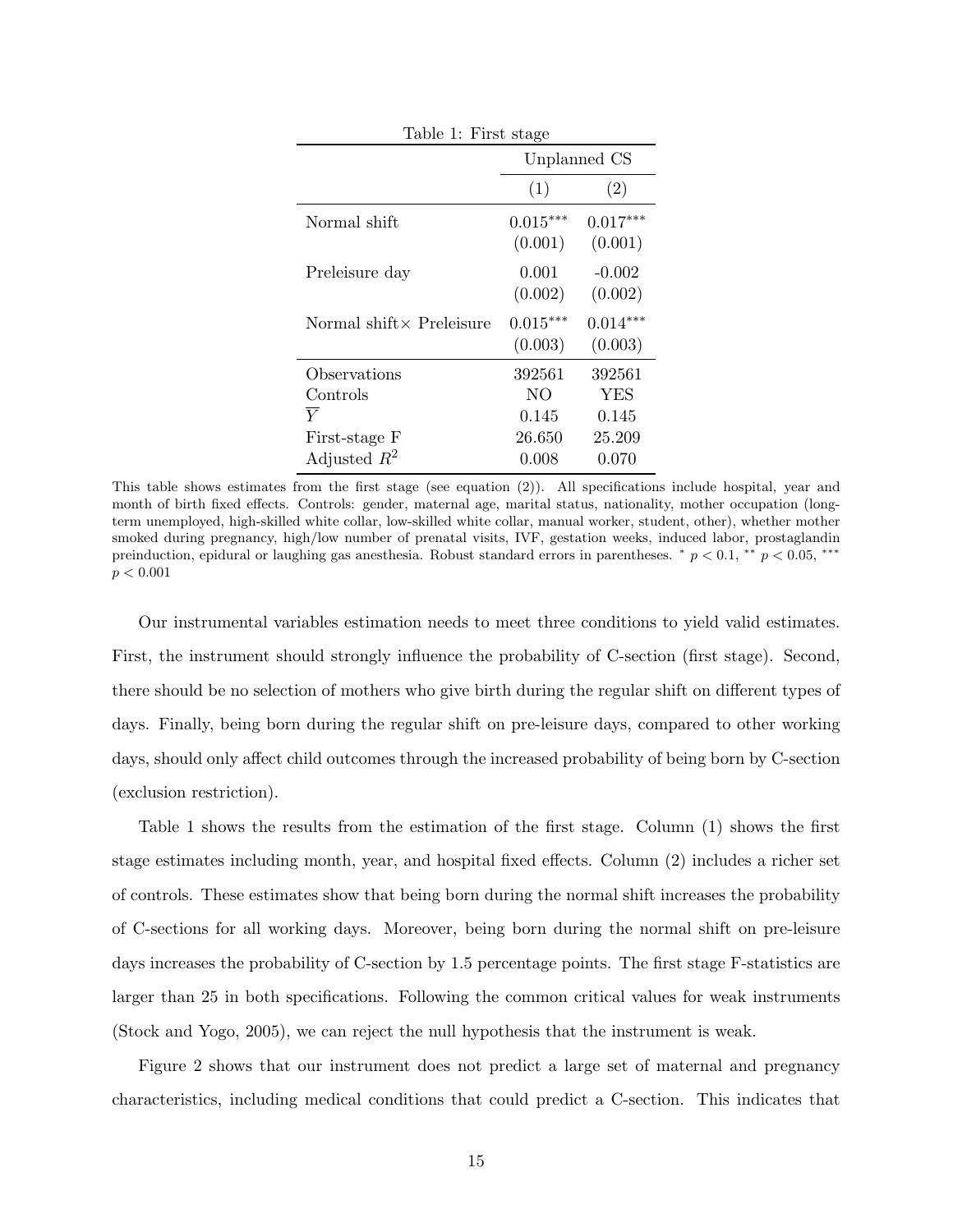Table 1: First stage

| | Unplanned CS | |
|---|---|---|
| | (1) | (2) |
| Normal shift | $0.015^{***}$ | $0.017^{***}$ |
| | (0.001) | (0.001) |
| Preleisure day | 0.001 | -0.002 |
| | (0.002) | (0.002) |
| Normal shift× Preleisure | $0.015^{***}$ | $0.014^{***}$ |
| | (0.003) | (0.003) |
| Observations | 392561 | 392561 |
| Controls | NO | YES |
| $\overline{Y}$ | 0.145 | 0.145 |
| First-stage F | 26.650 | 25.209 |
| Adjusted $R^2$ | 0.008 | 0.070 |

This table shows estimates from the first stage (see equation (2)). All specifications include hospital, year and month of birth fixed effects. Controls: gender, maternal age, marital status, nationality, mother occupation (long-term unemployed, high-skilled white collar, low-skilled white collar, manual worker, student, other), whether mother smoked during pregnancy, high/low number of prenatal visits, IVF, gestation weeks, induced labor, prostaglandin preinduction, epidural or laughing gas anesthesia. Robust standard errors in parentheses. $^{*}$ $p < 0.1$, $^{**}$ $p < 0.05$, $^{***}$ $p < 0.001$

Our instrumental variables estimation needs to meet three conditions to yield valid estimates. First, the instrument should strongly influence the probability of C-section (first stage). Second, there should be no selection of mothers who give birth during the regular shift on different types of days. Finally, being born during the regular shift on pre-leisure days, compared to other working days, should only affect child outcomes through the increased probability of being born by C-section (exclusion restriction).

Table 1 shows the results from the estimation of the first stage. Column (1) shows the first stage estimates including month, year, and hospital fixed effects. Column (2) includes a richer set of controls. These estimates show that being born during the normal shift increases the probability of C-sections for all working days. Moreover, being born during the normal shift on pre-leisure days increases the probability of C-section by 1.5 percentage points. The first stage F-statistics are larger than 25 in both specifications. Following the common critical values for weak instruments (Stock and Yogo, 2005), we can reject the null hypothesis that the instrument is weak.

Figure 2 shows that our instrument does not predict a large set of maternal and pregnancy characteristics, including medical conditions that could predict a C-section. This indicates that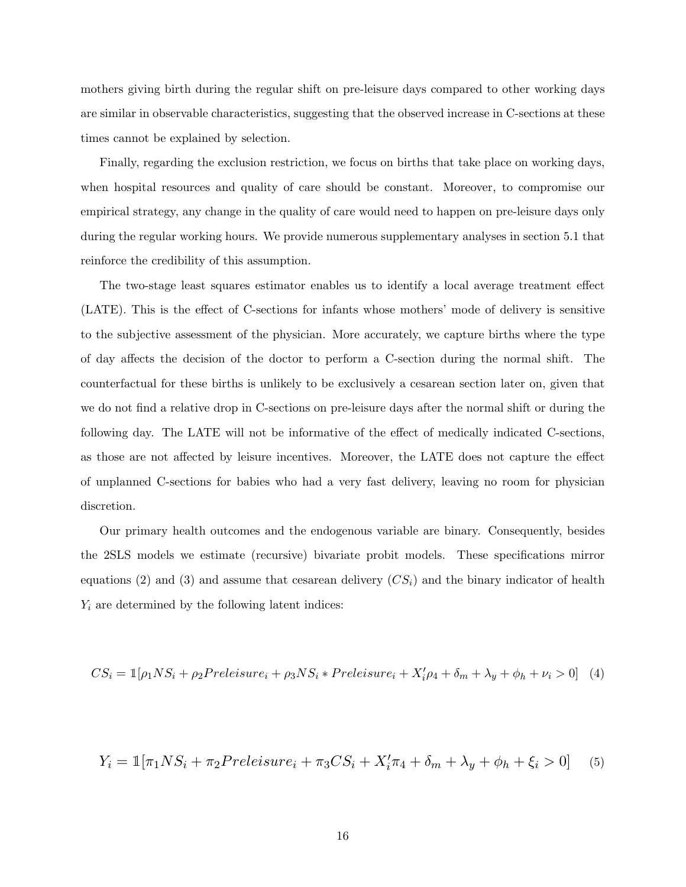mothers giving birth during the regular shift on pre-leisure days compared to other working days are similar in observable characteristics, suggesting that the observed increase in C-sections at these times cannot be explained by selection.

Finally, regarding the exclusion restriction, we focus on births that take place on working days, when hospital resources and quality of care should be constant. Moreover, to compromise our empirical strategy, any change in the quality of care would need to happen on pre-leisure days only during the regular working hours. We provide numerous supplementary analyses in section 5.1 that reinforce the credibility of this assumption.

The two-stage least squares estimator enables us to identify a local average treatment effect (LATE). This is the effect of C-sections for infants whose mothers' mode of delivery is sensitive to the subjective assessment of the physician. More accurately, we capture births where the type of day affects the decision of the doctor to perform a C-section during the normal shift. The counterfactual for these births is unlikely to be exclusively a cesarean section later on, given that we do not find a relative drop in C-sections on pre-leisure days after the normal shift or during the following day. The LATE will not be informative of the effect of medically indicated C-sections, as those are not affected by leisure incentives. Moreover, the LATE does not capture the effect of unplanned C-sections for babies who had a very fast delivery, leaving no room for physician discretion.

Our primary health outcomes and the endogenous variable are binary. Consequently, besides the 2SLS models we estimate (recursive) bivariate probit models. These specifications mirror equations (2) and (3) and assume that cesarean delivery ($CS_i$) and the binary indicator of health $Y_i$ are determined by the following latent indices:

$$CS_i = \mathbb{1}[\rho_1 NS_i + \rho_2 Preleisure_i + \rho_3 NS_i * Preleisure_i + X_i' \rho_4 + \delta_m + \lambda_y + \phi_h + \nu_i > 0] \quad (4)$$

$$Y_i = \mathbb{1}[\pi_1 NS_i + \pi_2 Preleisure_i + \pi_3 CS_i + X_i' \pi_4 + \delta_m + \lambda_y + \phi_h + \xi_i > 0] \quad (5)$$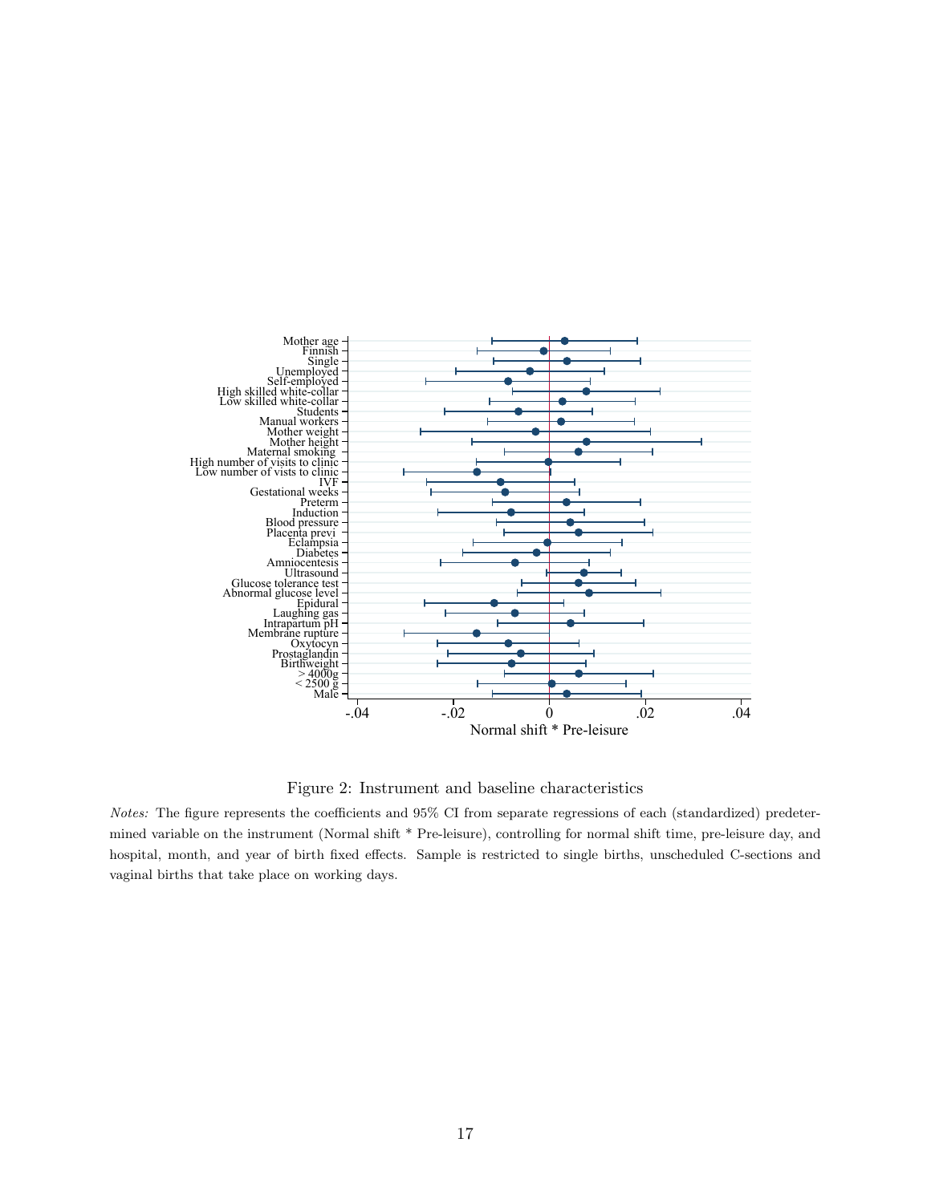Figure 2: Instrument and baseline characteristics

*Notes:* The figure represents the coefficients and 95% CI from separate regressions of each (standardized) predetermined variable on the instrument (Normal shift * Pre-leisure), controlling for normal shift time, pre-leisure day, and hospital, month, and year of birth fixed effects. Sample is restricted to single births, unscheduled C-sections and vaginal births that take place on working days.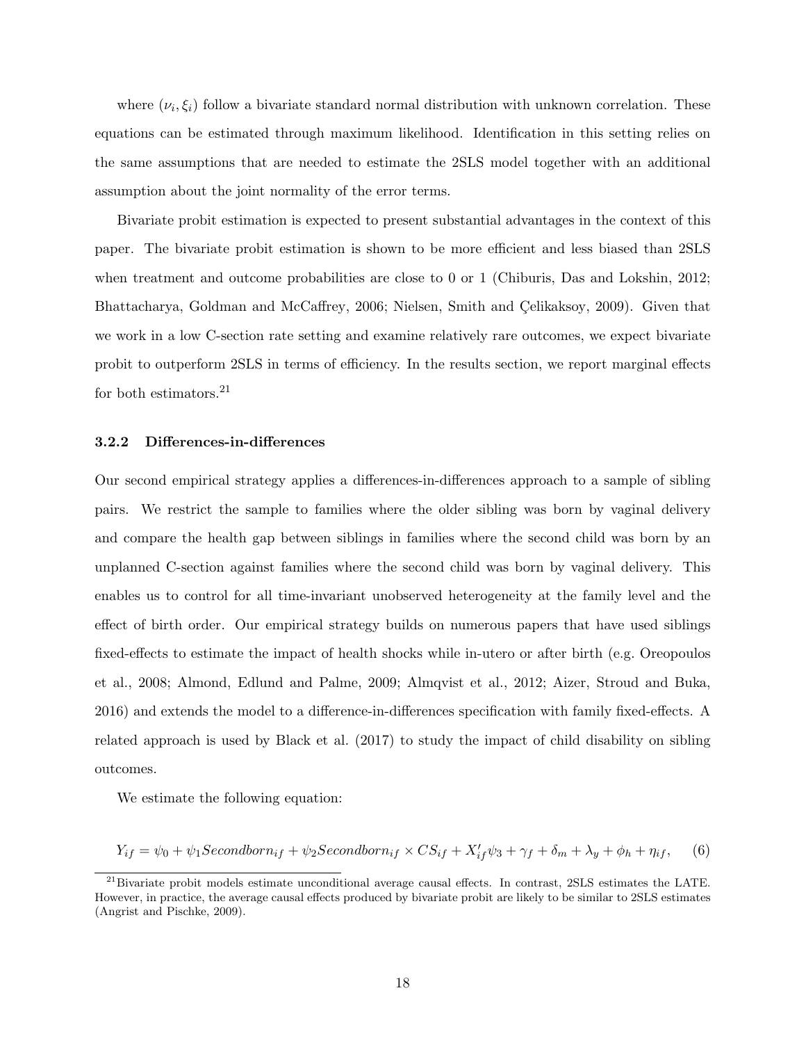where $(\nu_i, \xi_i)$ follow a bivariate standard normal distribution with unknown correlation. These equations can be estimated through maximum likelihood. Identification in this setting relies on the same assumptions that are needed to estimate the 2SLS model together with an additional assumption about the joint normality of the error terms.

Bivariate probit estimation is expected to present substantial advantages in the context of this paper. The bivariate probit estimation is shown to be more efficient and less biased than 2SLS when treatment and outcome probabilities are close to 0 or 1 (Chiburis, Das and Lokshin, 2012; Bhattacharya, Goldman and McCaffrey, 2006; Nielsen, Smith and Çelikaksoy, 2009). Given that we work in a low C-section rate setting and examine relatively rare outcomes, we expect bivariate probit to outperform 2SLS in terms of efficiency. In the results section, we report marginal effects for both estimators.[21]

### 3.2.2 Differences-in-differences

Our second empirical strategy applies a differences-in-differences approach to a sample of sibling pairs. We restrict the sample to families where the older sibling was born by vaginal delivery and compare the health gap between siblings in families where the second child was born by an unplanned C-section against families where the second child was born by vaginal delivery. This enables us to control for all time-invariant unobserved heterogeneity at the family level and the effect of birth order. Our empirical strategy builds on numerous papers that have used siblings fixed-effects to estimate the impact of health shocks while in-utero or after birth (e.g. Oreopoulos et al., 2008; Almond, Edlund and Palme, 2009; Almqvist et al., 2012; Aizer, Stroud and Buka, 2016) and extends the model to a difference-in-differences specification with family fixed-effects. A related approach is used by Black et al. (2017) to study the impact of child disability on sibling outcomes.

We estimate the following equation:

$$Y_{if} = \psi_0 + \psi_1 Secondborn_{if} + \psi_2 Secondborn_{if} \times CS_{if} + X'_{if}\psi_3 + \gamma_f + \delta_m + \lambda_y + \phi_h + \eta_{if}, \qquad (6)$$

[21] Bivariate probit models estimate unconditional average causal effects. In contrast, 2SLS estimates the LATE. However, in practice, the average causal effects produced by bivariate probit are likely to be similar to 2SLS estimates (Angrist and Pischke, 2009).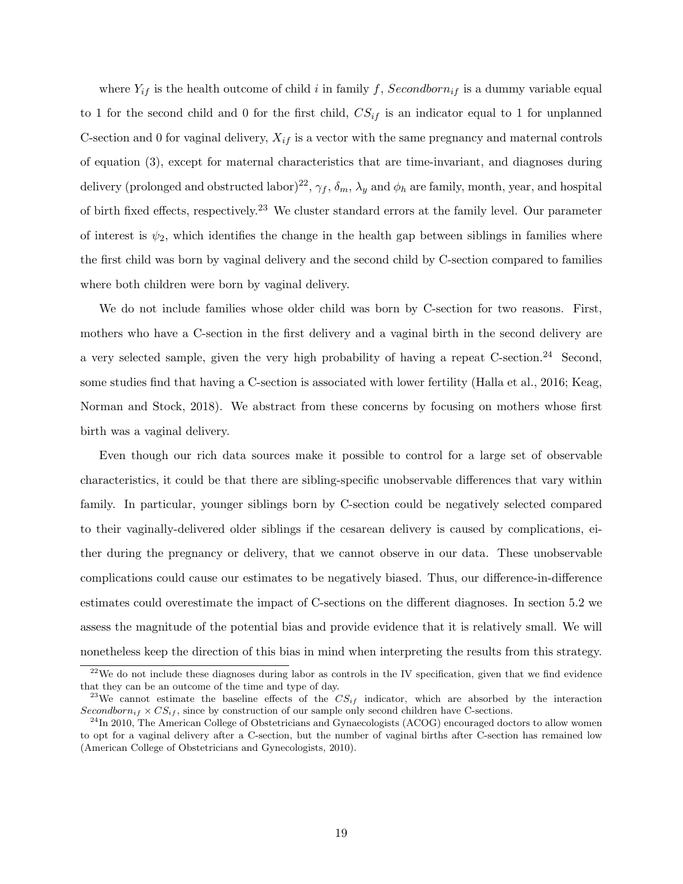where $Y_{if}$ is the health outcome of child $i$ in family $f$, $Secondborn_{if}$ is a dummy variable equal to 1 for the second child and 0 for the first child, $CS_{if}$ is an indicator equal to 1 for unplanned C-section and 0 for vaginal delivery, $X_{if}$ is a vector with the same pregnancy and maternal controls of equation (3), except for maternal characteristics that are time-invariant, and diagnoses during delivery (prolonged and obstructed labor)[22], $\gamma_f$, $\delta_m$, $\lambda_y$ and $\phi_h$ are family, month, year, and hospital of birth fixed effects, respectively.[23] We cluster standard errors at the family level. Our parameter of interest is $\psi_2$, which identifies the change in the health gap between siblings in families where the first child was born by vaginal delivery and the second child by C-section compared to families where both children were born by vaginal delivery.

We do not include families whose older child was born by C-section for two reasons. First, mothers who have a C-section in the first delivery and a vaginal birth in the second delivery are a very selected sample, given the very high probability of having a repeat C-section.[24] Second, some studies find that having a C-section is associated with lower fertility (Halla et al., 2016; Keag, Norman and Stock, 2018). We abstract from these concerns by focusing on mothers whose first birth was a vaginal delivery.

Even though our rich data sources make it possible to control for a large set of observable characteristics, it could be that there are sibling-specific unobservable differences that vary within family. In particular, younger siblings born by C-section could be negatively selected compared to their vaginally-delivered older siblings if the cesarean delivery is caused by complications, either during the pregnancy or delivery, that we cannot observe in our data. These unobservable complications could cause our estimates to be negatively biased. Thus, our difference-in-difference estimates could overestimate the impact of C-sections on the different diagnoses. In section 5.2 we assess the magnitude of the potential bias and provide evidence that it is relatively small. We will nonetheless keep the direction of this bias in mind when interpreting the results from this strategy.

[22] We do not include these diagnoses during labor as controls in the IV specification, given that we find evidence that they can be an outcome of the time and type of day.

[23] We cannot estimate the baseline effects of the $CS_{if}$ indicator, which are absorbed by the interaction $Secondborn_{if} \times CS_{if}$, since by construction of our sample only second children have C-sections.

[24] In 2010, The American College of Obstetricians and Gynaecologists (ACOG) encouraged doctors to allow women to opt for a vaginal delivery after a C-section, but the number of vaginal births after C-section has remained low (American College of Obstetricians and Gynecologists, 2010).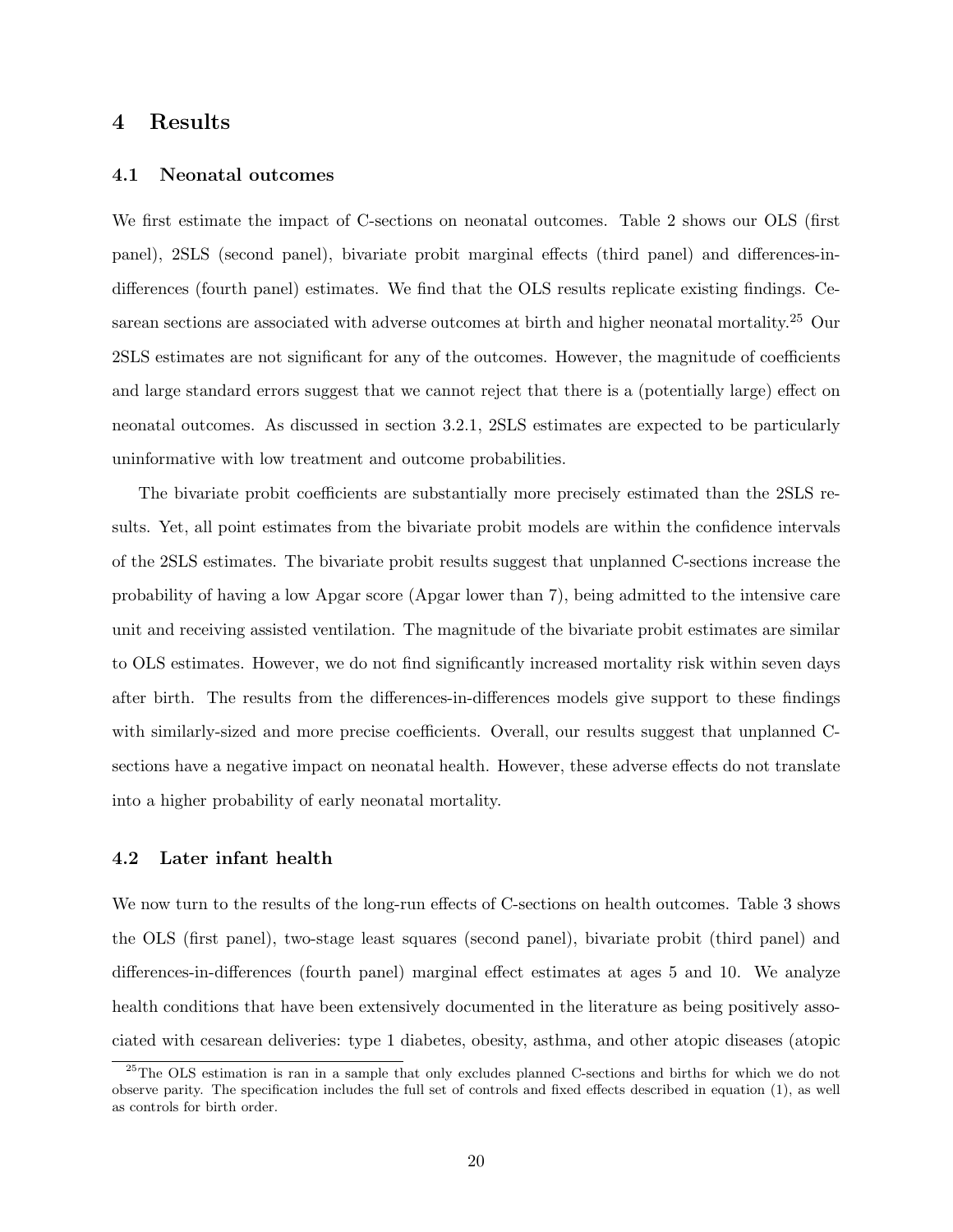## 4 Results

### 4.1 Neonatal outcomes

We first estimate the impact of C-sections on neonatal outcomes. Table 2 shows our OLS (first panel), 2SLS (second panel), bivariate probit marginal effects (third panel) and differences-in-differences (fourth panel) estimates. We find that the OLS results replicate existing findings. Cesarean sections are associated with adverse outcomes at birth and higher neonatal mortality.[25] Our 2SLS estimates are not significant for any of the outcomes. However, the magnitude of coefficients and large standard errors suggest that we cannot reject that there is a (potentially large) effect on neonatal outcomes. As discussed in section 3.2.1, 2SLS estimates are expected to be particularly uninformative with low treatment and outcome probabilities.

The bivariate probit coefficients are substantially more precisely estimated than the 2SLS results. Yet, all point estimates from the bivariate probit models are within the confidence intervals of the 2SLS estimates. The bivariate probit results suggest that unplanned C-sections increase the probability of having a low Apgar score (Apgar lower than 7), being admitted to the intensive care unit and receiving assisted ventilation. The magnitude of the bivariate probit estimates are similar to OLS estimates. However, we do not find significantly increased mortality risk within seven days after birth. The results from the differences-in-differences models give support to these findings with similarly-sized and more precise coefficients. Overall, our results suggest that unplanned C-sections have a negative impact on neonatal health. However, these adverse effects do not translate into a higher probability of early neonatal mortality.

### 4.2 Later infant health

We now turn to the results of the long-run effects of C-sections on health outcomes. Table 3 shows the OLS (first panel), two-stage least squares (second panel), bivariate probit (third panel) and differences-in-differences (fourth panel) marginal effect estimates at ages 5 and 10. We analyze health conditions that have been extensively documented in the literature as being positively associated with cesarean deliveries: type 1 diabetes, obesity, asthma, and other atopic diseases (atopic

[25] The OLS estimation is ran in a sample that only excludes planned C-sections and births for which we do not observe parity. The specification includes the full set of controls and fixed effects described in equation (1), as well as controls for birth order.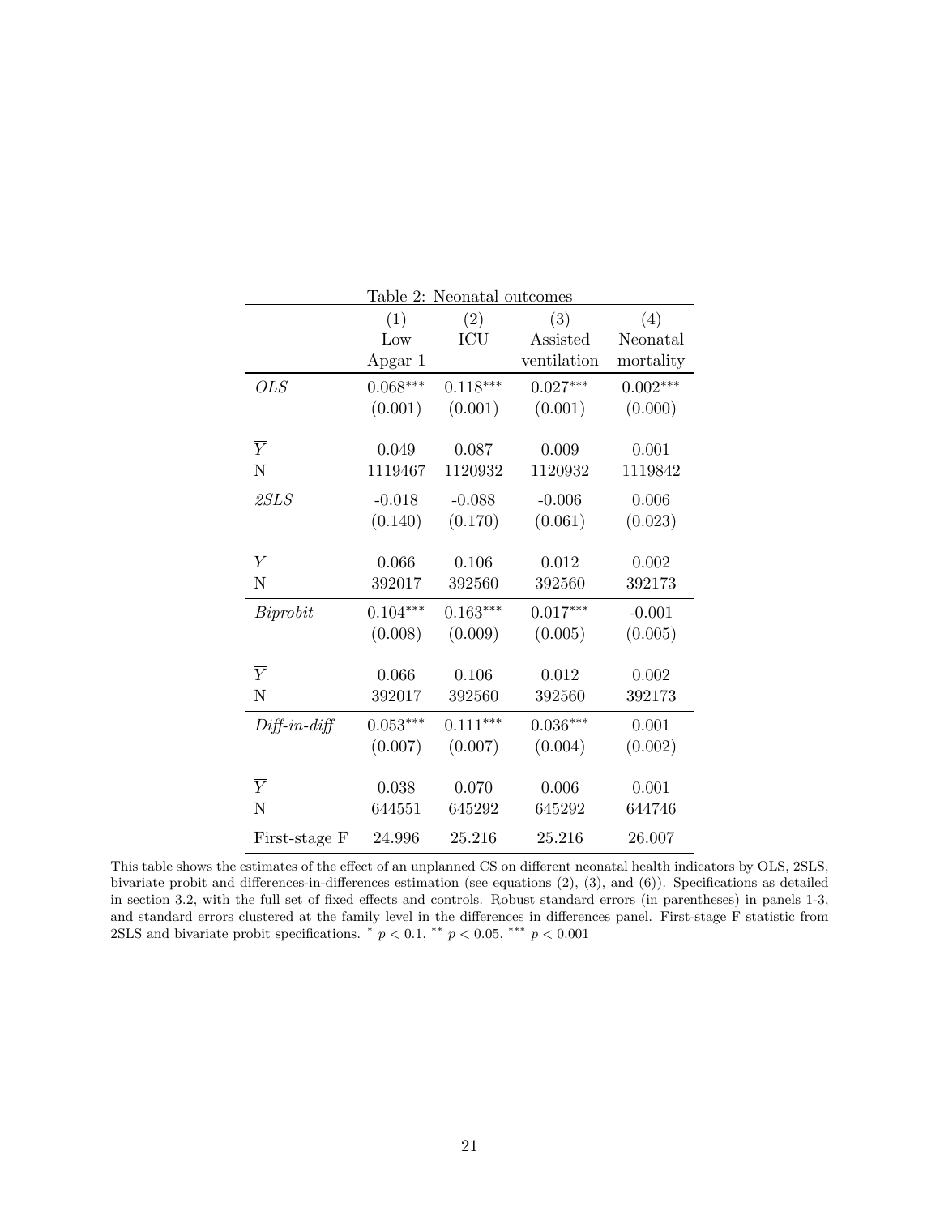Table 2: Neonatal outcomes

| | (1) Low Apgar 1 | (2) ICU | (3) Assisted ventilation | (4) Neonatal mortality |
|---|---|---|---|---|
| *OLS* | 0.068*** | 0.118*** | 0.027*** | 0.002*** |
| | (0.001) | (0.001) | (0.001) | (0.000) |
| $\overline{Y}$ | 0.049 | 0.087 | 0.009 | 0.001 |
| N | 1119467 | 1120932 | 1120932 | 1119842 |
| *2SLS* | -0.018 | -0.088 | -0.006 | 0.006 |
| | (0.140) | (0.170) | (0.061) | (0.023) |
| $\overline{Y}$ | 0.066 | 0.106 | 0.012 | 0.002 |
| N | 392017 | 392560 | 392560 | 392173 |
| *Biprobit* | 0.104*** | 0.163*** | 0.017*** | -0.001 |
| | (0.008) | (0.009) | (0.005) | (0.005) |
| $\overline{Y}$ | 0.066 | 0.106 | 0.012 | 0.002 |
| N | 392017 | 392560 | 392560 | 392173 |
| *Diff-in-diff* | 0.053*** | 0.111*** | 0.036*** | 0.001 |
| | (0.007) | (0.007) | (0.004) | (0.002) |
| $\overline{Y}$ | 0.038 | 0.070 | 0.006 | 0.001 |
| N | 644551 | 645292 | 645292 | 644746 |
| First-stage F | 24.996 | 25.216 | 25.216 | 26.007 |

This table shows the estimates of the effect of an unplanned CS on different neonatal health indicators by OLS, 2SLS, bivariate probit and differences-in-differences estimation (see equations (2), (3), and (6)). Specifications as detailed in section 3.2, with the full set of fixed effects and controls. Robust standard errors (in parentheses) in panels 1-3, and standard errors clustered at the family level in the differences in differences panel. First-stage F statistic from 2SLS and bivariate probit specifications. * $p < 0.1$, ** $p < 0.05$, *** $p < 0.001$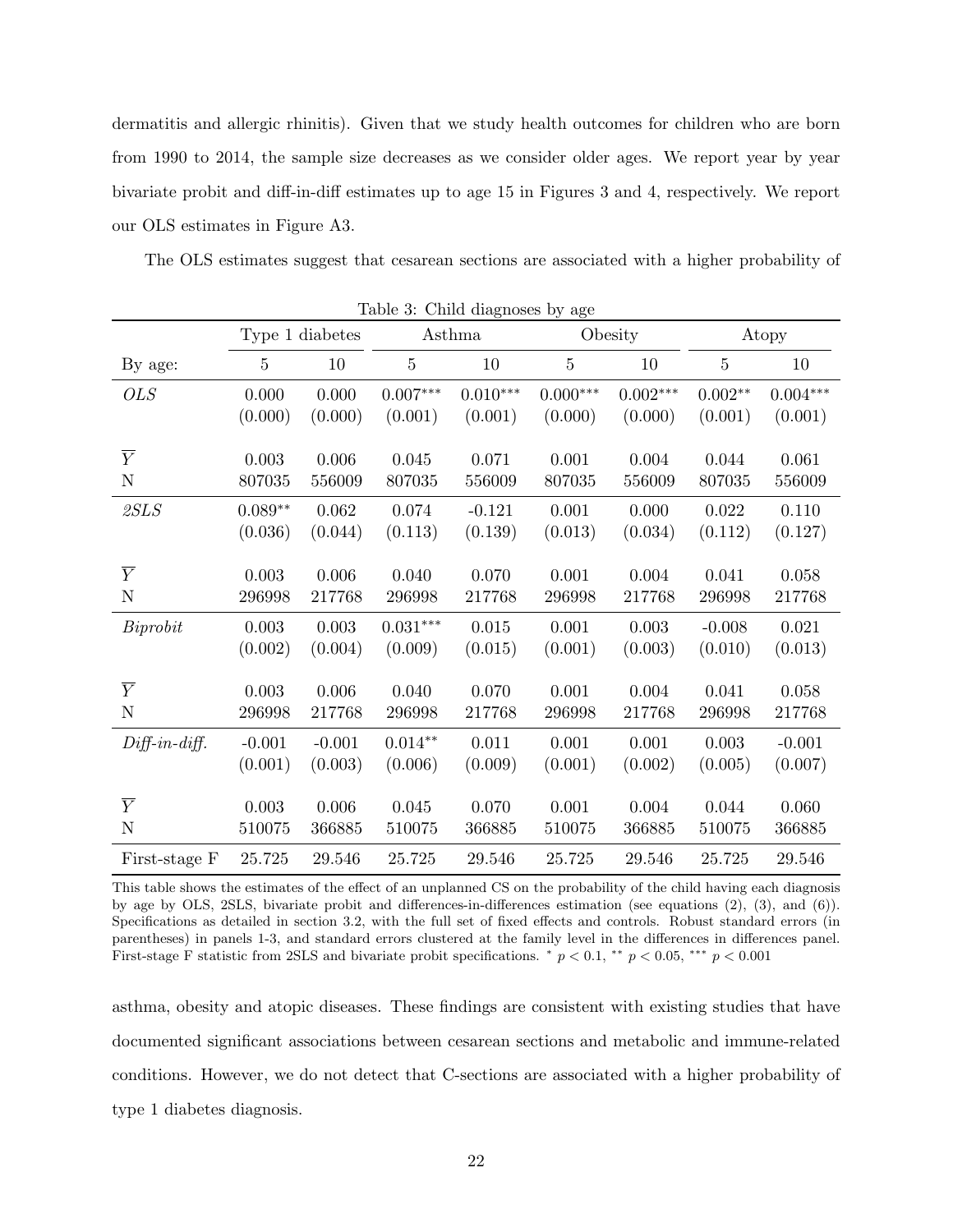dermatitis and allergic rhinitis). Given that we study health outcomes for children who are born from 1990 to 2014, the sample size decreases as we consider older ages. We report year by year bivariate probit and diff-in-diff estimates up to age 15 in Figures 3 and 4, respectively. We report our OLS estimates in Figure A3.

The OLS estimates suggest that cesarean sections are associated with a higher probability of

Table 3: Child diagnoses by age

| | Type 1 diabetes | | Asthma | | Obesity | | Atopy | |
|---|---|---|---|---|---|---|---|---|
| By age: | 5 | 10 | 5 | 10 | 5 | 10 | 5 | 10 |
| *OLS* | 0.000 | 0.000 | $0.007^{***}$ | $0.010^{***}$ | $0.000^{***}$ | $0.002^{***}$ | $0.002^{**}$ | $0.004^{***}$ |
| | (0.000) | (0.000) | (0.001) | (0.001) | (0.000) | (0.000) | (0.001) | (0.001) |
| $\overline{Y}$ | 0.003 | 0.006 | 0.045 | 0.071 | 0.001 | 0.004 | 0.044 | 0.061 |
| N | 807035 | 556009 | 807035 | 556009 | 807035 | 556009 | 807035 | 556009 |
| *2SLS* | $0.089^{**}$ | 0.062 | 0.074 | -0.121 | 0.001 | 0.000 | 0.022 | 0.110 |
| | (0.036) | (0.044) | (0.113) | (0.139) | (0.013) | (0.034) | (0.112) | (0.127) |
| $\overline{Y}$ | 0.003 | 0.006 | 0.040 | 0.070 | 0.001 | 0.004 | 0.041 | 0.058 |
| N | 296998 | 217768 | 296998 | 217768 | 296998 | 217768 | 296998 | 217768 |
| *Biprobit* | 0.003 | 0.003 | $0.031^{***}$ | 0.015 | 0.001 | 0.003 | -0.008 | 0.021 |
| | (0.002) | (0.004) | (0.009) | (0.015) | (0.001) | (0.003) | (0.010) | (0.013) |
| $\overline{Y}$ | 0.003 | 0.006 | 0.040 | 0.070 | 0.001 | 0.004 | 0.041 | 0.058 |
| N | 296998 | 217768 | 296998 | 217768 | 296998 | 217768 | 296998 | 217768 |
| *Diff-in-diff.* | -0.001 | -0.001 | $0.014^{**}$ | 0.011 | 0.001 | 0.001 | 0.003 | -0.001 |
| | (0.001) | (0.003) | (0.006) | (0.009) | (0.001) | (0.002) | (0.005) | (0.007) |
| $\overline{Y}$ | 0.003 | 0.006 | 0.045 | 0.070 | 0.001 | 0.004 | 0.044 | 0.060 |
| N | 510075 | 366885 | 510075 | 366885 | 510075 | 366885 | 510075 | 366885 |
| First-stage F | 25.725 | 29.546 | 25.725 | 29.546 | 25.725 | 29.546 | 25.725 | 29.546 |

This table shows the estimates of the effect of an unplanned CS on the probability of the child having each diagnosis by age by OLS, 2SLS, bivariate probit and differences-in-differences estimation (see equations (2), (3), and (6)). Specifications as detailed in section 3.2, with the full set of fixed effects and controls. Robust standard errors (in parentheses) in panels 1-3, and standard errors clustered at the family level in the differences in differences panel. First-stage F statistic from 2SLS and bivariate probit specifications. $^{*}$ $p < 0.1$, $^{**}$ $p < 0.05$, $^{***}$ $p < 0.001$

asthma, obesity and atopic diseases. These findings are consistent with existing studies that have documented significant associations between cesarean sections and metabolic and immune-related conditions. However, we do not detect that C-sections are associated with a higher probability of type 1 diabetes diagnosis.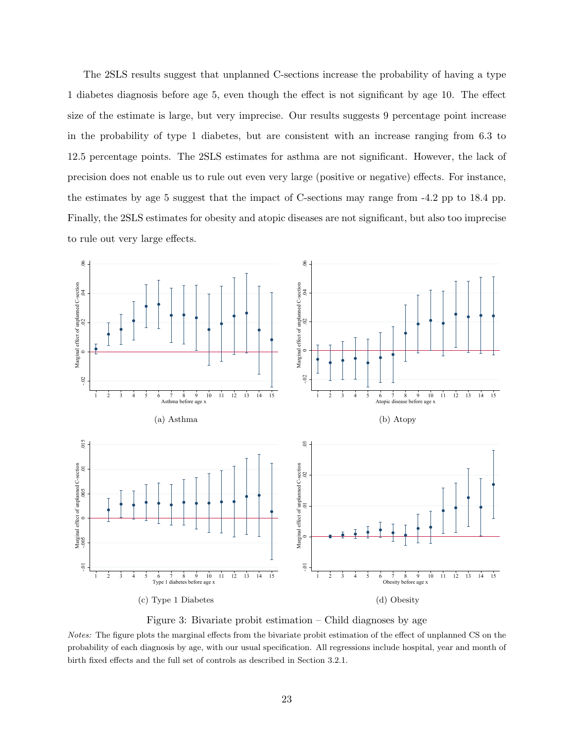The 2SLS results suggest that unplanned C-sections increase the probability of having a type 1 diabetes diagnosis before age 5, even though the effect is not significant by age 10. The effect size of the estimate is large, but very imprecise. Our results suggests 9 percentage point increase in the probability of type 1 diabetes, but are consistent with an increase ranging from 6.3 to 12.5 percentage points. The 2SLS estimates for asthma are not significant. However, the lack of precision does not enable us to rule out even very large (positive or negative) effects. For instance, the estimates by age 5 suggest that the impact of C-sections may range from -4.2 pp to 18.4 pp. Finally, the 2SLS estimates for obesity and atopic diseases are not significant, but also too imprecise to rule out very large effects.

(a) Asthma

(b) Atopy

(c) Type 1 Diabetes

(d) Obesity

Figure 3: Bivariate probit estimation – Child diagnoses by age

*Notes:* The figure plots the marginal effects from the bivariate probit estimation of the effect of unplanned CS on the probability of each diagnosis by age, with our usual specification. All regressions include hospital, year and month of birth fixed effects and the full set of controls as described in Section 3.2.1.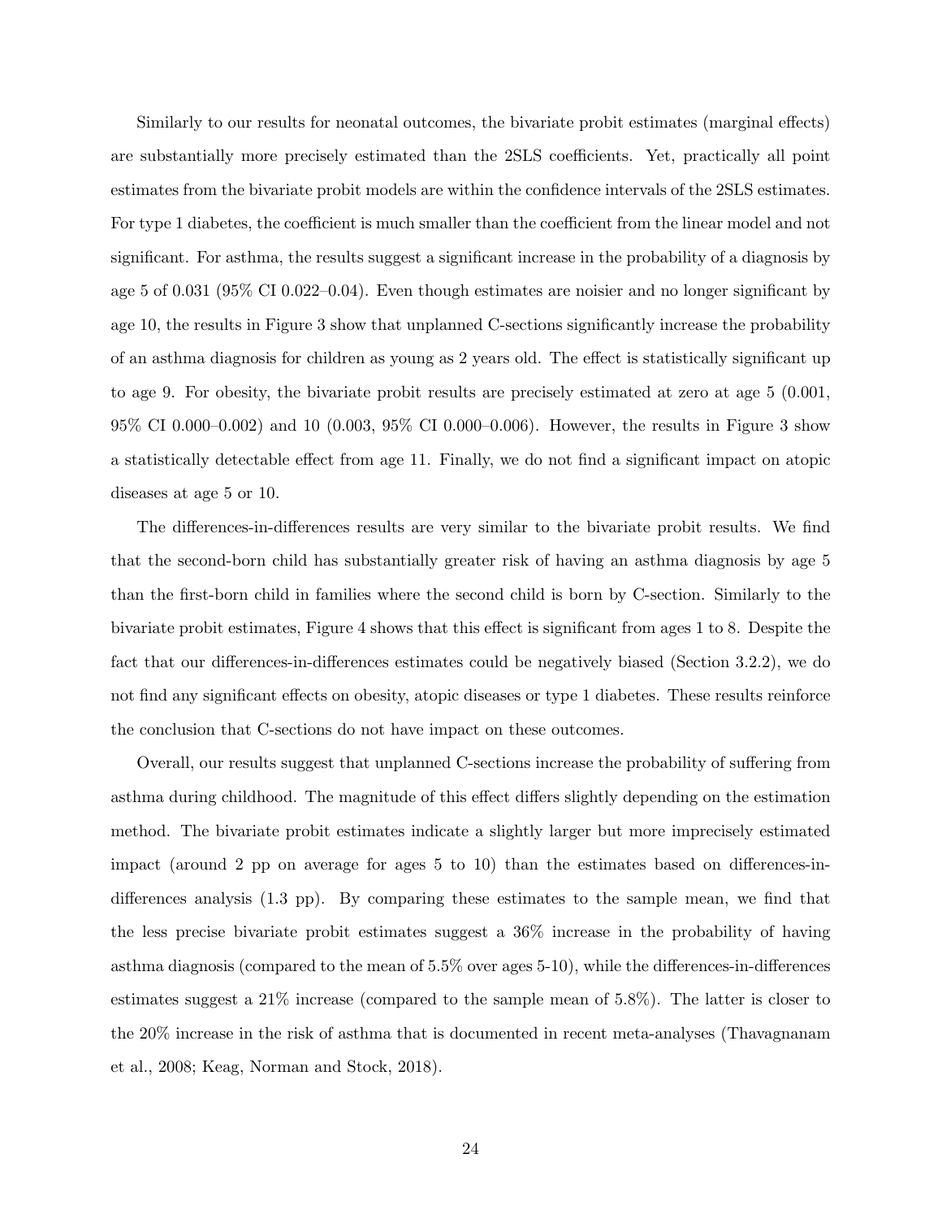Similarly to our results for neonatal outcomes, the bivariate probit estimates (marginal effects) are substantially more precisely estimated than the 2SLS coefficients. Yet, practically all point estimates from the bivariate probit models are within the confidence intervals of the 2SLS estimates. For type 1 diabetes, the coefficient is much smaller than the coefficient from the linear model and not significant. For asthma, the results suggest a significant increase in the probability of a diagnosis by age 5 of 0.031 (95% CI 0.022–0.04). Even though estimates are noisier and no longer significant by age 10, the results in Figure 3 show that unplanned C-sections significantly increase the probability of an asthma diagnosis for children as young as 2 years old. The effect is statistically significant up to age 9. For obesity, the bivariate probit results are precisely estimated at zero at age 5 (0.001, 95% CI 0.000–0.002) and 10 (0.003, 95% CI 0.000–0.006). However, the results in Figure 3 show a statistically detectable effect from age 11. Finally, we do not find a significant impact on atopic diseases at age 5 or 10.

The differences-in-differences results are very similar to the bivariate probit results. We find that the second-born child has substantially greater risk of having an asthma diagnosis by age 5 than the first-born child in families where the second child is born by C-section. Similarly to the bivariate probit estimates, Figure 4 shows that this effect is significant from ages 1 to 8. Despite the fact that our differences-in-differences estimates could be negatively biased (Section 3.2.2), we do not find any significant effects on obesity, atopic diseases or type 1 diabetes. These results reinforce the conclusion that C-sections do not have impact on these outcomes.

Overall, our results suggest that unplanned C-sections increase the probability of suffering from asthma during childhood. The magnitude of this effect differs slightly depending on the estimation method. The bivariate probit estimates indicate a slightly larger but more imprecisely estimated impact (around 2 pp on average for ages 5 to 10) than the estimates based on differences-in-differences analysis (1.3 pp). By comparing these estimates to the sample mean, we find that the less precise bivariate probit estimates suggest a 36% increase in the probability of having asthma diagnosis (compared to the mean of 5.5% over ages 5-10), while the differences-in-differences estimates suggest a 21% increase (compared to the sample mean of 5.8%). The latter is closer to the 20% increase in the risk of asthma that is documented in recent meta-analyses (Thavagnanam et al., 2008; Keag, Norman and Stock, 2018).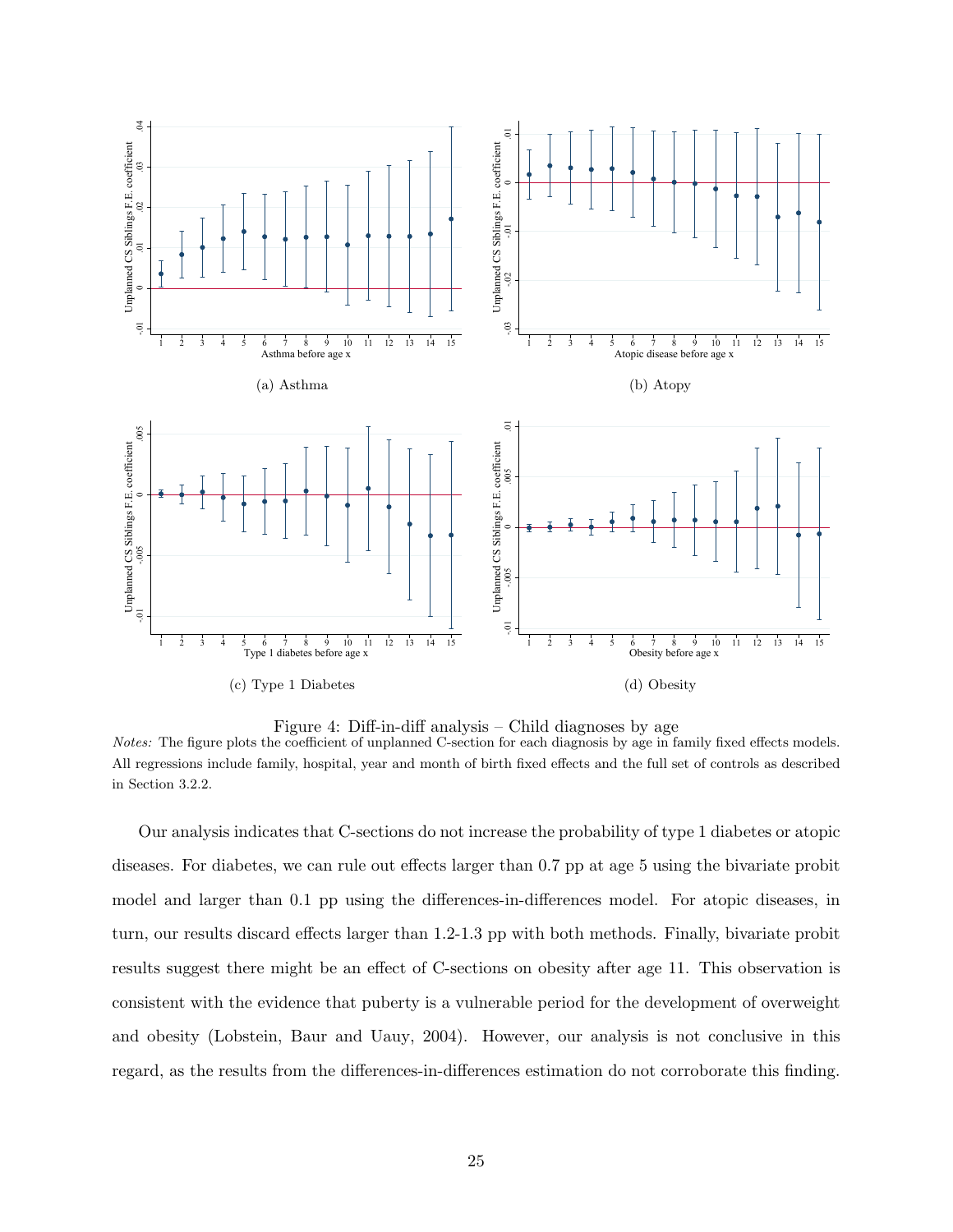(a) Asthma

(b) Atopy

(c) Type 1 Diabetes

(d) Obesity

Figure 4: Diff-in-diff analysis – Child diagnoses by age

*Notes:* The figure plots the coefficient of unplanned C-section for each diagnosis by age in family fixed effects models. All regressions include family, hospital, year and month of birth fixed effects and the full set of controls as described in Section 3.2.2.

Our analysis indicates that C-sections do not increase the probability of type 1 diabetes or atopic diseases. For diabetes, we can rule out effects larger than 0.7 pp at age 5 using the bivariate probit model and larger than 0.1 pp using the differences-in-differences model. For atopic diseases, in turn, our results discard effects larger than 1.2-1.3 pp with both methods. Finally, bivariate probit results suggest there might be an effect of C-sections on obesity after age 11. This observation is consistent with the evidence that puberty is a vulnerable period for the development of overweight and obesity (Lobstein, Baur and Uauy, 2004). However, our analysis is not conclusive in this regard, as the results from the differences-in-differences estimation do not corroborate this finding.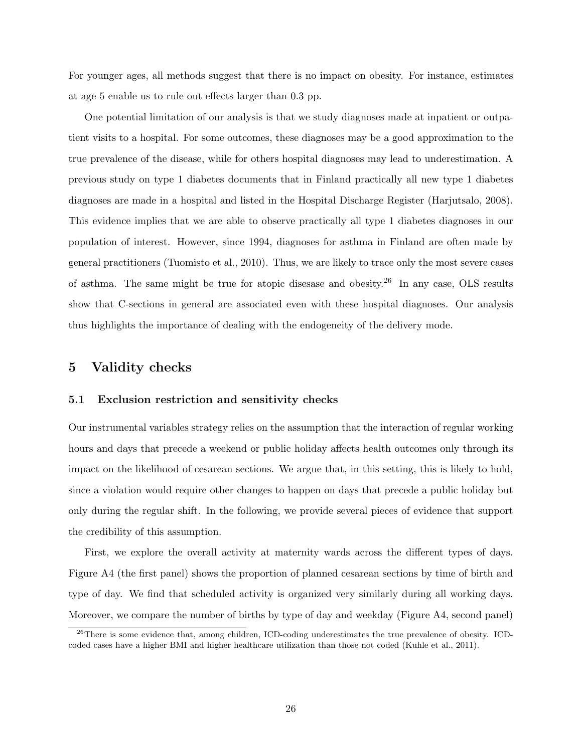For younger ages, all methods suggest that there is no impact on obesity. For instance, estimates at age 5 enable us to rule out effects larger than 0.3 pp.

One potential limitation of our analysis is that we study diagnoses made at inpatient or outpatient visits to a hospital. For some outcomes, these diagnoses may be a good approximation to the true prevalence of the disease, while for others hospital diagnoses may lead to underestimation. A previous study on type 1 diabetes documents that in Finland practically all new type 1 diabetes diagnoses are made in a hospital and listed in the Hospital Discharge Register (Harjutsalo, 2008). This evidence implies that we are able to observe practically all type 1 diabetes diagnoses in our population of interest. However, since 1994, diagnoses for asthma in Finland are often made by general practitioners (Tuomisto et al., 2010). Thus, we are likely to trace only the most severe cases of asthma. The same might be true for atopic disesase and obesity.[26] In any case, OLS results show that C-sections in general are associated even with these hospital diagnoses. Our analysis thus highlights the importance of dealing with the endogeneity of the delivery mode.

## 5 Validity checks

### 5.1 Exclusion restriction and sensitivity checks

Our instrumental variables strategy relies on the assumption that the interaction of regular working hours and days that precede a weekend or public holiday affects health outcomes only through its impact on the likelihood of cesarean sections. We argue that, in this setting, this is likely to hold, since a violation would require other changes to happen on days that precede a public holiday but only during the regular shift. In the following, we provide several pieces of evidence that support the credibility of this assumption.

First, we explore the overall activity at maternity wards across the different types of days. Figure A4 (the first panel) shows the proportion of planned cesarean sections by time of birth and type of day. We find that scheduled activity is organized very similarly during all working days. Moreover, we compare the number of births by type of day and weekday (Figure A4, second panel)

[26] There is some evidence that, among children, ICD-coding underestimates the true prevalence of obesity. ICD-coded cases have a higher BMI and higher healthcare utilization than those not coded (Kuhle et al., 2011).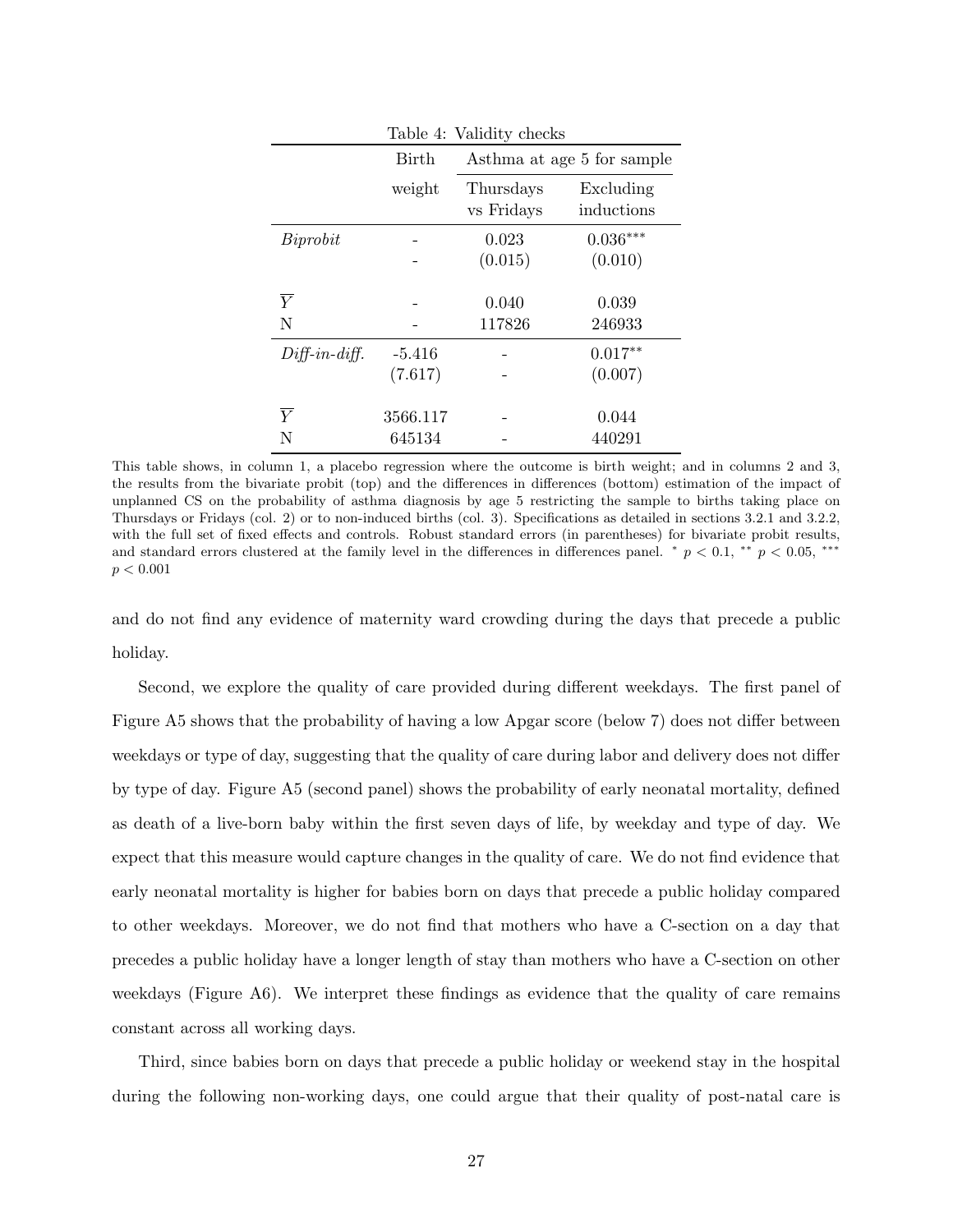Table 4: Validity checks

| | Birth weight | Asthma at age 5 for sample | |
|---|---|---|---|
| | | Thursdays vs Fridays | Excluding inductions |
| *Biprobit* | - | 0.023 | 0.036*** |
| | - | (0.015) | (0.010) |
| $\overline{Y}$ | - | 0.040 | 0.039 |
| N | - | 117826 | 246933 |
| *Diff-in-diff.* | -5.416 | - | 0.017** |
| | (7.617) | - | (0.007) |
| $\overline{Y}$ | 3566.117 | - | 0.044 |
| N | 645134 | - | 440291 |

This table shows, in column 1, a placebo regression where the outcome is birth weight; and in columns 2 and 3, the results from the bivariate probit (top) and the differences in differences (bottom) estimation of the impact of unplanned CS on the probability of asthma diagnosis by age 5 restricting the sample to births taking place on Thursdays or Fridays (col. 2) or to non-induced births (col. 3). Specifications as detailed in sections 3.2.1 and 3.2.2, with the full set of fixed effects and controls. Robust standard errors (in parentheses) for bivariate probit results, and standard errors clustered at the family level in the differences in differences panel. * $p < 0.1$, ** $p < 0.05$, *** $p < 0.001$

and do not find any evidence of maternity ward crowding during the days that precede a public holiday.

Second, we explore the quality of care provided during different weekdays. The first panel of Figure A5 shows that the probability of having a low Apgar score (below 7) does not differ between weekdays or type of day, suggesting that the quality of care during labor and delivery does not differ by type of day. Figure A5 (second panel) shows the probability of early neonatal mortality, defined as death of a live-born baby within the first seven days of life, by weekday and type of day. We expect that this measure would capture changes in the quality of care. We do not find evidence that early neonatal mortality is higher for babies born on days that precede a public holiday compared to other weekdays. Moreover, we do not find that mothers who have a C-section on a day that precedes a public holiday have a longer length of stay than mothers who have a C-section on other weekdays (Figure A6). We interpret these findings as evidence that the quality of care remains constant across all working days.

Third, since babies born on days that precede a public holiday or weekend stay in the hospital during the following non-working days, one could argue that their quality of post-natal care is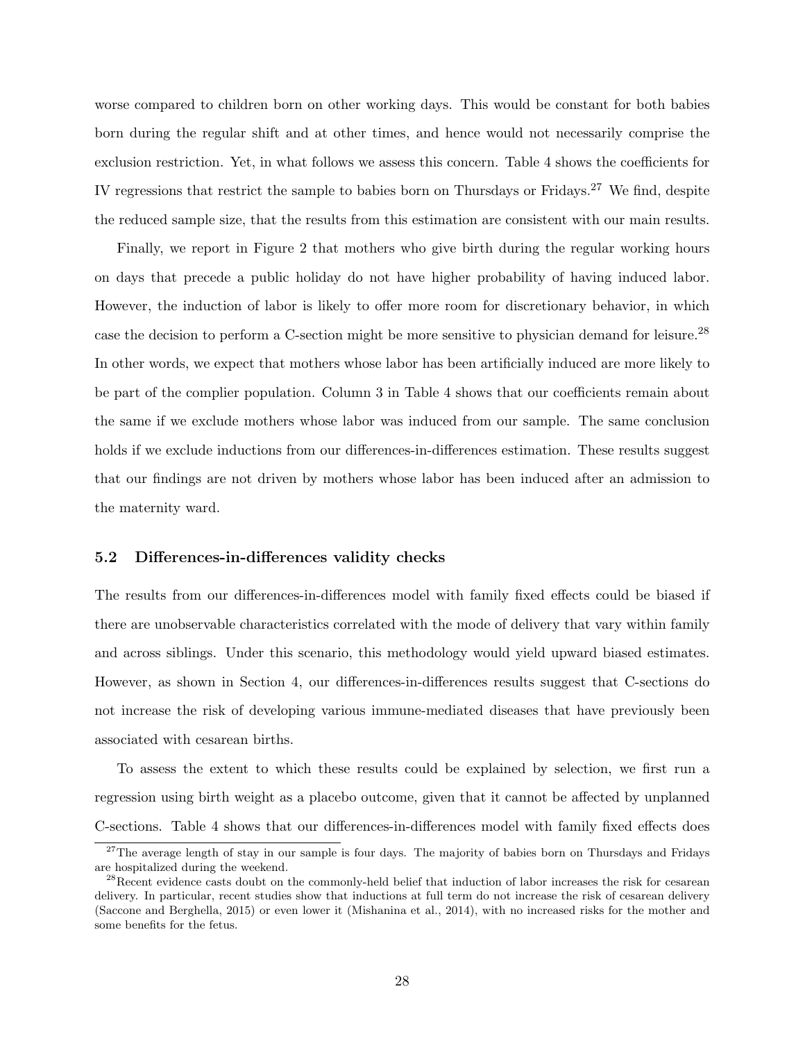worse compared to children born on other working days. This would be constant for both babies born during the regular shift and at other times, and hence would not necessarily comprise the exclusion restriction. Yet, in what follows we assess this concern. Table 4 shows the coefficients for IV regressions that restrict the sample to babies born on Thursdays or Fridays.[27] We find, despite the reduced sample size, that the results from this estimation are consistent with our main results.

Finally, we report in Figure 2 that mothers who give birth during the regular working hours on days that precede a public holiday do not have higher probability of having induced labor. However, the induction of labor is likely to offer more room for discretionary behavior, in which case the decision to perform a C-section might be more sensitive to physician demand for leisure.[28] In other words, we expect that mothers whose labor has been artificially induced are more likely to be part of the complier population. Column 3 in Table 4 shows that our coefficients remain about the same if we exclude mothers whose labor was induced from our sample. The same conclusion holds if we exclude inductions from our differences-in-differences estimation. These results suggest that our findings are not driven by mothers whose labor has been induced after an admission to the maternity ward.

### 5.2 Differences-in-differences validity checks

The results from our differences-in-differences model with family fixed effects could be biased if there are unobservable characteristics correlated with the mode of delivery that vary within family and across siblings. Under this scenario, this methodology would yield upward biased estimates. However, as shown in Section 4, our differences-in-differences results suggest that C-sections do not increase the risk of developing various immune-mediated diseases that have previously been associated with cesarean births.

To assess the extent to which these results could be explained by selection, we first run a regression using birth weight as a placebo outcome, given that it cannot be affected by unplanned C-sections. Table 4 shows that our differences-in-differences model with family fixed effects does

[27] The average length of stay in our sample is four days. The majority of babies born on Thursdays and Fridays are hospitalized during the weekend.

[28] Recent evidence casts doubt on the commonly-held belief that induction of labor increases the risk for cesarean delivery. In particular, recent studies show that inductions at full term do not increase the risk of cesarean delivery (Saccone and Berghella, 2015) or even lower it (Mishanina et al., 2014), with no increased risks for the mother and some benefits for the fetus.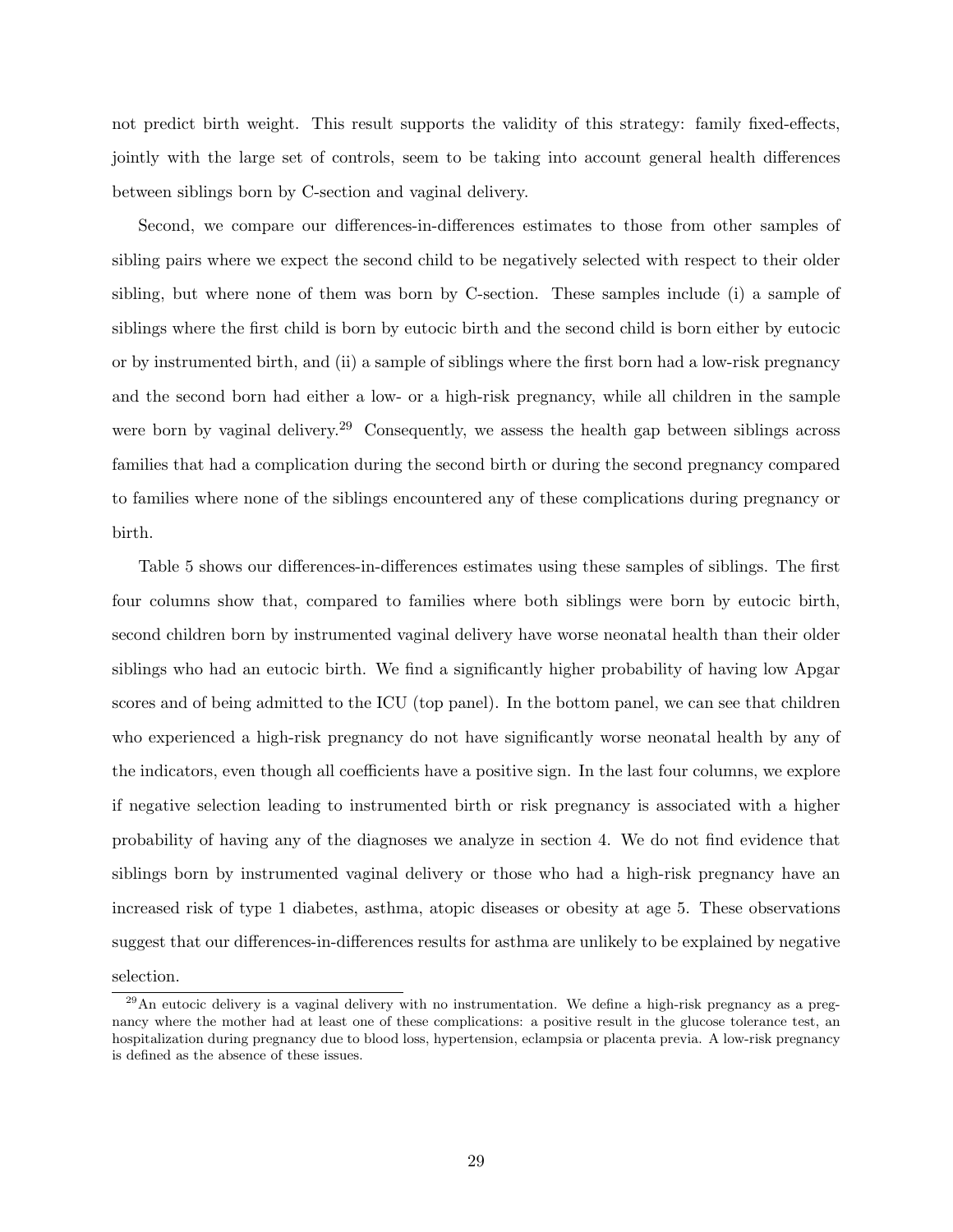not predict birth weight. This result supports the validity of this strategy: family fixed-effects, jointly with the large set of controls, seem to be taking into account general health differences between siblings born by C-section and vaginal delivery.

Second, we compare our differences-in-differences estimates to those from other samples of sibling pairs where we expect the second child to be negatively selected with respect to their older sibling, but where none of them was born by C-section. These samples include (i) a sample of siblings where the first child is born by eutocic birth and the second child is born either by eutocic or by instrumented birth, and (ii) a sample of siblings where the first born had a low-risk pregnancy and the second born had either a low- or a high-risk pregnancy, while all children in the sample were born by vaginal delivery.[29] Consequently, we assess the health gap between siblings across families that had a complication during the second birth or during the second pregnancy compared to families where none of the siblings encountered any of these complications during pregnancy or birth.

Table 5 shows our differences-in-differences estimates using these samples of siblings. The first four columns show that, compared to families where both siblings were born by eutocic birth, second children born by instrumented vaginal delivery have worse neonatal health than their older siblings who had an eutocic birth. We find a significantly higher probability of having low Apgar scores and of being admitted to the ICU (top panel). In the bottom panel, we can see that children who experienced a high-risk pregnancy do not have significantly worse neonatal health by any of the indicators, even though all coefficients have a positive sign. In the last four columns, we explore if negative selection leading to instrumented birth or risk pregnancy is associated with a higher probability of having any of the diagnoses we analyze in section 4. We do not find evidence that siblings born by instrumented vaginal delivery or those who had a high-risk pregnancy have an increased risk of type 1 diabetes, asthma, atopic diseases or obesity at age 5. These observations suggest that our differences-in-differences results for asthma are unlikely to be explained by negative selection.

[29] An eutocic delivery is a vaginal delivery with no instrumentation. We define a high-risk pregnancy as a pregnancy where the mother had at least one of these complications: a positive result in the glucose tolerance test, an hospitalization during pregnancy due to blood loss, hypertension, eclampsia or placenta previa. A low-risk pregnancy is defined as the absence of these issues.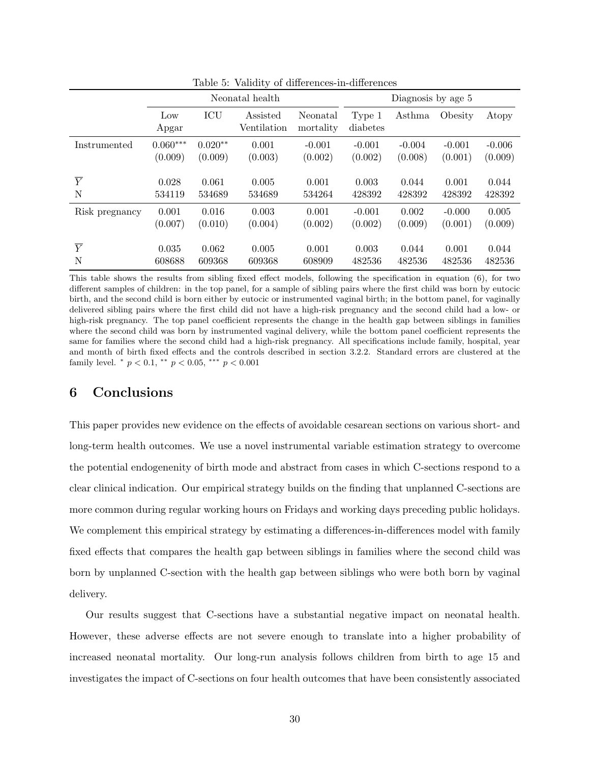Table 5: Validity of differences-in-differences

| | Neonatal health | | | | Diagnosis by age 5 | | | |
|---|---|---|---|---|---|---|---|---|
| | Low Apgar | ICU | Assisted Ventilation | Neonatal mortality | Type 1 diabetes | Asthma | Obesity | Atopy |
| Instrumented | 0.060*** | 0.020** | 0.001 | -0.001 | -0.001 | -0.004 | -0.001 | -0.006 |
| | (0.009) | (0.009) | (0.003) | (0.002) | (0.002) | (0.008) | (0.001) | (0.009) |
| $\overline{Y}$ | 0.028 | 0.061 | 0.005 | 0.001 | 0.003 | 0.044 | 0.001 | 0.044 |
| N | 534119 | 534689 | 534689 | 534264 | 428392 | 428392 | 428392 | 428392 |
| Risk pregnancy | 0.001 | 0.016 | 0.003 | 0.001 | -0.001 | 0.002 | -0.000 | 0.005 |
| | (0.007) | (0.010) | (0.004) | (0.002) | (0.002) | (0.009) | (0.001) | (0.009) |
| $\overline{Y}$ | 0.035 | 0.062 | 0.005 | 0.001 | 0.003 | 0.044 | 0.001 | 0.044 |
| N | 608688 | 609368 | 609368 | 608909 | 482536 | 482536 | 482536 | 482536 |

This table shows the results from sibling fixed effect models, following the specification in equation (6), for two different samples of children: in the top panel, for a sample of sibling pairs where the first child was born by eutocic birth, and the second child is born either by eutocic or instrumented vaginal birth; in the bottom panel, for vaginally delivered sibling pairs where the first child did not have a high-risk pregnancy and the second child had a low- or high-risk pregnancy. The top panel coefficient represents the change in the health gap between siblings in families where the second child was born by instrumented vaginal delivery, while the bottom panel coefficient represents the same for families where the second child had a high-risk pregnancy. All specifications include family, hospital, year and month of birth fixed effects and the controls described in section 3.2.2. Standard errors are clustered at the family level. * $p < 0.1$, ** $p < 0.05$, *** $p < 0.001$

## 6 Conclusions

This paper provides new evidence on the effects of avoidable cesarean sections on various short- and long-term health outcomes. We use a novel instrumental variable estimation strategy to overcome the potential endogenenity of birth mode and abstract from cases in which C-sections respond to a clear clinical indication. Our empirical strategy builds on the finding that unplanned C-sections are more common during regular working hours on Fridays and working days preceding public holidays. We complement this empirical strategy by estimating a differences-in-differences model with family fixed effects that compares the health gap between siblings in families where the second child was born by unplanned C-section with the health gap between siblings who were both born by vaginal delivery.

Our results suggest that C-sections have a substantial negative impact on neonatal health. However, these adverse effects are not severe enough to translate into a higher probability of increased neonatal mortality. Our long-run analysis follows children from birth to age 15 and investigates the impact of C-sections on four health outcomes that have been consistently associated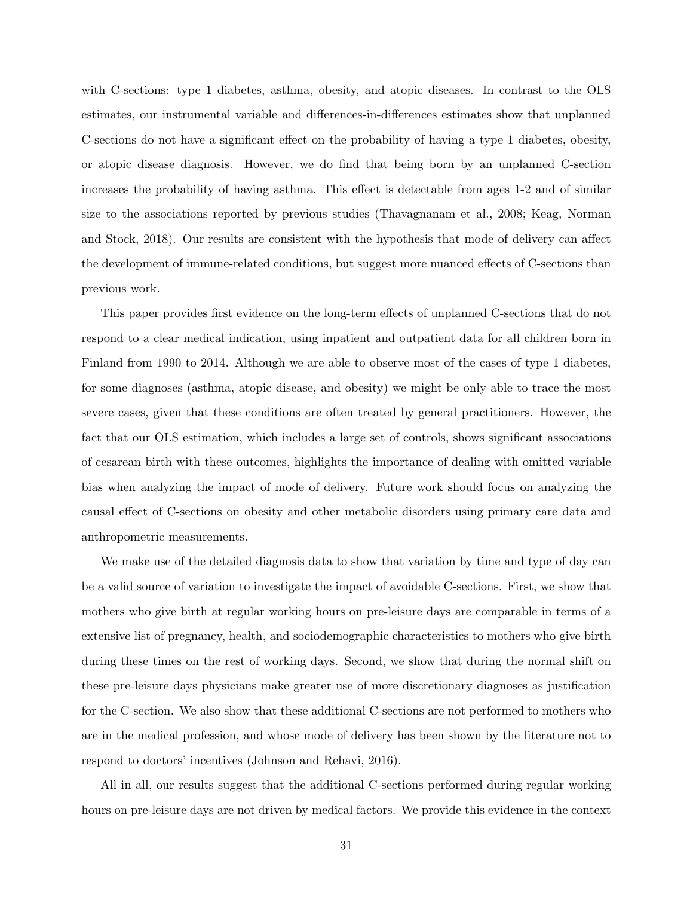with C-sections: type 1 diabetes, asthma, obesity, and atopic diseases. In contrast to the OLS estimates, our instrumental variable and differences-in-differences estimates show that unplanned C-sections do not have a significant effect on the probability of having a type 1 diabetes, obesity, or atopic disease diagnosis. However, we do find that being born by an unplanned C-section increases the probability of having asthma. This effect is detectable from ages 1-2 and of similar size to the associations reported by previous studies (Thavagnanam et al., 2008; Keag, Norman and Stock, 2018). Our results are consistent with the hypothesis that mode of delivery can affect the development of immune-related conditions, but suggest more nuanced effects of C-sections than previous work.

This paper provides first evidence on the long-term effects of unplanned C-sections that do not respond to a clear medical indication, using inpatient and outpatient data for all children born in Finland from 1990 to 2014. Although we are able to observe most of the cases of type 1 diabetes, for some diagnoses (asthma, atopic disease, and obesity) we might be only able to trace the most severe cases, given that these conditions are often treated by general practitioners. However, the fact that our OLS estimation, which includes a large set of controls, shows significant associations of cesarean birth with these outcomes, highlights the importance of dealing with omitted variable bias when analyzing the impact of mode of delivery. Future work should focus on analyzing the causal effect of C-sections on obesity and other metabolic disorders using primary care data and anthropometric measurements.

We make use of the detailed diagnosis data to show that variation by time and type of day can be a valid source of variation to investigate the impact of avoidable C-sections. First, we show that mothers who give birth at regular working hours on pre-leisure days are comparable in terms of a extensive list of pregnancy, health, and sociodemographic characteristics to mothers who give birth during these times on the rest of working days. Second, we show that during the normal shift on these pre-leisure days physicians make greater use of more discretionary diagnoses as justification for the C-section. We also show that these additional C-sections are not performed to mothers who are in the medical profession, and whose mode of delivery has been shown by the literature not to respond to doctors' incentives (Johnson and Rehavi, 2016).

All in all, our results suggest that the additional C-sections performed during regular working hours on pre-leisure days are not driven by medical factors. We provide this evidence in the context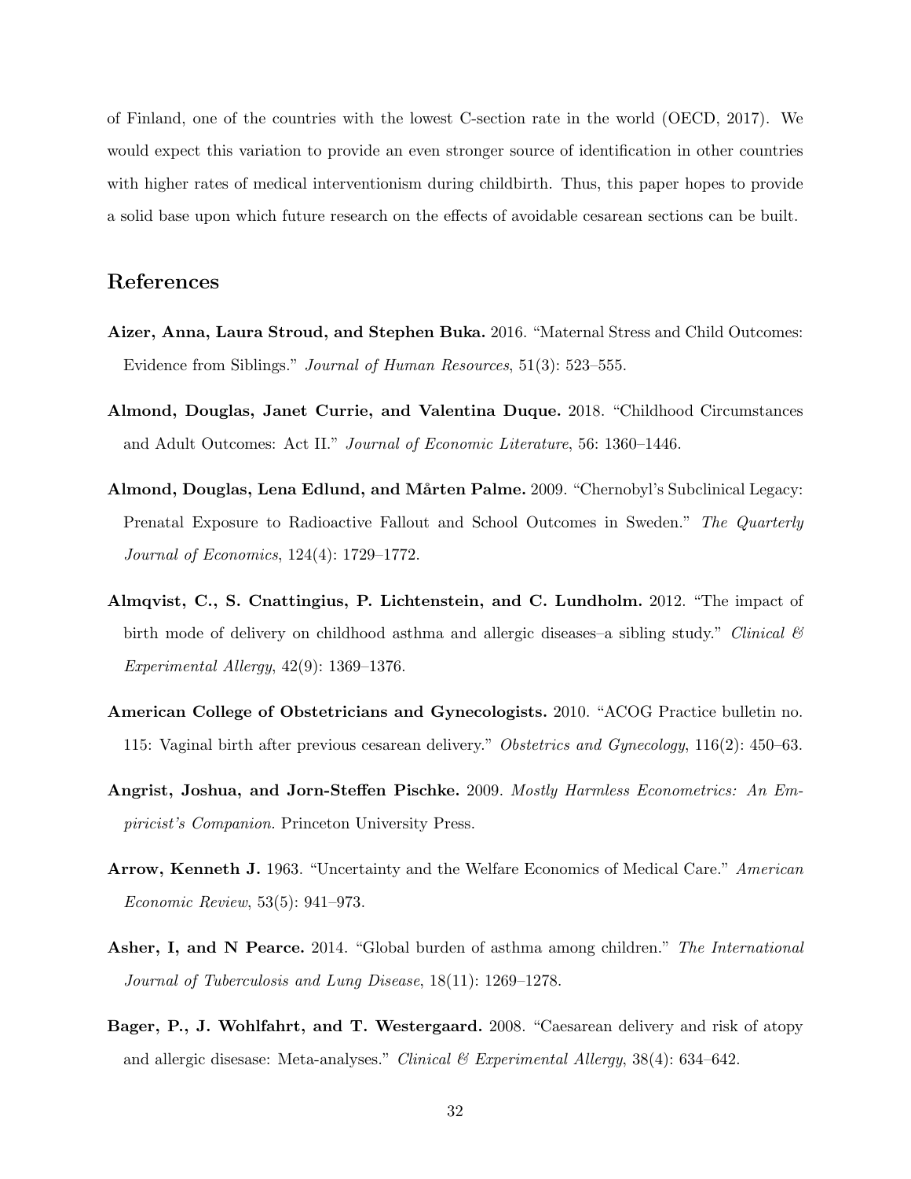of Finland, one of the countries with the lowest C-section rate in the world (OECD, 2017). We would expect this variation to provide an even stronger source of identification in other countries with higher rates of medical interventionism during childbirth. Thus, this paper hopes to provide a solid base upon which future research on the effects of avoidable cesarean sections can be built.

## References

**Aizer, Anna, Laura Stroud, and Stephen Buka.** 2016. "Maternal Stress and Child Outcomes: Evidence from Siblings." *Journal of Human Resources*, 51(3): 523–555.

**Almond, Douglas, Janet Currie, and Valentina Duque.** 2018. "Childhood Circumstances and Adult Outcomes: Act II." *Journal of Economic Literature*, 56: 1360–1446.

**Almond, Douglas, Lena Edlund, and Mårten Palme.** 2009. "Chernobyl's Subclinical Legacy: Prenatal Exposure to Radioactive Fallout and School Outcomes in Sweden." *The Quarterly Journal of Economics*, 124(4): 1729–1772.

**Almqvist, C., S. Cnattingius, P. Lichtenstein, and C. Lundholm.** 2012. "The impact of birth mode of delivery on childhood asthma and allergic diseases–a sibling study." *Clinical & Experimental Allergy*, 42(9): 1369–1376.

**American College of Obstetricians and Gynecologists.** 2010. "ACOG Practice bulletin no. 115: Vaginal birth after previous cesarean delivery." *Obstetrics and Gynecology*, 116(2): 450–63.

**Angrist, Joshua, and Jorn-Steffen Pischke.** 2009. *Mostly Harmless Econometrics: An Empiricist's Companion.* Princeton University Press.

**Arrow, Kenneth J.** 1963. "Uncertainty and the Welfare Economics of Medical Care." *American Economic Review*, 53(5): 941–973.

**Asher, I, and N Pearce.** 2014. "Global burden of asthma among children." *The International Journal of Tuberculosis and Lung Disease*, 18(11): 1269–1278.

**Bager, P., J. Wohlfahrt, and T. Westergaard.** 2008. "Caesarean delivery and risk of atopy and allergic disesase: Meta-analyses." *Clinical & Experimental Allergy*, 38(4): 634–642.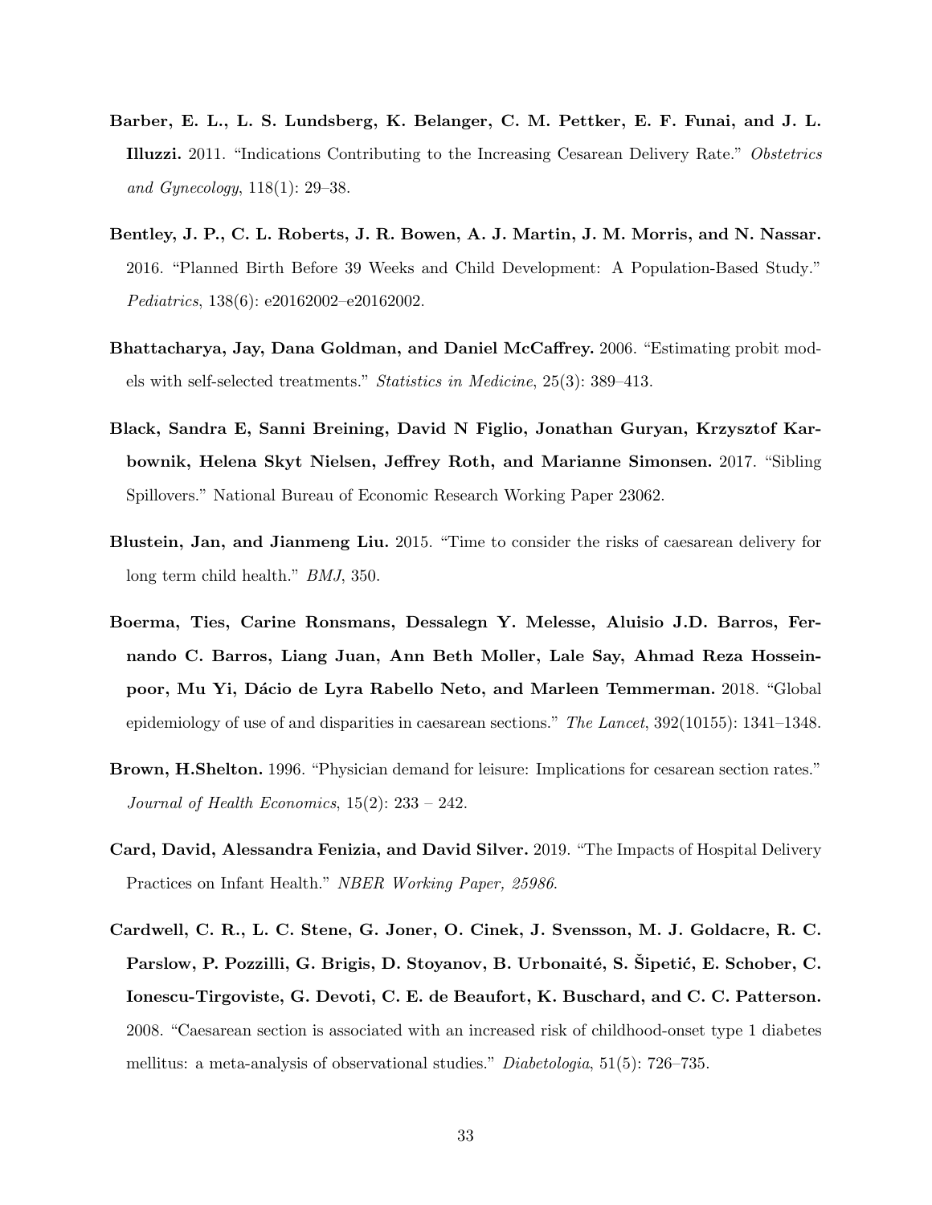**Barber, E. L., L. S. Lundsberg, K. Belanger, C. M. Pettker, E. F. Funai, and J. L. Illuzzi.** 2011. "Indications Contributing to the Increasing Cesarean Delivery Rate." *Obstetrics and Gynecology*, 118(1): 29–38.

**Bentley, J. P., C. L. Roberts, J. R. Bowen, A. J. Martin, J. M. Morris, and N. Nassar.** 2016. "Planned Birth Before 39 Weeks and Child Development: A Population-Based Study." *Pediatrics*, 138(6): e20162002–e20162002.

**Bhattacharya, Jay, Dana Goldman, and Daniel McCaffrey.** 2006. "Estimating probit models with self-selected treatments." *Statistics in Medicine*, 25(3): 389–413.

**Black, Sandra E, Sanni Breining, David N Figlio, Jonathan Guryan, Krzysztof Karbownik, Helena Skyt Nielsen, Jeffrey Roth, and Marianne Simonsen.** 2017. "Sibling Spillovers." National Bureau of Economic Research Working Paper 23062.

**Blustein, Jan, and Jianmeng Liu.** 2015. "Time to consider the risks of caesarean delivery for long term child health." *BMJ*, 350.

**Boerma, Ties, Carine Ronsmans, Dessalegn Y. Melesse, Aluisio J.D. Barros, Fernando C. Barros, Liang Juan, Ann Beth Moller, Lale Say, Ahmad Reza Hosseinpoor, Mu Yi, Dácio de Lyra Rabello Neto, and Marleen Temmerman.** 2018. "Global epidemiology of use of and disparities in caesarean sections." *The Lancet*, 392(10155): 1341–1348.

**Brown, H.Shelton.** 1996. "Physician demand for leisure: Implications for cesarean section rates." *Journal of Health Economics*, 15(2): 233 – 242.

**Card, David, Alessandra Fenizia, and David Silver.** 2019. "The Impacts of Hospital Delivery Practices on Infant Health." *NBER Working Paper, 25986*.

**Cardwell, C. R., L. C. Stene, G. Joner, O. Cinek, J. Svensson, M. J. Goldacre, R. C. Parslow, P. Pozzilli, G. Brigis, D. Stoyanov, B. Urbonaitė, S. Šipetić, E. Schober, C. Ionescu-Tirgoviste, G. Devoti, C. E. de Beaufort, K. Buschard, and C. C. Patterson.** 2008. "Caesarean section is associated with an increased risk of childhood-onset type 1 diabetes mellitus: a meta-analysis of observational studies." *Diabetologia*, 51(5): 726–735.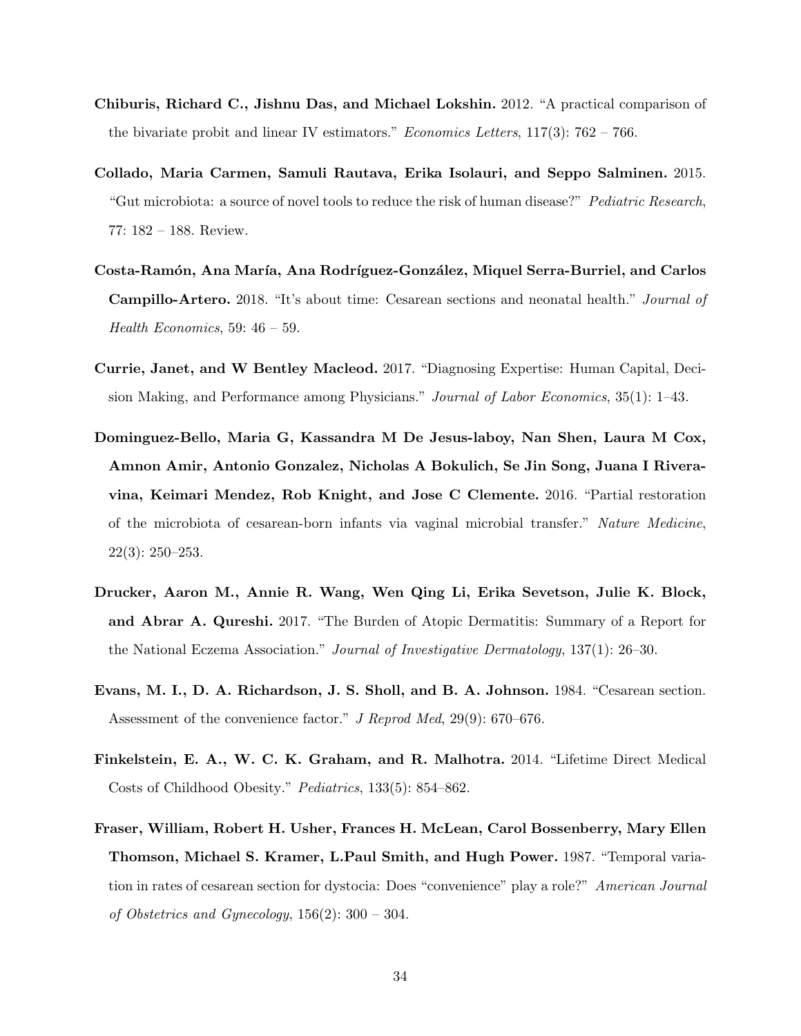**Chiburis, Richard C., Jishnu Das, and Michael Lokshin.** 2012. "A practical comparison of the bivariate probit and linear IV estimators." *Economics Letters*, 117(3): 762 – 766.

**Collado, Maria Carmen, Samuli Rautava, Erika Isolauri, and Seppo Salminen.** 2015. "Gut microbiota: a source of novel tools to reduce the risk of human disease?" *Pediatric Research*, 77: 182 – 188. Review.

**Costa-Ramón, Ana María, Ana Rodríguez-González, Miquel Serra-Burriel, and Carlos Campillo-Artero.** 2018. "It's about time: Cesarean sections and neonatal health." *Journal of Health Economics*, 59: 46 – 59.

**Currie, Janet, and W Bentley Macleod.** 2017. "Diagnosing Expertise: Human Capital, Decision Making, and Performance among Physicians." *Journal of Labor Economics*, 35(1): 1–43.

**Dominguez-Bello, Maria G, Kassandra M De Jesus-laboy, Nan Shen, Laura M Cox, Amnon Amir, Antonio Gonzalez, Nicholas A Bokulich, Se Jin Song, Juana I Riveravina, Keimari Mendez, Rob Knight, and Jose C Clemente.** 2016. "Partial restoration of the microbiota of cesarean-born infants via vaginal microbial transfer." *Nature Medicine*, 22(3): 250–253.

**Drucker, Aaron M., Annie R. Wang, Wen Qing Li, Erika Sevetson, Julie K. Block, and Abrar A. Qureshi.** 2017. "The Burden of Atopic Dermatitis: Summary of a Report for the National Eczema Association." *Journal of Investigative Dermatology*, 137(1): 26–30.

**Evans, M. I., D. A. Richardson, J. S. Sholl, and B. A. Johnson.** 1984. "Cesarean section. Assessment of the convenience factor." *J Reprod Med*, 29(9): 670–676.

**Finkelstein, E. A., W. C. K. Graham, and R. Malhotra.** 2014. "Lifetime Direct Medical Costs of Childhood Obesity." *Pediatrics*, 133(5): 854–862.

**Fraser, William, Robert H. Usher, Frances H. McLean, Carol Bossenberry, Mary Ellen Thomson, Michael S. Kramer, L.Paul Smith, and Hugh Power.** 1987. "Temporal variation in rates of cesarean section for dystocia: Does "convenience" play a role?" *American Journal of Obstetrics and Gynecology*, 156(2): 300 – 304.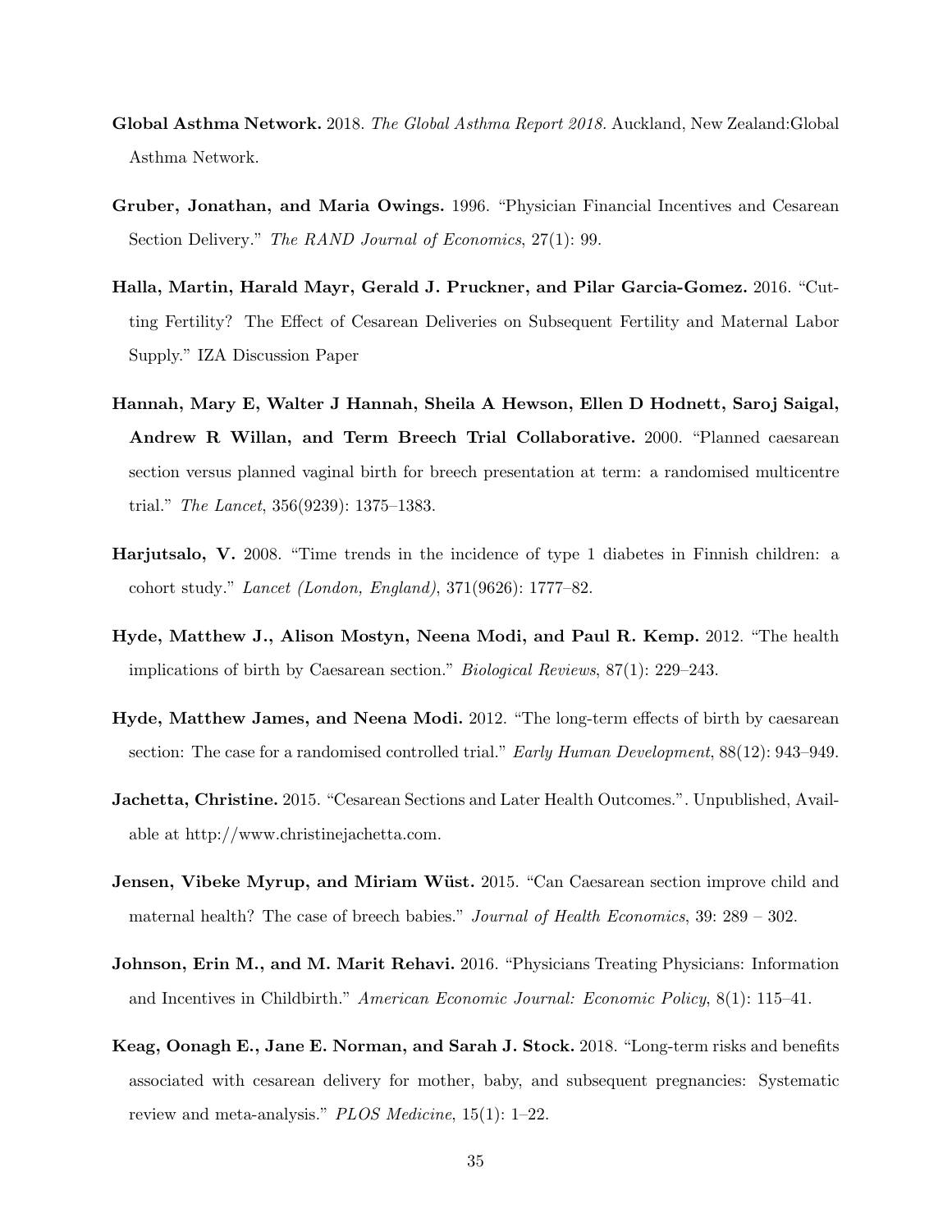**Global Asthma Network.** 2018. *The Global Asthma Report 2018.* Auckland, New Zealand:Global Asthma Network.

**Gruber, Jonathan, and Maria Owings.** 1996. "Physician Financial Incentives and Cesarean Section Delivery." *The RAND Journal of Economics*, 27(1): 99.

**Halla, Martin, Harald Mayr, Gerald J. Pruckner, and Pilar Garcia-Gomez.** 2016. "Cutting Fertility? The Effect of Cesarean Deliveries on Subsequent Fertility and Maternal Labor Supply." IZA Discussion Paper

**Hannah, Mary E, Walter J Hannah, Sheila A Hewson, Ellen D Hodnett, Saroj Saigal, Andrew R Willan, and Term Breech Trial Collaborative.** 2000. "Planned caesarean section versus planned vaginal birth for breech presentation at term: a randomised multicentre trial." *The Lancet*, 356(9239): 1375–1383.

**Harjutsalo, V.** 2008. "Time trends in the incidence of type 1 diabetes in Finnish children: a cohort study." *Lancet (London, England)*, 371(9626): 1777–82.

**Hyde, Matthew J., Alison Mostyn, Neena Modi, and Paul R. Kemp.** 2012. "The health implications of birth by Caesarean section." *Biological Reviews*, 87(1): 229–243.

**Hyde, Matthew James, and Neena Modi.** 2012. "The long-term effects of birth by caesarean section: The case for a randomised controlled trial." *Early Human Development*, 88(12): 943–949.

**Jachetta, Christine.** 2015. "Cesarean Sections and Later Health Outcomes.". Unpublished, Available at http://www.christinejachetta.com.

**Jensen, Vibeke Myrup, and Miriam Wüst.** 2015. "Can Caesarean section improve child and maternal health? The case of breech babies." *Journal of Health Economics*, 39: 289 – 302.

**Johnson, Erin M., and M. Marit Rehavi.** 2016. "Physicians Treating Physicians: Information and Incentives in Childbirth." *American Economic Journal: Economic Policy*, 8(1): 115–41.

**Keag, Oonagh E., Jane E. Norman, and Sarah J. Stock.** 2018. "Long-term risks and benefits associated with cesarean delivery for mother, baby, and subsequent pregnancies: Systematic review and meta-analysis." *PLOS Medicine*, 15(1): 1–22.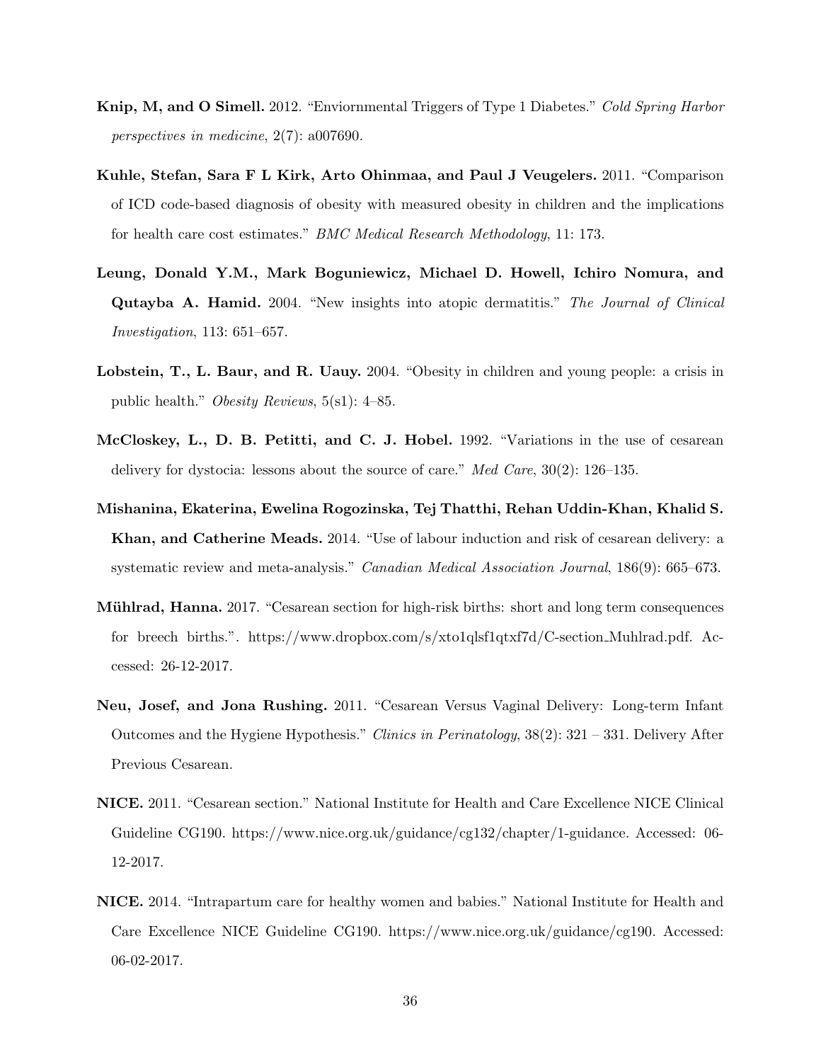**Knip, M, and O Simell.** 2012. "Enviornmental Triggers of Type 1 Diabetes." *Cold Spring Harbor perspectives in medicine*, 2(7): a007690.

**Kuhle, Stefan, Sara F L Kirk, Arto Ohinmaa, and Paul J Veugelers.** 2011. "Comparison of ICD code-based diagnosis of obesity with measured obesity in children and the implications for health care cost estimates." *BMC Medical Research Methodology*, 11: 173.

**Leung, Donald Y.M., Mark Boguniewicz, Michael D. Howell, Ichiro Nomura, and Qutayba A. Hamid.** 2004. "New insights into atopic dermatitis." *The Journal of Clinical Investigation*, 113: 651–657.

**Lobstein, T., L. Baur, and R. Uauy.** 2004. "Obesity in children and young people: a crisis in public health." *Obesity Reviews*, 5(s1): 4–85.

**McCloskey, L., D. B. Petitti, and C. J. Hobel.** 1992. "Variations in the use of cesarean delivery for dystocia: lessons about the source of care." *Med Care*, 30(2): 126–135.

**Mishanina, Ekaterina, Ewelina Rogozinska, Tej Thatthi, Rehan Uddin-Khan, Khalid S. Khan, and Catherine Meads.** 2014. "Use of labour induction and risk of cesarean delivery: a systematic review and meta-analysis." *Canadian Medical Association Journal*, 186(9): 665–673.

**Mühlrad, Hanna.** 2017. "Cesarean section for high-risk births: short and long term consequences for breech births.". https://www.dropbox.com/s/xto1qlsf1qtxf7d/C-section_Muhlrad.pdf. Accessed: 26-12-2017.

**Neu, Josef, and Jona Rushing.** 2011. "Cesarean Versus Vaginal Delivery: Long-term Infant Outcomes and the Hygiene Hypothesis." *Clinics in Perinatology*, 38(2): 321 – 331. Delivery After Previous Cesarean.

**NICE.** 2011. "Cesarean section." National Institute for Health and Care Excellence NICE Clinical Guideline CG190. https://www.nice.org.uk/guidance/cg132/chapter/1-guidance. Accessed: 06-12-2017.

**NICE.** 2014. "Intrapartum care for healthy women and babies." National Institute for Health and Care Excellence NICE Guideline CG190. https://www.nice.org.uk/guidance/cg190. Accessed: 06-02-2017.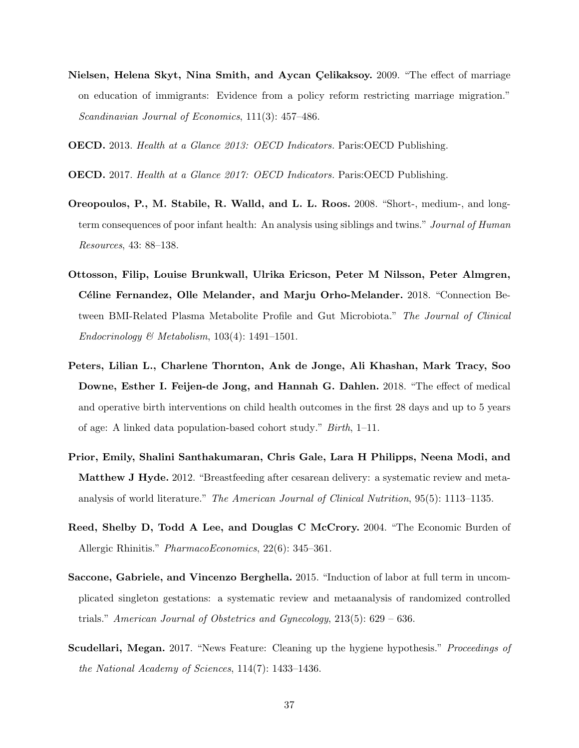**Nielsen, Helena Skyt, Nina Smith, and Aycan Çelikaksoy.** 2009. "The effect of marriage on education of immigrants: Evidence from a policy reform restricting marriage migration." *Scandinavian Journal of Economics*, 111(3): 457–486.

**OECD.** 2013. *Health at a Glance 2013: OECD Indicators.* Paris:OECD Publishing.

**OECD.** 2017. *Health at a Glance 2017: OECD Indicators.* Paris:OECD Publishing.

**Oreopoulos, P., M. Stabile, R. Walld, and L. L. Roos.** 2008. "Short-, medium-, and long-term consequences of poor infant health: An analysis using siblings and twins." *Journal of Human Resources*, 43: 88–138.

**Ottosson, Filip, Louise Brunkwall, Ulrika Ericson, Peter M Nilsson, Peter Almgren, Céline Fernandez, Olle Melander, and Marju Orho-Melander.** 2018. "Connection Between BMI-Related Plasma Metabolite Profile and Gut Microbiota." *The Journal of Clinical Endocrinology & Metabolism*, 103(4): 1491–1501.

**Peters, Lilian L., Charlene Thornton, Ank de Jonge, Ali Khashan, Mark Tracy, Soo Downe, Esther I. Feijen-de Jong, and Hannah G. Dahlen.** 2018. "The effect of medical and operative birth interventions on child health outcomes in the first 28 days and up to 5 years of age: A linked data population-based cohort study." *Birth*, 1–11.

**Prior, Emily, Shalini Santhakumaran, Chris Gale, Lara H Philipps, Neena Modi, and Matthew J Hyde.** 2012. "Breastfeeding after cesarean delivery: a systematic review and meta-analysis of world literature." *The American Journal of Clinical Nutrition*, 95(5): 1113–1135.

**Reed, Shelby D, Todd A Lee, and Douglas C McCrory.** 2004. "The Economic Burden of Allergic Rhinitis." *PharmacoEconomics*, 22(6): 345–361.

**Saccone, Gabriele, and Vincenzo Berghella.** 2015. "Induction of labor at full term in uncomplicated singleton gestations: a systematic review and metaanalysis of randomized controlled trials." *American Journal of Obstetrics and Gynecology*, 213(5): 629 – 636.

**Scudellari, Megan.** 2017. "News Feature: Cleaning up the hygiene hypothesis." *Proceedings of the National Academy of Sciences*, 114(7): 1433–1436.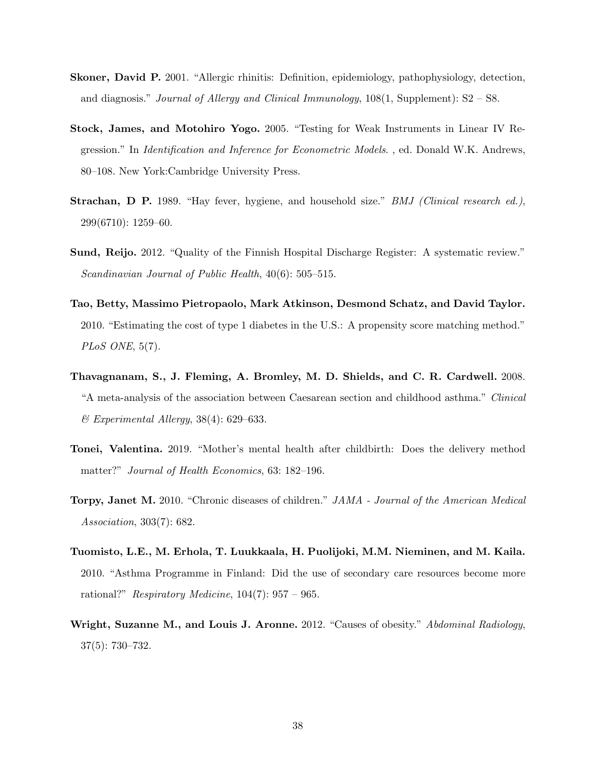**Skoner, David P.** 2001. "Allergic rhinitis: Definition, epidemiology, pathophysiology, detection, and diagnosis." *Journal of Allergy and Clinical Immunology*, 108(1, Supplement): S2 – S8.

**Stock, James, and Motohiro Yogo.** 2005. "Testing for Weak Instruments in Linear IV Regression." In *Identification and Inference for Econometric Models*. , ed. Donald W.K. Andrews, 80–108. New York:Cambridge University Press.

**Strachan, D P.** 1989. "Hay fever, hygiene, and household size." *BMJ (Clinical research ed.)*, 299(6710): 1259–60.

**Sund, Reijo.** 2012. "Quality of the Finnish Hospital Discharge Register: A systematic review." *Scandinavian Journal of Public Health*, 40(6): 505–515.

**Tao, Betty, Massimo Pietropaolo, Mark Atkinson, Desmond Schatz, and David Taylor.** 2010. "Estimating the cost of type 1 diabetes in the U.S.: A propensity score matching method." *PLoS ONE*, 5(7).

**Thavagnanam, S., J. Fleming, A. Bromley, M. D. Shields, and C. R. Cardwell.** 2008. "A meta-analysis of the association between Caesarean section and childhood asthma." *Clinical & Experimental Allergy*, 38(4): 629–633.

**Tonei, Valentina.** 2019. "Mother's mental health after childbirth: Does the delivery method matter?" *Journal of Health Economics*, 63: 182–196.

**Torpy, Janet M.** 2010. "Chronic diseases of children." *JAMA - Journal of the American Medical Association*, 303(7): 682.

**Tuomisto, L.E., M. Erhola, T. Luukkaala, H. Puolijoki, M.M. Nieminen, and M. Kaila.** 2010. "Asthma Programme in Finland: Did the use of secondary care resources become more rational?" *Respiratory Medicine*, 104(7): 957 – 965.

**Wright, Suzanne M., and Louis J. Aronne.** 2012. "Causes of obesity." *Abdominal Radiology*, 37(5): 730–732.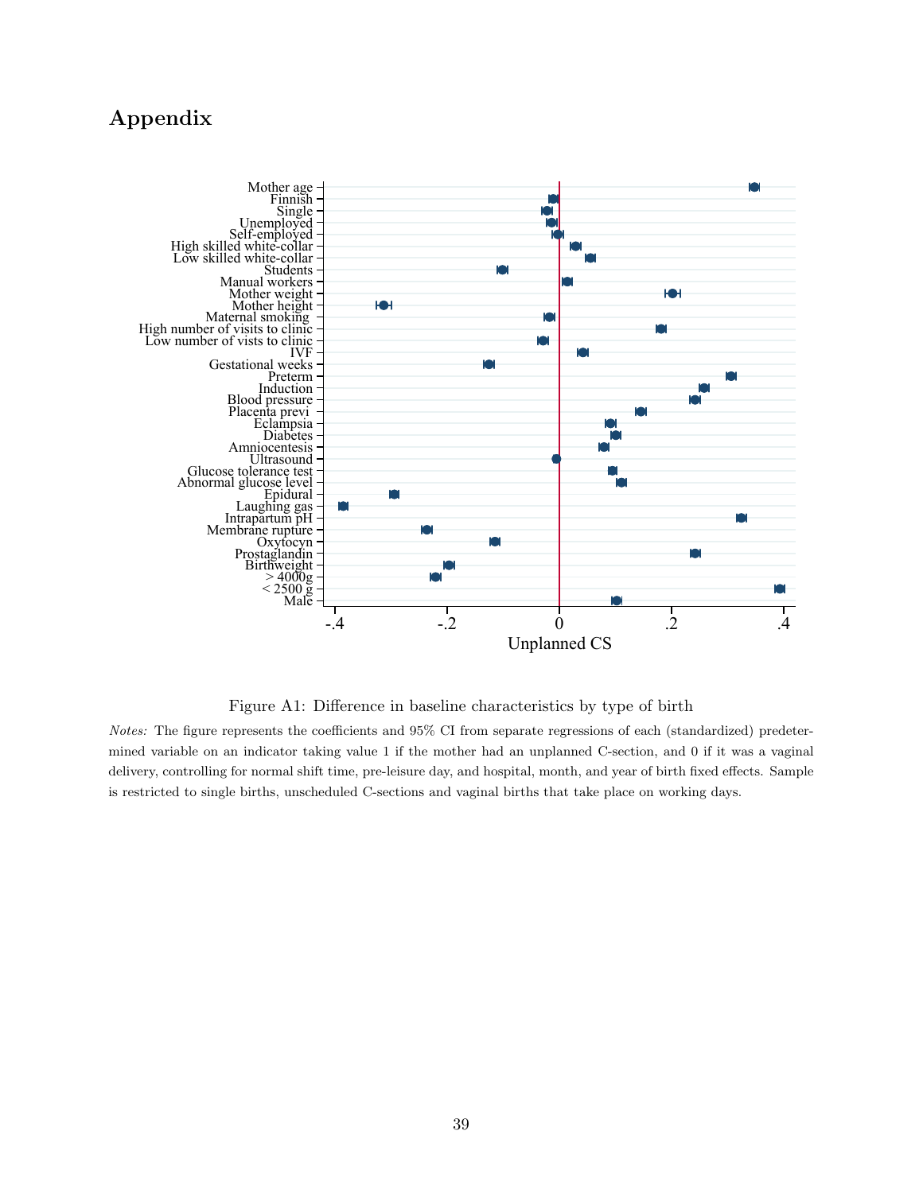# Appendix

Figure A1: Difference in baseline characteristics by type of birth

*Notes:* The figure represents the coefficients and 95% CI from separate regressions of each (standardized) predetermined variable on an indicator taking value 1 if the mother had an unplanned C-section, and 0 if it was a vaginal delivery, controlling for normal shift time, pre-leisure day, and hospital, month, and year of birth fixed effects. Sample is restricted to single births, unscheduled C-sections and vaginal births that take place on working days.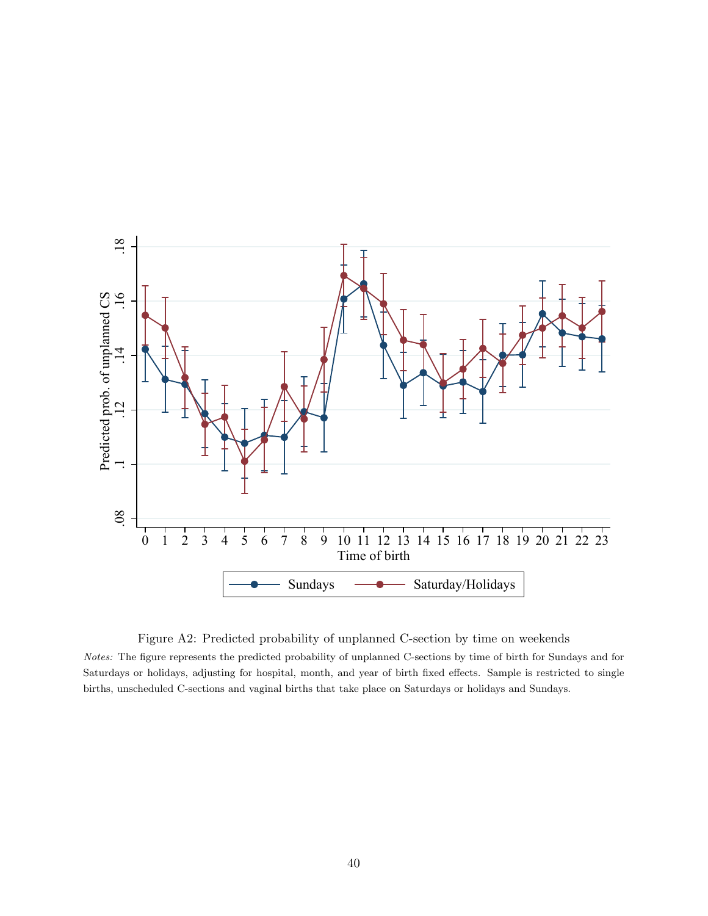Figure A2: Predicted probability of unplanned C-section by time on weekends

*Notes:* The figure represents the predicted probability of unplanned C-sections by time of birth for Sundays and for Saturdays or holidays, adjusting for hospital, month, and year of birth fixed effects. Sample is restricted to single births, unscheduled C-sections and vaginal births that take place on Saturdays or holidays and Sundays.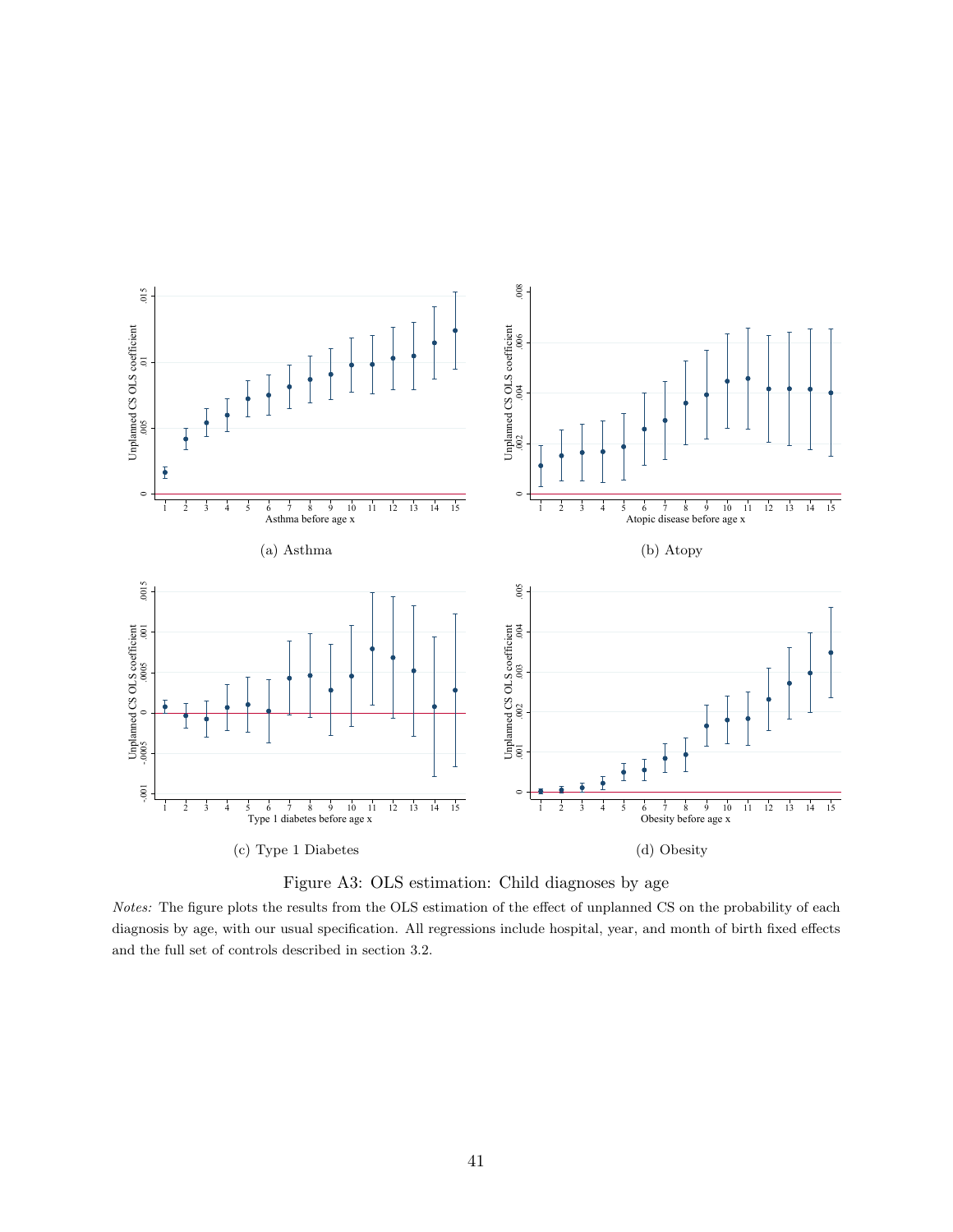(a) Asthma

(b) Atopy

(c) Type 1 Diabetes

(d) Obesity

Figure A3: OLS estimation: Child diagnoses by age

*Notes:* The figure plots the results from the OLS estimation of the effect of unplanned CS on the probability of each diagnosis by age, with our usual specification. All regressions include hospital, year, and month of birth fixed effects and the full set of controls described in section 3.2.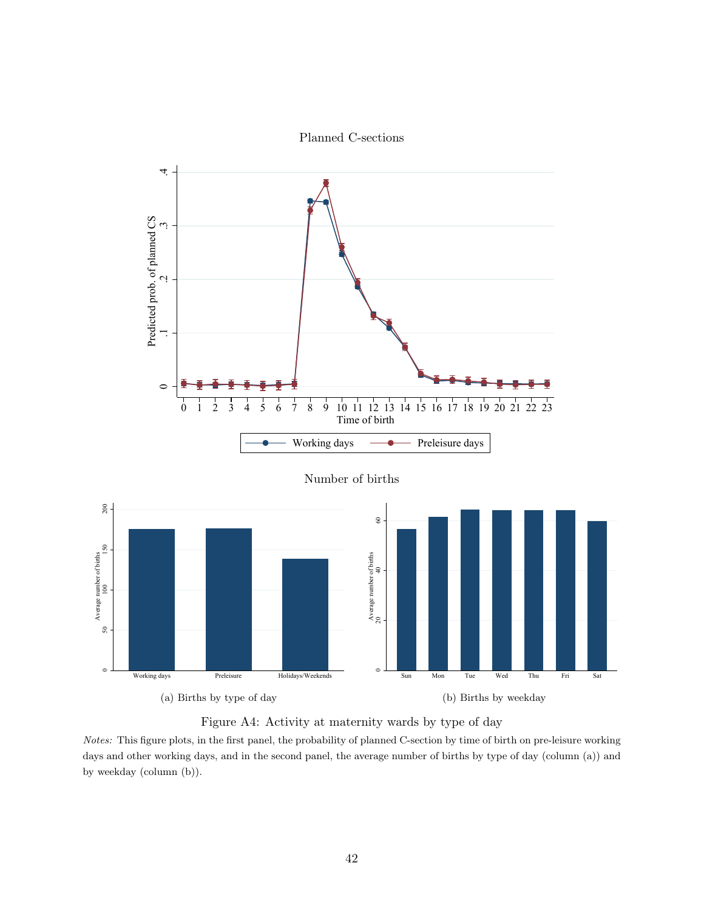Planned C-sections

(a) Births by type of day

(b) Births by weekday

Figure A4: Activity at maternity wards by type of day

*Notes:* This figure plots, in the first panel, the probability of planned C-section by time of birth on pre-leisure working days and other working days, and in the second panel, the average number of births by type of day (column (a)) and by weekday (column (b)).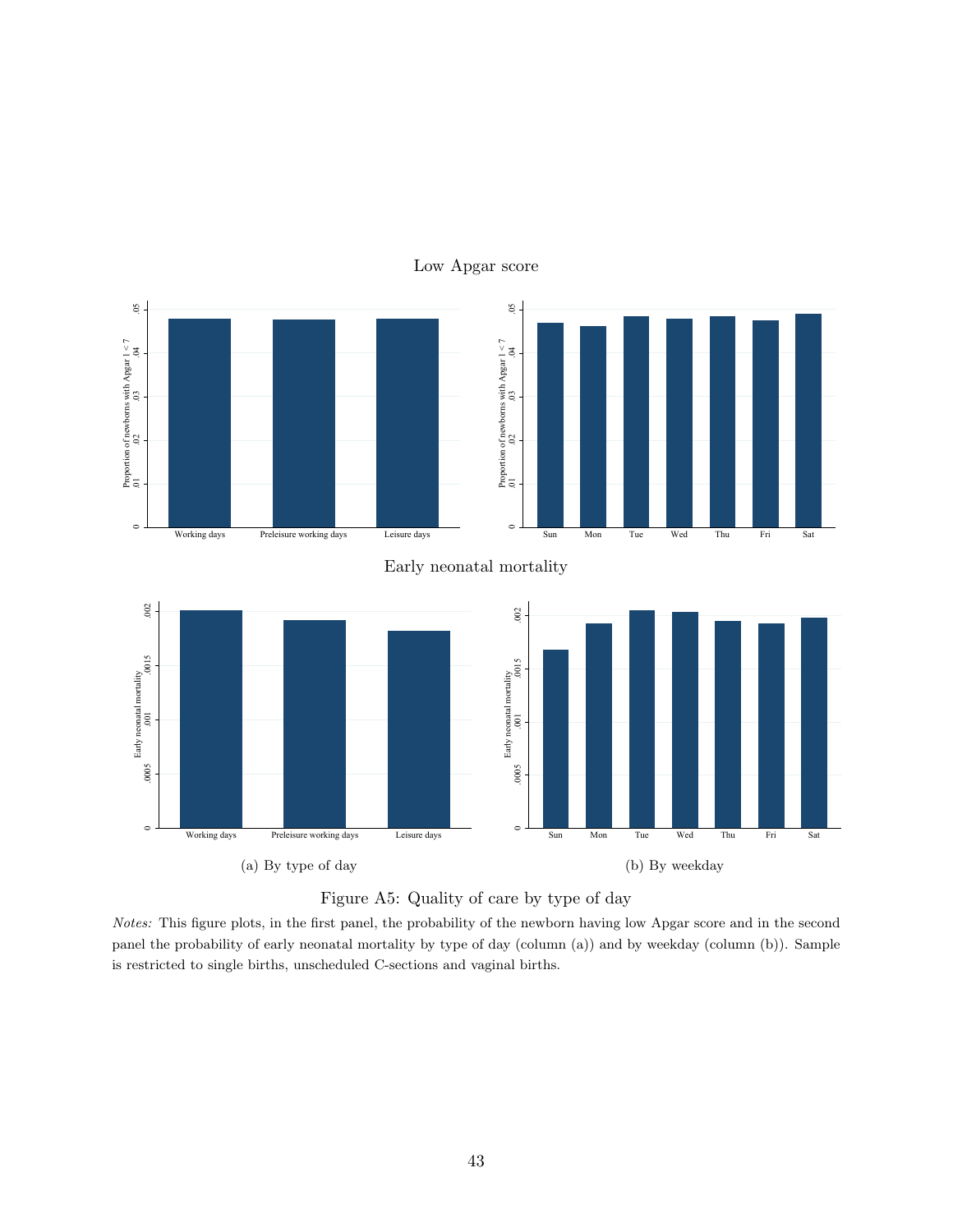Low Apgar score

Early neonatal mortality

(a) By type of day

(b) By weekday

Figure A5: Quality of care by type of day

*Notes:* This figure plots, in the first panel, the probability of the newborn having low Apgar score and in the second panel the probability of early neonatal mortality by type of day (column (a)) and by weekday (column (b)). Sample is restricted to single births, unscheduled C-sections and vaginal births.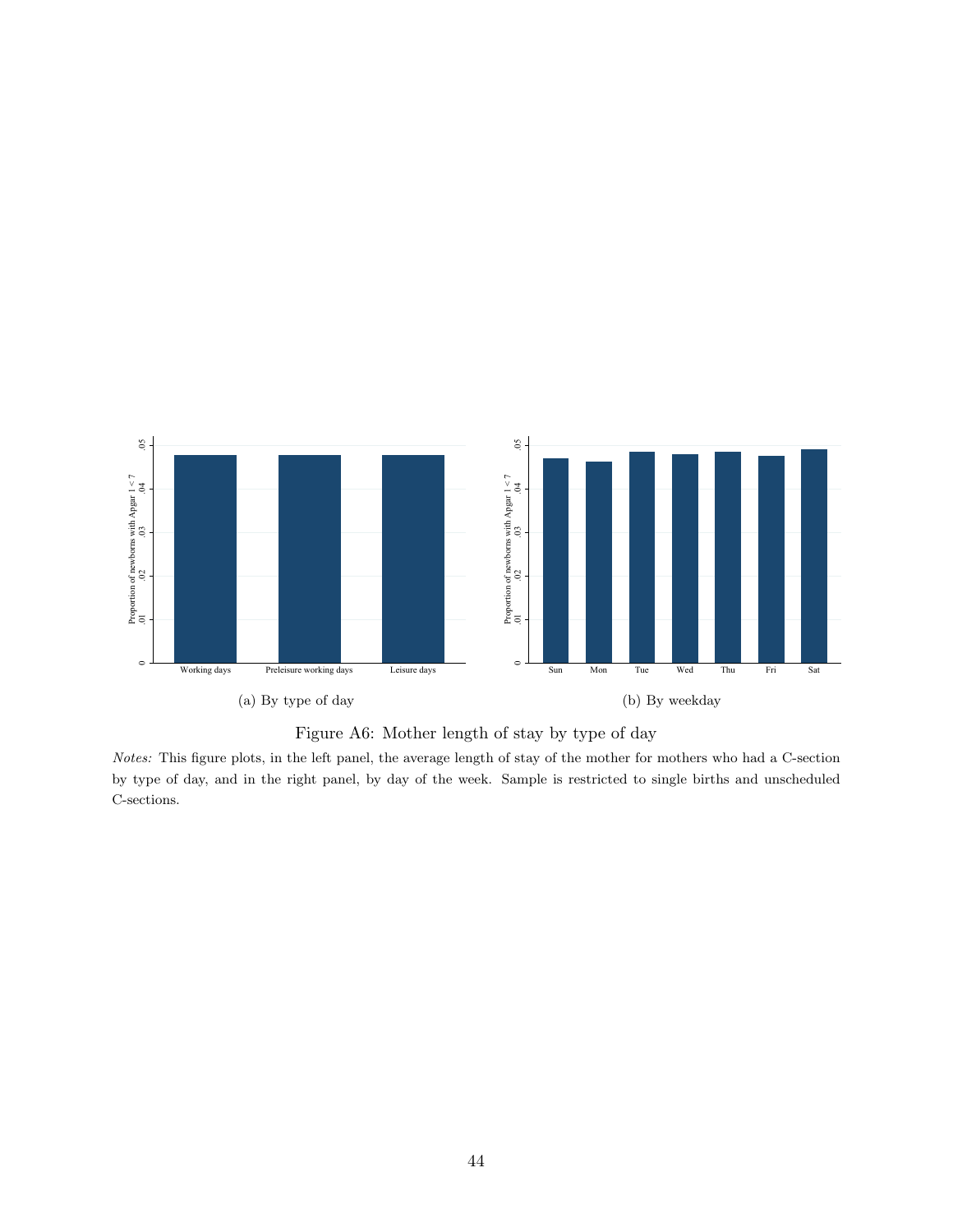(a) By type of day

(b) By weekday

Figure A6: Mother length of stay by type of day

*Notes:* This figure plots, in the left panel, the average length of stay of the mother for mothers who had a C-section by type of day, and in the right panel, by day of the week. Sample is restricted to single births and unscheduled C-sections.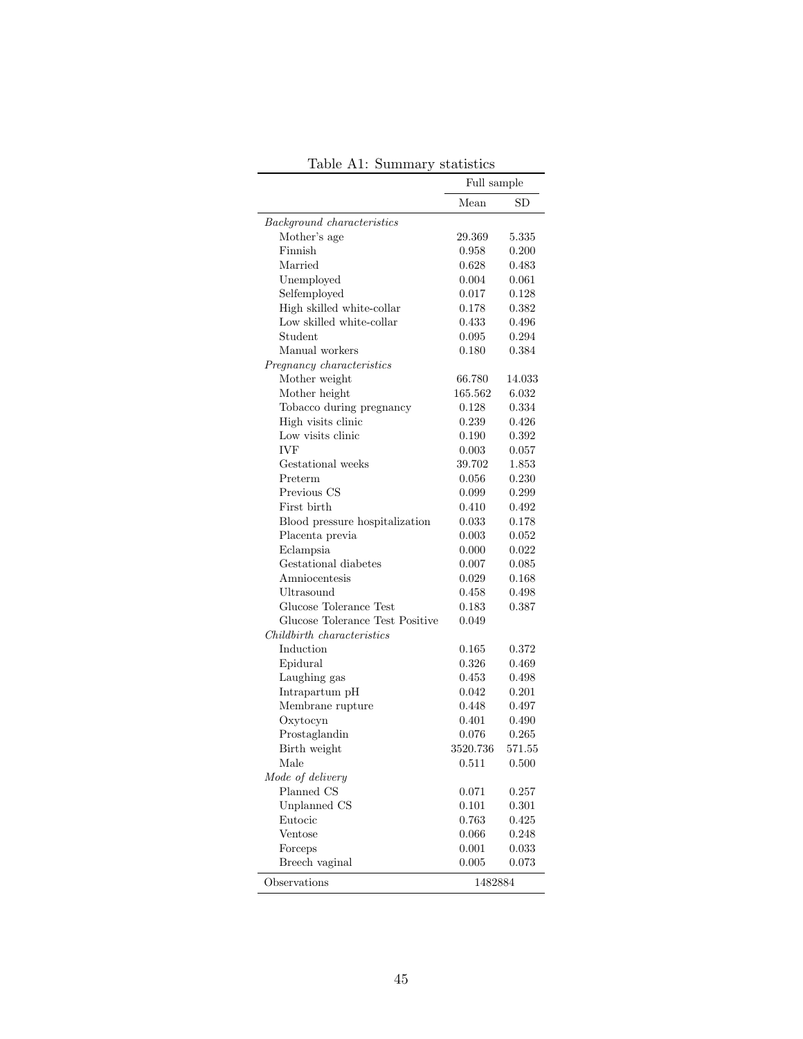Table A1: Summary statistics

| | Full sample | |
|---|---|---|
| | Mean | SD |
| *Background characteristics* | | |
| Mother's age | 29.369 | 5.335 |
| Finnish | 0.958 | 0.200 |
| Married | 0.628 | 0.483 |
| Unemployed | 0.004 | 0.061 |
| Selfemployed | 0.017 | 0.128 |
| High skilled white-collar | 0.178 | 0.382 |
| Low skilled white-collar | 0.433 | 0.496 |
| Student | 0.095 | 0.294 |
| Manual workers | 0.180 | 0.384 |
| *Pregnancy characteristics* | | |
| Mother weight | 66.780 | 14.033 |
| Mother height | 165.562 | 6.032 |
| Tobacco during pregnancy | 0.128 | 0.334 |
| High visits clinic | 0.239 | 0.426 |
| Low visits clinic | 0.190 | 0.392 |
| IVF | 0.003 | 0.057 |
| Gestational weeks | 39.702 | 1.853 |
| Preterm | 0.056 | 0.230 |
| Previous CS | 0.099 | 0.299 |
| First birth | 0.410 | 0.492 |
| Blood pressure hospitalization | 0.033 | 0.178 |
| Placenta previa | 0.003 | 0.052 |
| Eclampsia | 0.000 | 0.022 |
| Gestational diabetes | 0.007 | 0.085 |
| Amniocentesis | 0.029 | 0.168 |
| Ultrasound | 0.458 | 0.498 |
| Glucose Tolerance Test | 0.183 | 0.387 |
| Glucose Tolerance Test Positive | 0.049 | |
| *Childbirth characteristics* | | |
| Induction | 0.165 | 0.372 |
| Epidural | 0.326 | 0.469 |
| Laughing gas | 0.453 | 0.498 |
| Intrapartum pH | 0.042 | 0.201 |
| Membrane rupture | 0.448 | 0.497 |
| Oxytocyn | 0.401 | 0.490 |
| Prostaglandin | 0.076 | 0.265 |
| Birth weight | 3520.736 | 571.55 |
| Male | 0.511 | 0.500 |
| *Mode of delivery* | | |
| Planned CS | 0.071 | 0.257 |
| Unplanned CS | 0.101 | 0.301 |
| Eutocic | 0.763 | 0.425 |
| Ventose | 0.066 | 0.248 |
| Forceps | 0.001 | 0.033 |
| Breech vaginal | 0.005 | 0.073 |
| Observations | 1482884 | |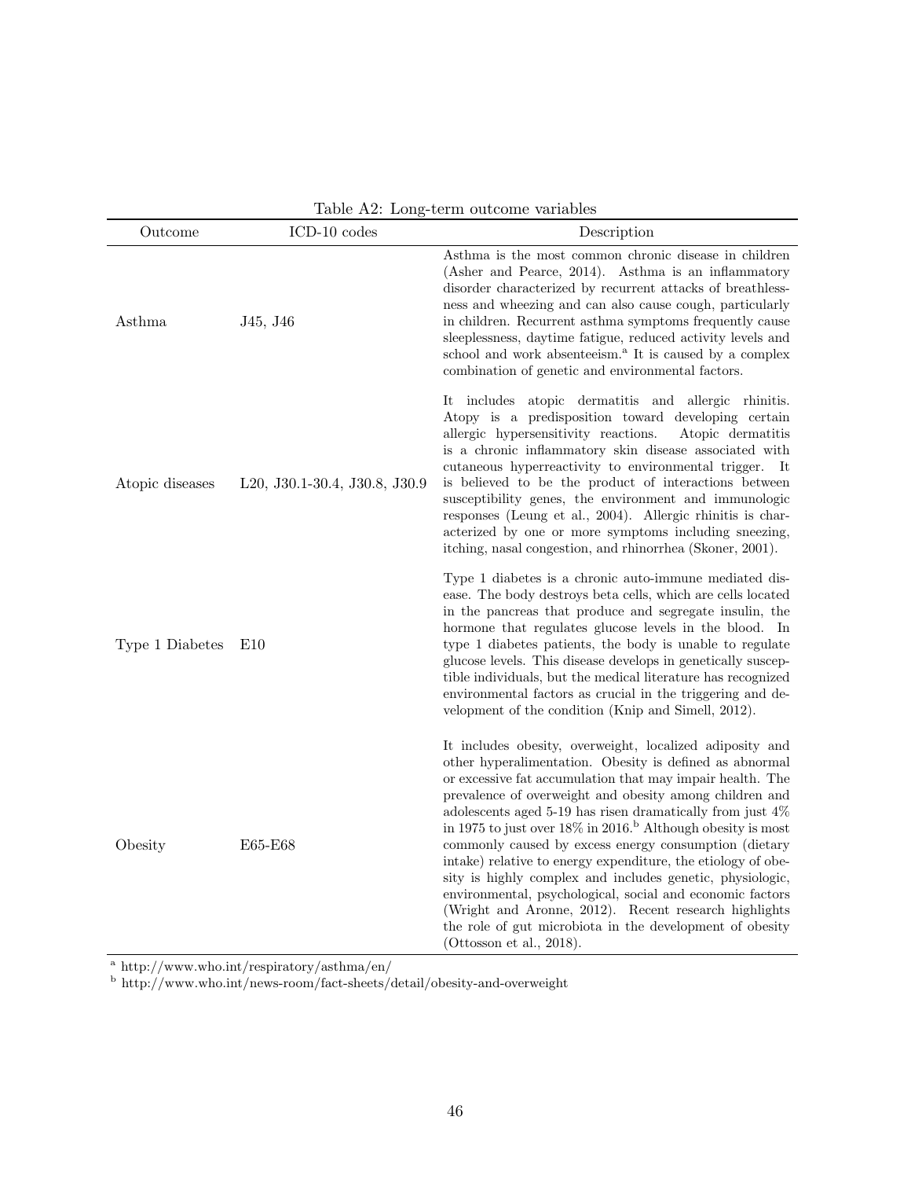Table A2: Long-term outcome variables

| Outcome | ICD-10 codes | Description |
|---|---|---|
| Asthma | J45, J46 | Asthma is the most common chronic disease in children (Asher and Pearce, 2014). Asthma is an inflammatory disorder characterized by recurrent attacks of breathlessness and wheezing and can also cause cough, particularly in children. Recurrent asthma symptoms frequently cause sleeplessness, daytime fatigue, reduced activity levels and school and work absenteeism.[a] It is caused by a complex combination of genetic and environmental factors. |
| Atopic diseases | L20, J30.1-30.4, J30.8, J30.9 | It includes atopic dermatitis and allergic rhinitis. Atopy is a predisposition toward developing certain allergic hypersensitivity reactions. Atopic dermatitis is a chronic inflammatory skin disease associated with cutaneous hyperreactivity to environmental trigger. It is believed to be the product of interactions between susceptibility genes, the environment and immunologic responses (Leung et al., 2004). Allergic rhinitis is characterized by one or more symptoms including sneezing, itching, nasal congestion, and rhinorrhea (Skoner, 2001). |
| Type 1 Diabetes | E10 | Type 1 diabetes is a chronic auto-immune mediated disease. The body destroys beta cells, which are cells located in the pancreas that produce and segregate insulin, the hormone that regulates glucose levels in the blood. In type 1 diabetes patients, the body is unable to regulate glucose levels. This disease develops in genetically susceptible individuals, but the medical literature has recognized environmental factors as crucial in the triggering and development of the condition (Knip and Simell, 2012). |
| Obesity | E65-E68 | It includes obesity, overweight, localized adiposity and other hyperalimentation. Obesity is defined as abnormal or excessive fat accumulation that may impair health. The prevalence of overweight and obesity among children and adolescents aged 5-19 has risen dramatically from just 4% in 1975 to just over 18% in 2016.[b] Although obesity is most commonly caused by excess energy consumption (dietary intake) relative to energy expenditure, the etiology of obesity is highly complex and includes genetic, physiologic, environmental, psychological, social and economic factors (Wright and Aronne, 2012). Recent research highlights the role of gut microbiota in the development of obesity (Ottosson et al., 2018). |

[a] http://www.who.int/respiratory/asthma/en/

[b] http://www.who.int/news-room/fact-sheets/detail/obesity-and-overweight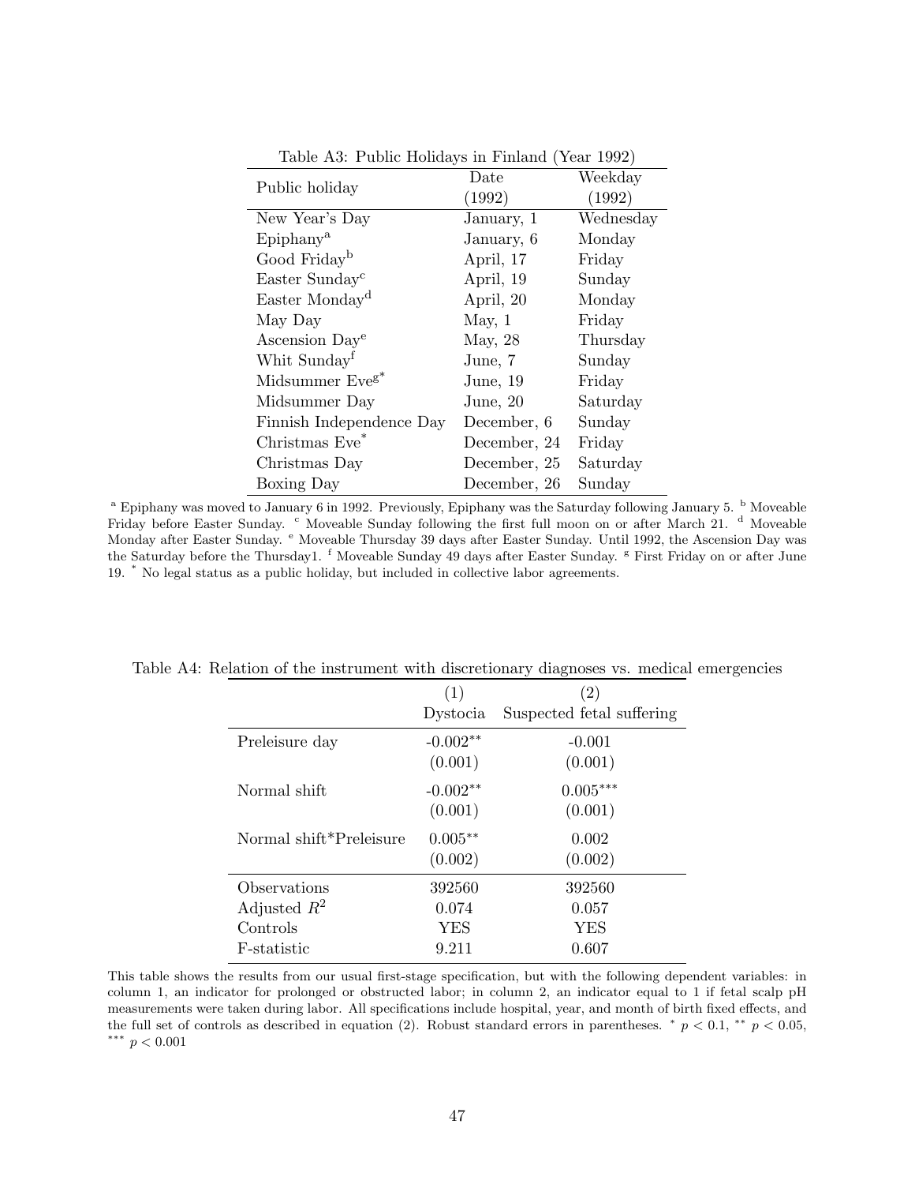Table A3: Public Holidays in Finland (Year 1992)

| Public holiday | Date (1992) | Weekday (1992) |
|---|---|---|
| New Year's Day | January, 1 | Wednesday |
| Epiphany[a] | January, 6 | Monday |
| Good Friday[b] | April, 17 | Friday |
| Easter Sunday[c] | April, 19 | Sunday |
| Easter Monday[d] | April, 20 | Monday |
| May Day | May, 1 | Friday |
| Ascension Day[e] | May, 28 | Thursday |
| Whit Sunday[f] | June, 7 | Sunday |
| Midsummer Eve[g*] | June, 19 | Friday |
| Midsummer Day | June, 20 | Saturday |
| Finnish Independence Day | December, 6 | Sunday |
| Christmas Eve* | December, 24 | Friday |
| Christmas Day | December, 25 | Saturday |
| Boxing Day | December, 26 | Sunday |

[a] Epiphany was moved to January 6 in 1992. Previously, Epiphany was the Saturday following January 5. [b] Moveable Friday before Easter Sunday. [c] Moveable Sunday following the first full moon on or after March 21. [d] Moveable Monday after Easter Sunday. [e] Moveable Thursday 39 days after Easter Sunday. Until 1992, the Ascension Day was the Saturday before the Thursday1. [f] Moveable Sunday 49 days after Easter Sunday. [g] First Friday on or after June 19. * No legal status as a public holiday, but included in collective labor agreements.

Table A4: Relation of the instrument with discretionary diagnoses vs. medical emergencies

| | (1) Dystocia | (2) Suspected fetal suffering |
|---|---|---|
| Preleisure day | -0.002** | -0.001 |
| | (0.001) | (0.001) |
| Normal shift | -0.002** | 0.005*** |
| | (0.001) | (0.001) |
| Normal shift*Preleisure | 0.005** | 0.002 |
| | (0.002) | (0.002) |
| Observations | 392560 | 392560 |
| Adjusted $R^2$ | 0.074 | 0.057 |
| Controls | YES | YES |
| F-statistic | 9.211 | 0.607 |

This table shows the results from our usual first-stage specification, but with the following dependent variables: in column 1, an indicator for prolonged or obstructed labor; in column 2, an indicator equal to 1 if fetal scalp pH measurements were taken during labor. All specifications include hospital, year, and month of birth fixed effects, and the full set of controls as described in equation (2). Robust standard errors in parentheses. * $p < 0.1$, ** $p < 0.05$, *** $p < 0.001$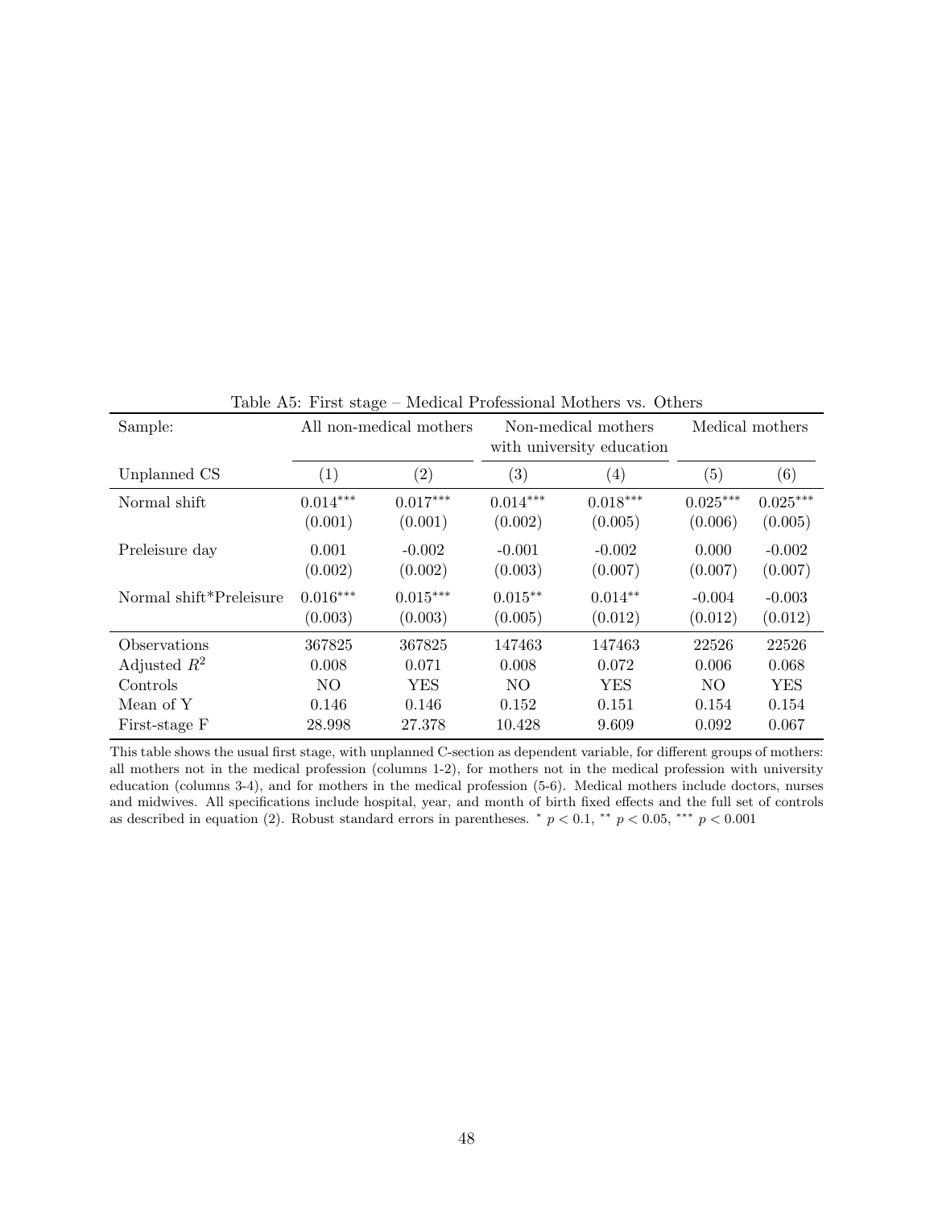Table A5: First stage – Medical Professional Mothers vs. Others

| Sample: | All non-medical mothers | | Non-medical mothers with university education | | Medical mothers | |
|---|---|---|---|---|---|---|
| Unplanned CS | (1) | (2) | (3) | (4) | (5) | (6) |
| Normal shift | $0.014^{***}$ | $0.017^{***}$ | $0.014^{***}$ | $0.018^{***}$ | $0.025^{***}$ | $0.025^{***}$ |
| | (0.001) | (0.001) | (0.002) | (0.005) | (0.006) | (0.005) |
| Preleisure day | 0.001 | -0.002 | -0.001 | -0.002 | 0.000 | -0.002 |
| | (0.002) | (0.002) | (0.003) | (0.007) | (0.007) | (0.007) |
| Normal shift*Preleisure | $0.016^{***}$ | $0.015^{***}$ | $0.015^{**}$ | $0.014^{**}$ | -0.004 | -0.003 |
| | (0.003) | (0.003) | (0.005) | (0.012) | (0.012) | (0.012) |
| Observations | 367825 | 367825 | 147463 | 147463 | 22526 | 22526 |
| Adjusted $R^2$ | 0.008 | 0.071 | 0.008 | 0.072 | 0.006 | 0.068 |
| Controls | NO | YES | NO | YES | NO | YES |
| Mean of Y | 0.146 | 0.146 | 0.152 | 0.151 | 0.154 | 0.154 |
| First-stage F | 28.998 | 27.378 | 10.428 | 9.609 | 0.092 | 0.067 |

This table shows the usual first stage, with unplanned C-section as dependent variable, for different groups of mothers: all mothers not in the medical profession (columns 1-2), for mothers not in the medical profession with university education (columns 3-4), and for mothers in the medical profession (5-6). Medical mothers include doctors, nurses and midwives. All specifications include hospital, year, and month of birth fixed effects and the full set of controls as described in equation (2). Robust standard errors in parentheses. $^{*}$ $p < 0.1$, $^{**}$ $p < 0.05$, $^{***}$ $p < 0.001$